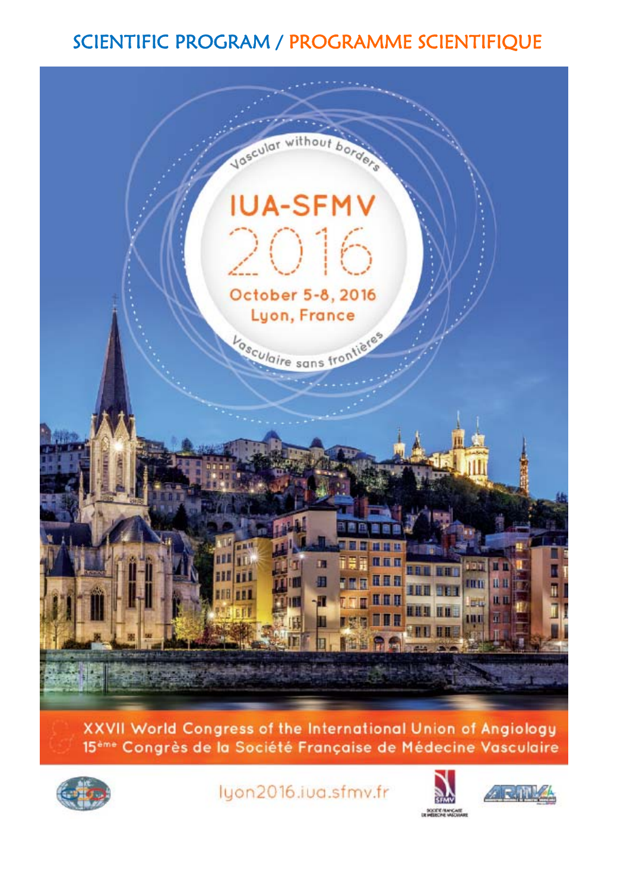# SCIENTIFIC PROGRAM / PROGRAMME SCIENTIFIQUE

Vascular without borders

## IUA-SFMV 2016

October 5-8, 2016
Lyon, France

Vasculaire sans frontières

**XXVII World Congress of the International Union of Angiology**
**15ème Congrès de la Société Française de Médecine Vasculaire**

lyon2016.iua.sfmv.fr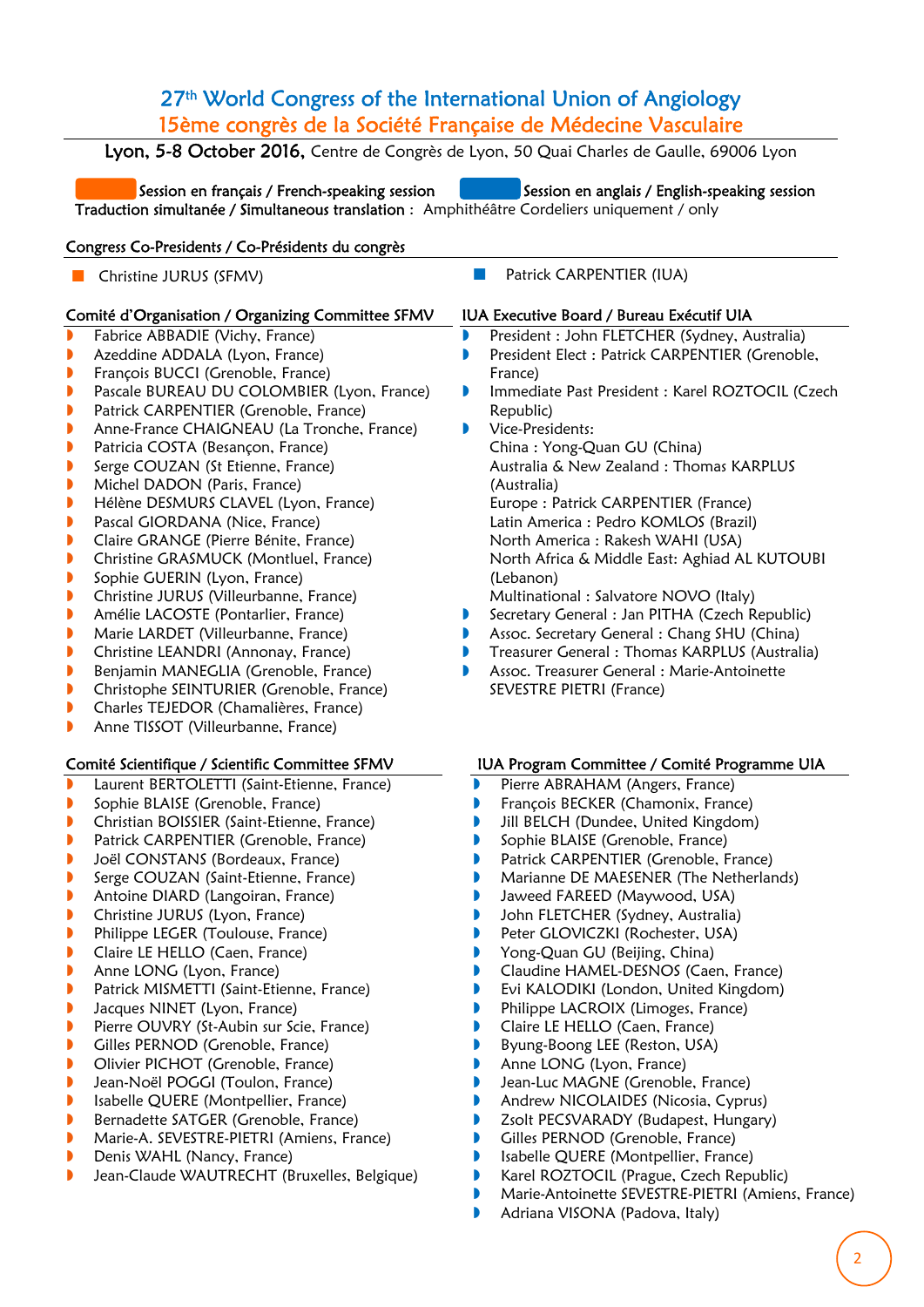# 27th World Congress of the International Union of Angiology

## 15ème congrès de la Société Française de Médecine Vasculaire

**Lyon, 5-8 October 2016,** Centre de Congrès de Lyon, 50 Quai Charles de Gaulle, 69006 Lyon

Session en français / French-speaking session — Session en anglais / English-speaking session

Traduction simultanée / Simultaneous translation : Amphithéâtre Cordeliers uniquement / only

### Congress Co-Presidents / Co-Présidents du congrès

- Christine JURUS (SFMV)
- Patrick CARPENTIER (IUA)

### Comité d'Organisation / Organizing Committee SFMV

- Fabrice ABBADIE (Vichy, France)
- Azeddine ADDALA (Lyon, France)
- François BUCCI (Grenoble, France)
- Pascale BUREAU DU COLOMBIER (Lyon, France)
- Patrick CARPENTIER (Grenoble, France)
- Anne-France CHAIGNEAU (La Tronche, France)
- Patricia COSTA (Besançon, France)
- Serge COUZAN (St Etienne, France)
- Michel DADON (Paris, France)
- Hélène DESMURS CLAVEL (Lyon, France)
- Pascal GIORDANA (Nice, France)
- Claire GRANGE (Pierre Bénite, France)
- Christine GRASMUCK (Montluel, France)
- Sophie GUERIN (Lyon, France)
- Christine JURUS (Villeurbanne, France)
- Amélie LACOSTE (Pontarlier, France)
- Marie LARDET (Villeurbanne, France)
- Christine LEANDRI (Annonay, France)
- Benjamin MANEGLIA (Grenoble, France)
- Christophe SEINTURIER (Grenoble, France)
- Charles TEJEDOR (Chamalières, France)
- Anne TISSOT (Villeurbanne, France)

### IUA Executive Board / Bureau Exécutif UIA

- President : John FLETCHER (Sydney, Australia)
- President Elect : Patrick CARPENTIER (Grenoble, France)
- Immediate Past President : Karel ROZTOCIL (Czech Republic)
- Vice-Presidents:
  China : Yong-Quan GU (China)
  Australia & New Zealand : Thomas KARPLUS (Australia)
  Europe : Patrick CARPENTIER (France)
  Latin America : Pedro KOMLOS (Brazil)
  North America : Rakesh WAHI (USA)
  North Africa & Middle East: Aghiad AL KUTOUBI (Lebanon)
  Multinational : Salvatore NOVO (Italy)
- Secretary General : Jan PITHA (Czech Republic)
- Assoc. Secretary General : Chang SHU (China)
- Treasurer General : Thomas KARPLUS (Australia)
- Assoc. Treasurer General : Marie-Antoinette SEVESTRE PIETRI (France)

### Comité Scientifique / Scientific Committee SFMV

- Laurent BERTOLETTI (Saint-Etienne, France)
- Sophie BLAISE (Grenoble, France)
- Christian BOISSIER (Saint-Etienne, France)
- Patrick CARPENTIER (Grenoble, France)
- Joël CONSTANS (Bordeaux, France)
- Serge COUZAN (Saint-Etienne, France)
- Antoine DIARD (Langoiran, France)
- Christine JURUS (Lyon, France)
- Philippe LEGER (Toulouse, France)
- Claire LE HELLO (Caen, France)
- Anne LONG (Lyon, France)
- Patrick MISMETTI (Saint-Etienne, France)
- Jacques NINET (Lyon, France)
- Pierre OUVRY (St-Aubin sur Scie, France)
- Gilles PERNOD (Grenoble, France)
- Olivier PICHOT (Grenoble, France)
- Jean-Noël POGGI (Toulon, France)
- Isabelle QUERE (Montpellier, France)
- Bernadette SATGER (Grenoble, France)
- Marie-A. SEVESTRE-PIETRI (Amiens, France)
- Denis WAHL (Nancy, France)
- Jean-Claude WAUTRECHT (Bruxelles, Belgique)

### IUA Program Committee / Comité Programme UIA

- Pierre ABRAHAM (Angers, France)
- François BECKER (Chamonix, France)
- Jill BELCH (Dundee, United Kingdom)
- Sophie BLAISE (Grenoble, France)
- Patrick CARPENTIER (Grenoble, France)
- Marianne DE MAESENER (The Netherlands)
- Jaweed FAREED (Maywood, USA)
- John FLETCHER (Sydney, Australia)
- Peter GLOVICZKI (Rochester, USA)
- Yong-Quan GU (Beijing, China)
- Claudine HAMEL-DESNOS (Caen, France)
- Evi KALODIKI (London, United Kingdom)
- Philippe LACROIX (Limoges, France)
- Claire LE HELLO (Caen, France)
- Byung-Boong LEE (Reston, USA)
- Anne LONG (Lyon, France)
- Jean-Luc MAGNE (Grenoble, France)
- Andrew NICOLAIDES (Nicosia, Cyprus)
- Zsolt PECSVARADY (Budapest, Hungary)
- Gilles PERNOD (Grenoble, France)
- Isabelle QUERE (Montpellier, France)
- Karel ROZTOCIL (Prague, Czech Republic)
- Marie-Antoinette SEVESTRE-PIETRI (Amiens, France)
- Adriana VISONA (Padova, Italy)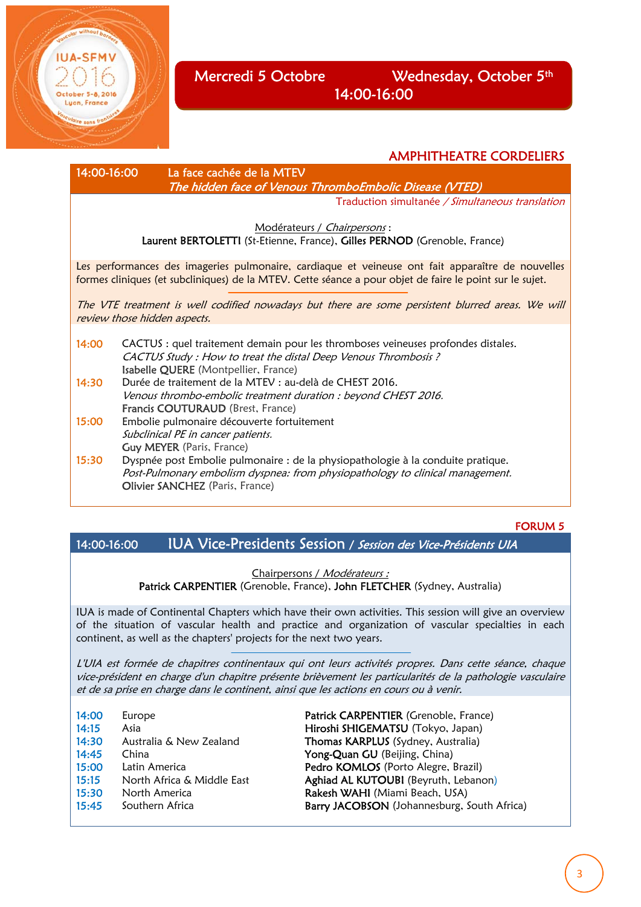# Mercredi 5 Octobre — Wednesday, October 5th

## 14:00-16:00

### AMPHITHEATRE CORDELIERS

**14:00-16:00 La face cachée de la MTEV**
***The hidden face of Venous ThromboEmbolic Disease (VTED)***

Traduction simultanée / *Simultaneous translation*

Modérateurs / *Chairpersons* :
**Laurent BERTOLETTI** (St-Etienne, France), **Gilles PERNOD** (Grenoble, France)

Les performances des imageries pulmonaire, cardiaque et veineuse ont fait apparaître de nouvelles formes cliniques (et subcliniques) de la MTEV. Cette séance a pour objet de faire le point sur le sujet.

*The VTE treatment is well codified nowadays but there are some persistent blurred areas. We will review those hidden aspects.*

**14:00** CACTUS : quel traitement demain pour les thromboses veineuses profondes distales.
*CACTUS Study : How to treat the distal Deep Venous Thrombosis ?*
**Isabelle QUERE** (Montpellier, France)

**14:30** Durée de traitement de la MTEV : au-delà de CHEST 2016.
*Venous thrombo-embolic treatment duration : beyond CHEST 2016.*
**Francis COUTURAUD** (Brest, France)

**15:00** Embolie pulmonaire découverte fortuitement
*Subclinical PE in cancer patients.*
**Guy MEYER** (Paris, France)

**15:30** Dyspnée post Embolie pulmonaire : de la physiopathologie à la conduite pratique.
*Post-Pulmonary embolism dyspnea: from physiopathology to clinical management.*
**Olivier SANCHEZ** (Paris, France)

### FORUM 5

**14:00-16:00 IUA Vice-Presidents Session / *Session des Vice-Présidents UIA***

Chairpersons / *Modérateurs :*
**Patrick CARPENTIER** (Grenoble, France), **John FLETCHER** (Sydney, Australia)

IUA is made of Continental Chapters which have their own activities. This session will give an overview of the situation of vascular health and practice and organization of vascular specialties in each continent, as well as the chapters' projects for the next two years.

*L'UIA est formée de chapitres continentaux qui ont leurs activités propres. Dans cette séance, chaque vice-président en charge d'un chapitre présente brièvement les particularités de la pathologie vasculaire et de sa prise en charge dans le continent, ainsi que les actions en cours ou à venir.*

| | | |
|---|---|---|
| 14:00 | Europe | **Patrick CARPENTIER** (Grenoble, France) |
| 14:15 | Asia | **Hiroshi SHIGEMATSU** (Tokyo, Japan) |
| 14:30 | Australia & New Zealand | **Thomas KARPLUS** (Sydney, Australia) |
| 14:45 | China | **Yong-Quan GU** (Beijing, China) |
| 15:00 | Latin America | **Pedro KOMLOS** (Porto Alegre, Brazil) |
| 15:15 | North Africa & Middle East | **Aghiad AL KUTOUBI** (Beyruth, Lebanon) |
| 15:30 | North America | **Rakesh WAHI** (Miami Beach, USA) |
| 15:45 | Southern Africa | **Barry JACOBSON** (Johannesburg, South Africa) |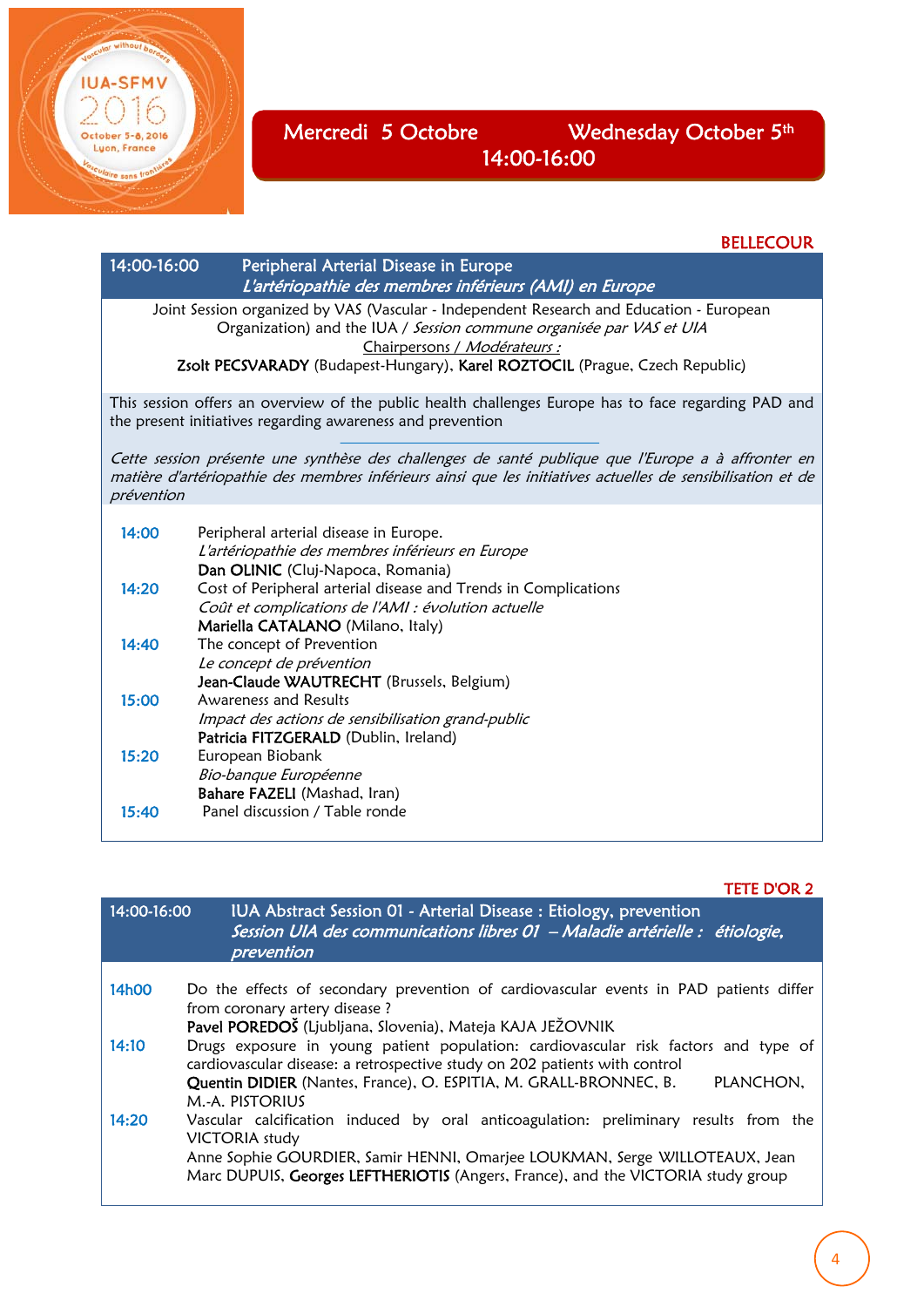## Mercredi 5 Octobre — Wednesday October 5th
## 14:00-16:00

**BELLECOUR**

### 14:00-16:00 Peripheral Arterial Disease in Europe
*L'artériopathie des membres inférieurs (AMI) en Europe*

Joint Session organized by VAS (Vascular - Independent Research and Education - European Organization) and the IUA / *Session commune organisée par VAS et UIA*

Chairpersons / *Modérateurs :*

**Zsolt PECSVARADY** (Budapest-Hungary), **Karel ROZTOCIL** (Prague, Czech Republic)

This session offers an overview of the public health challenges Europe has to face regarding PAD and the present initiatives regarding awareness and prevention

*Cette session présente une synthèse des challenges de santé publique que l'Europe a à affronter en matière d'artériopathie des membres inférieurs ainsi que les initiatives actuelles de sensibilisation et de prévention*

**14:00** Peripheral arterial disease in Europe.
*L'artériopathie des membres inférieurs en Europe*
**Dan OLINIC** (Cluj-Napoca, Romania)

**14:20** Cost of Peripheral arterial disease and Trends in Complications
*Coût et complications de l'AMI : évolution actuelle*
**Mariella CATALANO** (Milano, Italy)

**14:40** The concept of Prevention
*Le concept de prévention*
**Jean-Claude WAUTRECHT** (Brussels, Belgium)

**15:00** Awareness and Results
*Impact des actions de sensibilisation grand-public*
**Patricia FITZGERALD** (Dublin, Ireland)

**15:20** European Biobank
*Bio-banque Européenne*
**Bahare FAZELI** (Mashad, Iran)

**15:40** Panel discussion / Table ronde

**TETE D'OR 2**

### 14:00-16:00 IUA Abstract Session 01 - Arterial Disease : Etiology, prevention
*Session UIA des communications libres 01 – Maladie artérielle : étiologie, prevention*

**14h00** Do the effects of secondary prevention of cardiovascular events in PAD patients differ from coronary artery disease ?
**Pavel POREDOŠ** (Ljubljana, Slovenia), Mateja KAJA JEŽOVNIK

**14:10** Drugs exposure in young patient population: cardiovascular risk factors and type of cardiovascular disease: a retrospective study on 202 patients with control
**Quentin DIDIER** (Nantes, France), O. ESPITIA, M. GRALL-BRONNEC, B. PLANCHON, M.-A. PISTORIUS

**14:20** Vascular calcification induced by oral anticoagulation: preliminary results from the VICTORIA study
Anne Sophie GOURDIER, Samir HENNI, Omarjee LOUKMAN, Serge WILLOTEAUX, Jean Marc DUPUIS, **Georges LEFTHERIOTIS** (Angers, France), and the VICTORIA study group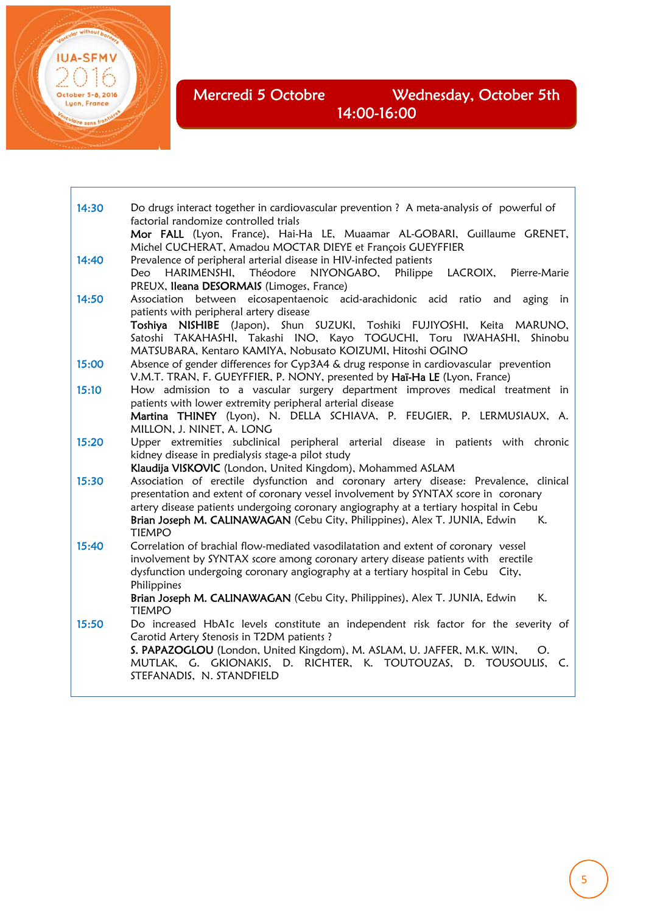## Mercredi 5 Octobre — Wednesday, October 5th

### 14:00-16:00

| | |
|---|---|
| 14:30 | Do drugs interact together in cardiovascular prevention ? A meta-analysis of powerful of factorial randomize controlled trials<br>**Mor FALL** (Lyon, France), Hai-Ha LE, Muaamar AL-GOBARI, Guillaume GRENET, Michel CUCHERAT, Amadou MOCTAR DIEYE et François GUEYFFIER |
| 14:40 | Prevalence of peripheral arterial disease in HIV-infected patients<br>Deo HARIMENSHI, Théodore NIYONGABO, Philippe LACROIX, Pierre-Marie PREUX, **Ileana DESORMAIS** (Limoges, France) |
| 14:50 | Association between eicosapentaenoic acid-arachidonic acid ratio and aging in patients with peripheral artery disease<br>**Toshiya NISHIBE** (Japon), Shun SUZUKI, Toshiki FUJIYOSHI, Keita MARUNO, Satoshi TAKAHASHI, Takashi INO, Kayo TOGUCHI, Toru IWAHASHI, Shinobu MATSUBARA, Kentaro KAMIYA, Nobusato KOIZUMI, Hitoshi OGINO |
| 15:00 | Absence of gender differences for Cyp3A4 & drug response in cardiovascular prevention<br>V.M.T. TRAN, F. GUEYFFIER, P. NONY, presented by **Haï-Ha LE** (Lyon, France) |
| 15:10 | How admission to a vascular surgery department improves medical treatment in patients with lower extremity peripheral arterial disease<br>**Martina THINEY** (Lyon), N. DELLA SCHIAVA, P. FEUGIER, P. LERMUSIAUX, A. MILLON, J. NINET, A. LONG |
| 15:20 | Upper extremities subclinical peripheral arterial disease in patients with chronic kidney disease in predialysis stage-a pilot study<br>**Klaudija VISKOVIC** (London, United Kingdom), Mohammed ASLAM |
| 15:30 | Association of erectile dysfunction and coronary artery disease: Prevalence, clinical presentation and extent of coronary vessel involvement by SYNTAX score in coronary artery disease patients undergoing coronary angiography at a tertiary hospital in Cebu<br>**Brian Joseph M. CALINAWAGAN** (Cebu City, Philippines), Alex T. JUNIA, Edwin K. TIEMPO |
| 15:40 | Correlation of brachial flow-mediated vasodilatation and extent of coronary vessel involvement by SYNTAX score among coronary artery disease patients with erectile dysfunction undergoing coronary angiography at a tertiary hospital in Cebu City, Philippines<br>**Brian Joseph M. CALINAWAGAN** (Cebu City, Philippines), Alex T. JUNIA, Edwin K. TIEMPO |
| 15:50 | Do increased HbA1c levels constitute an independent risk factor for the severity of Carotid Artery Stenosis in T2DM patients ?<br>**S. PAPAZOGLOU** (London, United Kingdom), M. ASLAM, U. JAFFER, M.K. WIN, O. MUTLAK, G. GKIONAKIS, D. RICHTER, K. TOUTOUZAS, D. TOUSOULIS, C. STEFANADIS, N. STANDFIELD |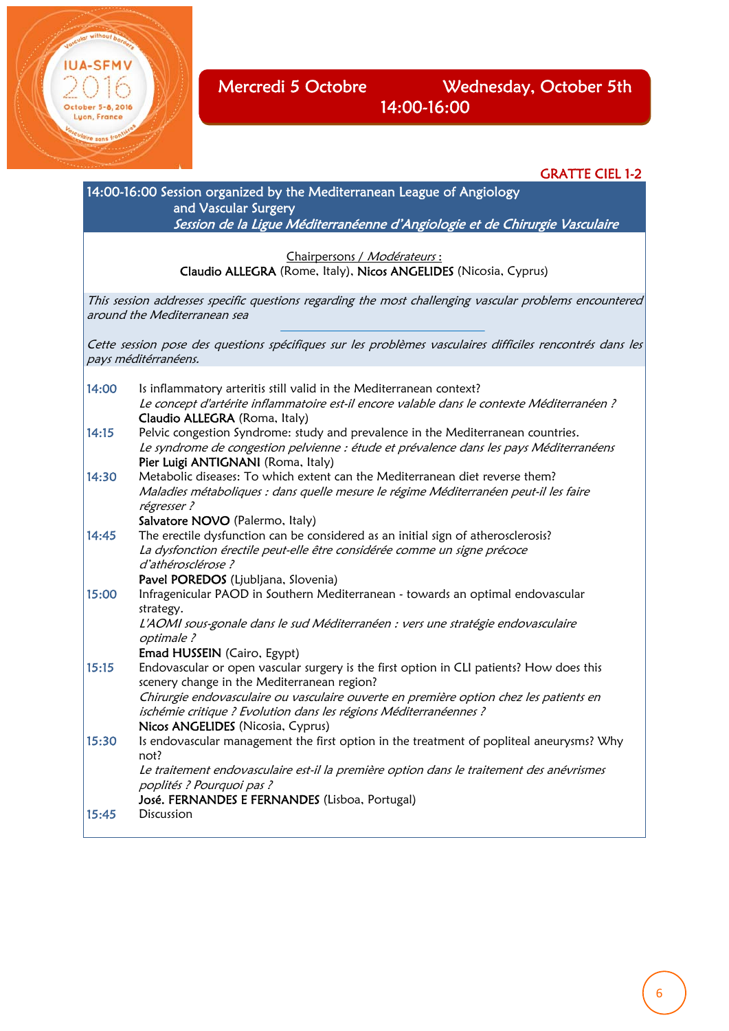## Mercredi 5 Octobre — Wednesday, October 5th
## 14:00-16:00

**GRATTE CIEL 1-2**

### 14:00-16:00 Session organized by the Mediterranean League of Angiology and Vascular Surgery
### *Session de la Ligue Méditerranéenne d'Angiologie et de Chirurgie Vasculaire*

Chairpersons / *Modérateurs* :
**Claudio ALLEGRA** (Rome, Italy), **Nicos ANGELIDES** (Nicosia, Cyprus)

*This session addresses specific questions regarding the most challenging vascular problems encountered around the Mediterranean sea*

*Cette session pose des questions spécifiques sur les problèmes vasculaires difficiles rencontrés dans les pays méditérranéens.*

**14:00** Is inflammatory arteritis still valid in the Mediterranean context?
*Le concept d'artérite inflammatoire est-il encore valable dans le contexte Méditerranéen ?*
**Claudio ALLEGRA** (Roma, Italy)

**14:15** Pelvic congestion Syndrome: study and prevalence in the Mediterranean countries.
*Le syndrome de congestion pelvienne : étude et prévalence dans les pays Méditerranéens*
**Pier Luigi ANTIGNANI** (Roma, Italy)

**14:30** Metabolic diseases: To which extent can the Mediterranean diet reverse them?
*Maladies métaboliques : dans quelle mesure le régime Méditerranéen peut-il les faire régresser ?*
**Salvatore NOVO** (Palermo, Italy)

**14:45** The erectile dysfunction can be considered as an initial sign of atherosclerosis?
*La dysfonction érectile peut-elle être considérée comme un signe précoce d'athérosclérose ?*
**Pavel POREDOS** (Ljubljana, Slovenia)

**15:00** Infragenicular PAOD in Southern Mediterranean - towards an optimal endovascular strategy.
*L'AOMI sous-gonale dans le sud Méditerranéen : vers une stratégie endovasculaire optimale ?*
**Emad HUSSEIN** (Cairo, Egypt)

**15:15** Endovascular or open vascular surgery is the first option in CLI patients? How does this scenery change in the Mediterranean region?
*Chirurgie endovasculaire ou vasculaire ouverte en première option chez les patients en ischémie critique ? Evolution dans les régions Méditerranéennes ?*
**Nicos ANGELIDES** (Nicosia, Cyprus)

**15:30** Is endovascular management the first option in the treatment of popliteal aneurysms? Why not?
*Le traitement endovasculaire est-il la première option dans le traitement des anévrismes poplités ? Pourquoi pas ?*
**José. FERNANDES E FERNANDES** (Lisboa, Portugal)

**15:45** Discussion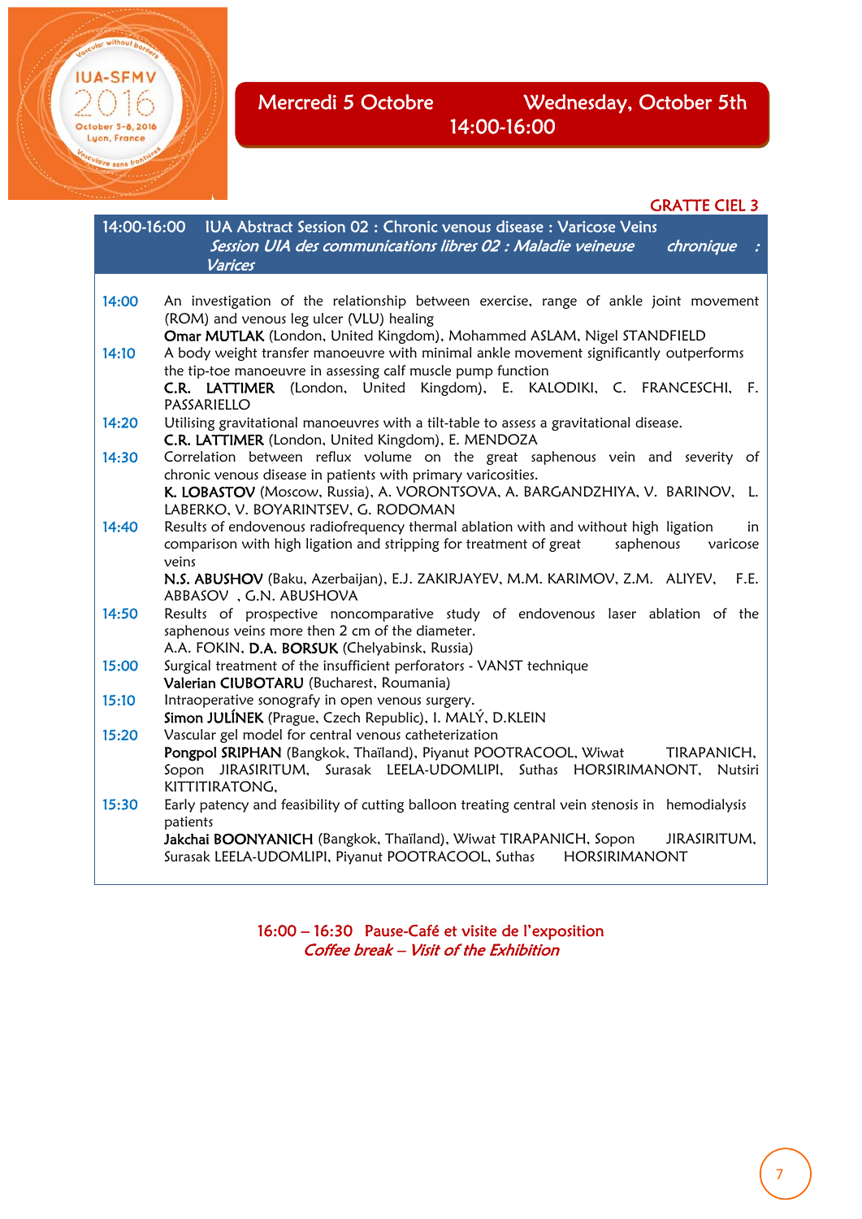## Mercredi 5 Octobre — Wednesday, October 5th
## 14:00-16:00

**GRATTE CIEL 3**

### 14:00-16:00 IUA Abstract Session 02 : Chronic venous disease : Varicose Veins
*Session UIA des communications libres 02 : Maladie veineuse chronique : Varices*

**14:00** An investigation of the relationship between exercise, range of ankle joint movement (ROM) and venous leg ulcer (VLU) healing
**Omar MUTLAK** (London, United Kingdom), Mohammed ASLAM, Nigel STANDFIELD

**14:10** A body weight transfer manoeuvre with minimal ankle movement significantly outperforms the tip-toe manoeuvre in assessing calf muscle pump function
**C.R. LATTIMER** (London, United Kingdom), E. KALODIKI, C. FRANCESCHI, F. PASSARIELLO

**14:20** Utilising gravitational manoeuvres with a tilt-table to assess a gravitational disease.
**C.R. LATTIMER** (London, United Kingdom), E. MENDOZA

**14:30** Correlation between reflux volume on the great saphenous vein and severity of chronic venous disease in patients with primary varicosities.
**K. LOBASTOV** (Moscow, Russia), A. VORONTSOVA, A. BARGANDZHIYA, V. BARINOV, L. LABERKO, V. BOYARINTSEV, G. RODOMAN

**14:40** Results of endovenous radiofrequency thermal ablation with and without high ligation in comparison with high ligation and stripping for treatment of great saphenous varicose veins
**N.S. ABUSHOV** (Baku, Azerbaijan), E.J. ZAKIRJAYEV, M.M. KARIMOV, Z.M. ALIYEV, F.E. ABBASOV , G.N. ABUSHOVA

**14:50** Results of prospective noncomparative study of endovenous laser ablation of the saphenous veins more then 2 cm of the diameter.
A.A. FOKIN, **D.A. BORSUK** (Chelyabinsk, Russia)

**15:00** Surgical treatment of the insufficient perforators - VANST technique
**Valerian CIUBOTARU** (Bucharest, Roumania)

**15:10** Intraoperative sonografy in open venous surgery.
**Simon JULÍNEK** (Prague, Czech Republic), I. MALÝ, D.KLEIN

**15:20** Vascular gel model for central venous catheterization
**Pongpol SRIPHAN** (Bangkok, Thaïland), Piyanut POOTRACOOL, Wiwat TIRAPANICH, Sopon JIRASIRITUM, Surasak LEELA-UDOMLIPI, Suthas HORSIRIMANONT, Nutsiri KITTITIRATONG,

**15:30** Early patency and feasibility of cutting balloon treating central vein stenosis in hemodialysis patients
**Jakchai BOONYANICH** (Bangkok, Thaïland), Wiwat TIRAPANICH, Sopon JIRASIRITUM, Surasak LEELA-UDOMLIPI, Piyanut POOTRACOOL, Suthas HORSIRIMANONT

**16:00 – 16:30 Pause-Café et visite de l'exposition**
*Coffee break – Visit of the Exhibition*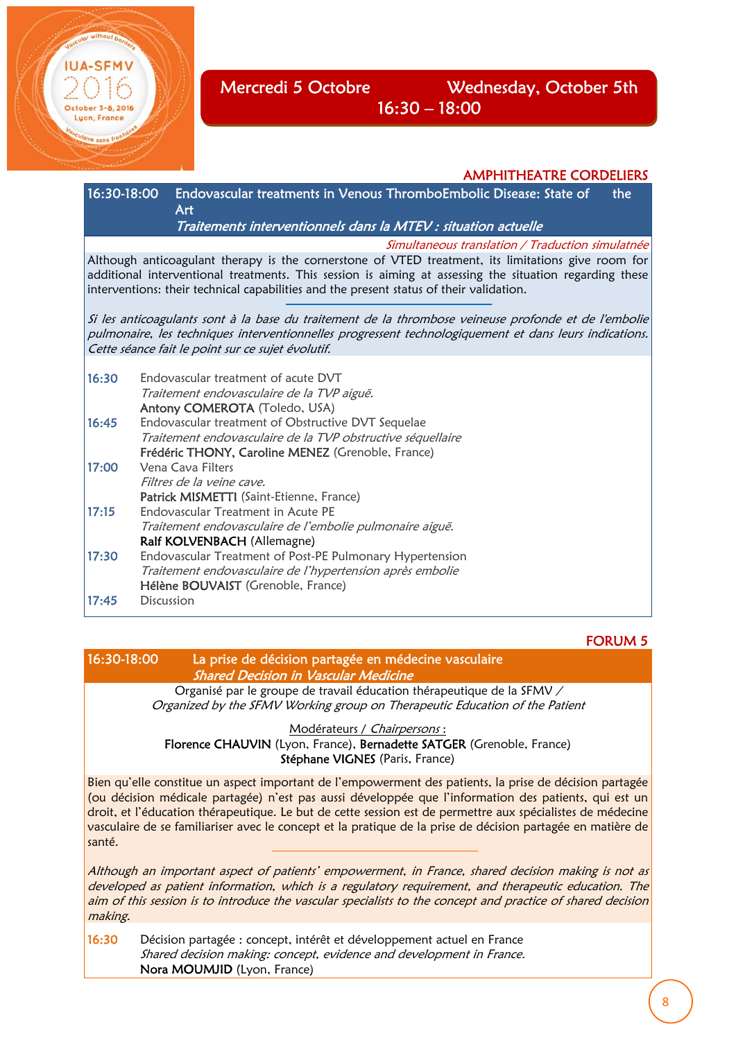## Mercredi 5 Octobre — Wednesday, October 5th
## 16:30 – 18:00

**AMPHITHEATRE CORDELIERS**

### 16:30-18:00 Endovascular treatments in Venous ThromboEmbolic Disease: State of the Art
### *Traitements interventionnels dans la MTEV : situation actuelle*

*Simultaneous translation / Traduction simultanée*

Although anticoagulant therapy is the cornerstone of VTED treatment, its limitations give room for additional interventional treatments. This session is aiming at assessing the situation regarding these interventions: their technical capabilities and the present status of their validation.

*Si les anticoagulants sont à la base du traitement de la thrombose veineuse profonde et de l'embolie pulmonaire, les techniques interventionnelles progressent technologiquement et dans leurs indications. Cette séance fait le point sur ce sujet évolutif.*

**16:30** Endovascular treatment of acute DVT
*Traitement endovasculaire de la TVP aiguë.*
**Antony COMEROTA** (Toledo, USA)

**16:45** Endovascular treatment of Obstructive DVT Sequelae
*Traitement endovasculaire de la TVP obstructive séquellaire*
**Frédéric THONY, Caroline MENEZ** (Grenoble, France)

**17:00** Vena Cava Filters
*Filtres de la veine cave.*
**Patrick MISMETTI** (Saint-Etienne, France)

**17:15** Endovascular Treatment in Acute PE
*Traitement endovasculaire de l'embolie pulmonaire aiguë.*
**Ralf KOLVENBACH** (Allemagne)

**17:30** Endovascular Treatment of Post-PE Pulmonary Hypertension
*Traitement endovasculaire de l'hypertension après embolie*
**Hélène BOUVAIST** (Grenoble, France)

**17:45** Discussion

**FORUM 5**

### 16:30-18:00 La prise de décision partagée en médecine vasculaire
### *Shared Decision in Vascular Medicine*

Organisé par le groupe de travail éducation thérapeutique de la SFMV /
*Organized by the SFMV Working group on Therapeutic Education of the Patient*

Modérateurs / *Chairpersons* :
**Florence CHAUVIN** (Lyon, France), **Bernadette SATGER** (Grenoble, France)
**Stéphane VIGNES** (Paris, France)

Bien qu'elle constitue un aspect important de l'empowerment des patients, la prise de décision partagée (ou décision médicale partagée) n'est pas aussi développée que l'information des patients, qui est un droit, et l'éducation thérapeutique. Le but de cette session est de permettre aux spécialistes de médecine vasculaire de se familiariser avec le concept et la pratique de la prise de décision partagée en matière de santé.

*Although an important aspect of patients' empowerment, in France, shared decision making is not as developed as patient information, which is a regulatory requirement, and therapeutic education. The aim of this session is to introduce the vascular specialists to the concept and practice of shared decision making.*

**16:30** Décision partagée : concept, intérêt et développement actuel en France
*Shared decision making: concept, evidence and development in France.*
**Nora MOUMJID** (Lyon, France)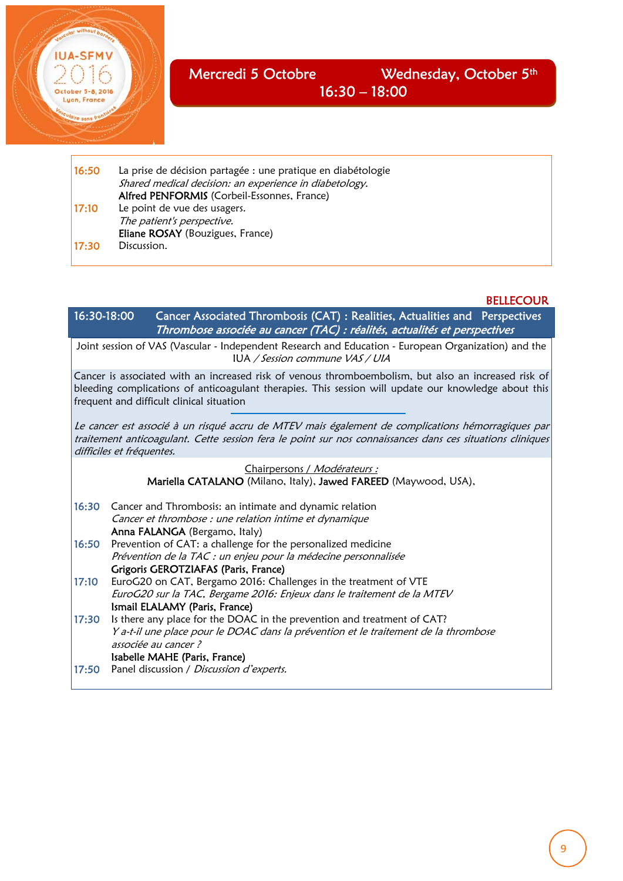## Mercredi 5 Octobre — Wednesday, October 5th
## 16:30 – 18:00

**16:50** La prise de décision partagée : une pratique en diabétologie
*Shared medical decision: an experience in diabetology.*
**Alfred PENFORMIS** (Corbeil-Essonnes, France)

**17:10** Le point de vue des usagers.
*The patient's perspective.*
**Eliane ROSAY** (Bouzigues, France)

**17:30** Discussion.

BELLECOUR

### 16:30-18:00 Cancer Associated Thrombosis (CAT) : Realities, Actualities and Perspectives
### *Thrombose associée au cancer (TAC) : réalités, actualités et perspectives*

Joint session of VAS (Vascular - Independent Research and Education - European Organization) and the IUA / *Session commune VAS / UIA*

Cancer is associated with an increased risk of venous thromboembolism, but also an increased risk of bleeding complications of anticoagulant therapies. This session will update our knowledge about this frequent and difficult clinical situation

*Le cancer est associé à un risqué accru de MTEV mais également de complications hémorragiques par traitement anticoagulant. Cette session fera le point sur nos connaissances dans ces situations cliniques difficiles et fréquentes.*

Chairpersons / *Modérateurs :*
**Mariella CATALANO** (Milano, Italy), **Jawed FAREED** (Maywood, USA),

**16:30** Cancer and Thrombosis: an intimate and dynamic relation
*Cancer et thrombose : une relation intime et dynamique*
**Anna FALANGA** (Bergamo, Italy)

**16:50** Prevention of CAT: a challenge for the personalized medicine
*Prévention de la TAC : un enjeu pour la médecine personnalisée*
**Grigoris GEROTZIAFAS (Paris, France)**

**17:10** EuroG20 on CAT, Bergamo 2016: Challenges in the treatment of VTE
*EuroG20 sur la TAC, Bergame 2016: Enjeux dans le traitement de la MTEV*
**Ismail ELALAMY (Paris, France)**

**17:30** Is there any place for the DOAC in the prevention and treatment of CAT?
*Y a-t-il une place pour le DOAC dans la prévention et le traitement de la thrombose associée au cancer ?*
**Isabelle MAHE (Paris, France)**

**17:50** Panel discussion / *Discussion d'experts.*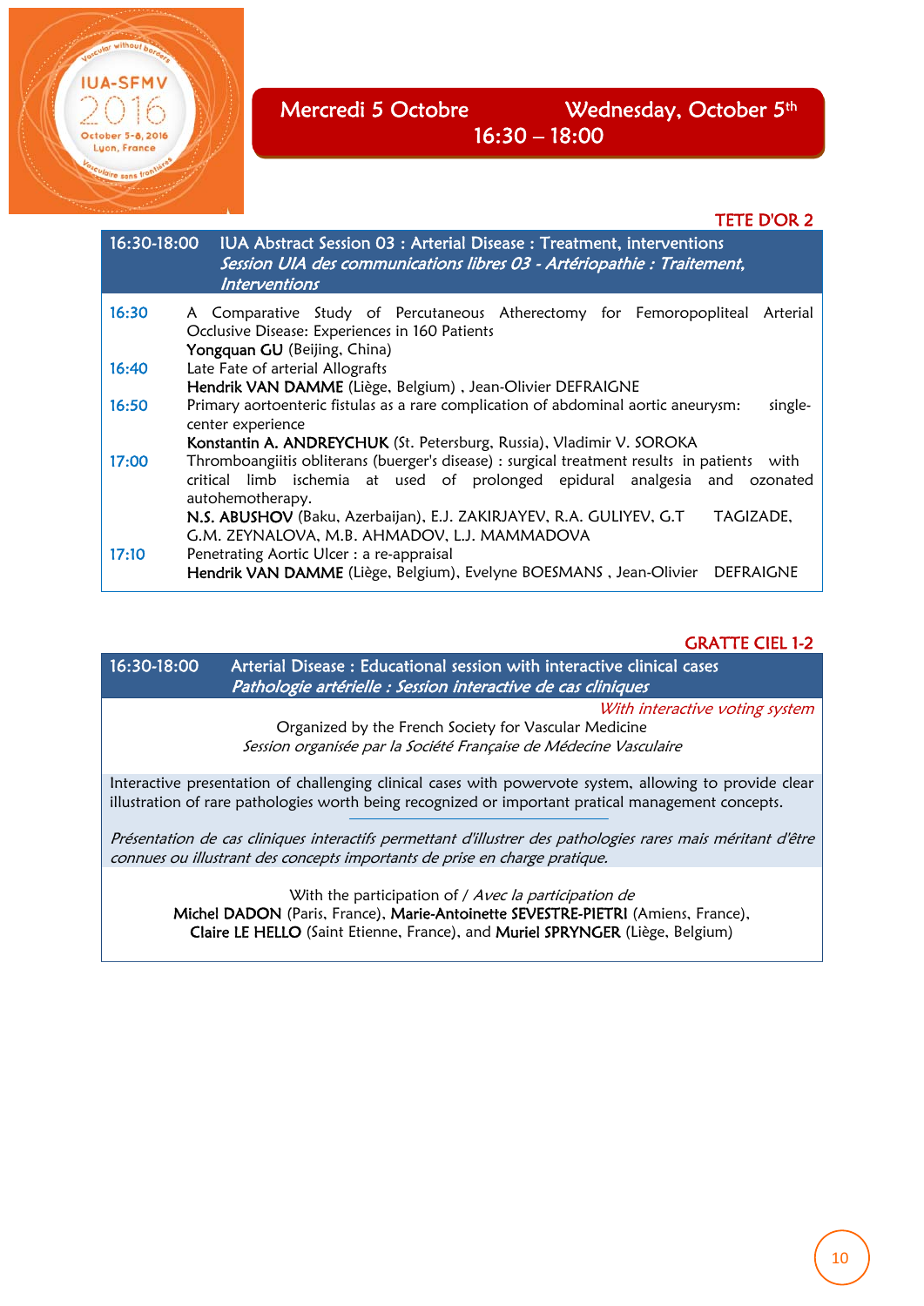## Mercredi 5 Octobre — Wednesday, October 5th
## 16:30 – 18:00

**TETE D'OR 2**

### 16:30-18:00 IUA Abstract Session 03 : Arterial Disease : Treatment, interventions
*Session UIA des communications libres 03 - Artériopathie : Traitement, Interventions*

**16:30** A Comparative Study of Percutaneous Atherectomy for Femoropopliteal Arterial Occlusive Disease: Experiences in 160 Patients
**Yongquan GU** (Beijing, China)

**16:40** Late Fate of arterial Allografts
**Hendrik VAN DAMME** (Liège, Belgium) , Jean-Olivier DEFRAIGNE

**16:50** Primary aortoenteric fistulas as a rare complication of abdominal aortic aneurysm: single-center experience
**Konstantin A. ANDREYCHUK** (St. Petersburg, Russia), Vladimir V. SOROKA

**17:00** Thromboangiitis obliterans (buerger's disease) : surgical treatment results in patients with critical limb ischemia at used of prolonged epidural analgesia and ozonated autohemotherapy.
**N.S. ABUSHOV** (Baku, Azerbaijan), E.J. ZAKIRJAYEV, R.A. GULIYEV, G.T TAGIZADE, G.M. ZEYNALOVA, M.B. AHMADOV, L.J. MAMMADOVA

**17:10** Penetrating Aortic Ulcer : a re-appraisal
**Hendrik VAN DAMME** (Liège, Belgium), Evelyne BOESMANS , Jean-Olivier DEFRAIGNE

**GRATTE CIEL 1-2**

### 16:30-18:00 Arterial Disease : Educational session with interactive clinical cases
*Pathologie artérielle : Session interactive de cas cliniques*

*With interactive voting system*

Organized by the French Society for Vascular Medicine
*Session organisée par la Société Française de Médecine Vasculaire*

Interactive presentation of challenging clinical cases with powervote system, allowing to provide clear illustration of rare pathologies worth being recognized or important pratical management concepts.

*Présentation de cas cliniques interactifs permettant d'illustrer des pathologies rares mais méritant d'être connues ou illustrant des concepts importants de prise en charge pratique.*

With the participation of / *Avec la participation de*
**Michel DADON** (Paris, France), **Marie-Antoinette SEVESTRE-PIETRI** (Amiens, France), **Claire LE HELLO** (Saint Etienne, France), and **Muriel SPRYNGER** (Liège, Belgium)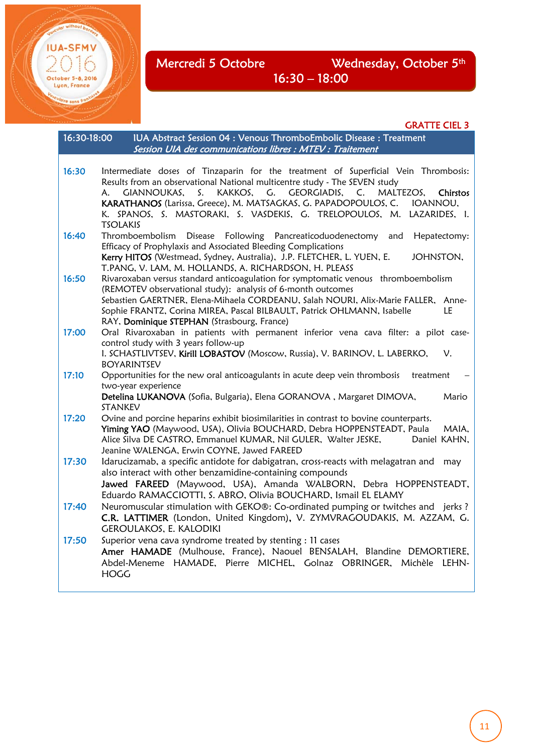## Mercredi 5 Octobre — Wednesday, October 5th — 16:30 – 18:00

GRATTE CIEL 3

### 16:30-18:00 IUA Abstract Session 04 : Venous ThromboEmbolic Disease : Treatment

*Session UIA des communications libres : MTEV : Traitement*

**16:30** Intermediate doses of Tinzaparin for the treatment of Superficial Vein Thrombosis: Results from an observational National multicentre study - The SEVEN study
A. GIANNOUKAS, S. KAKKOS, G. GEORGIADIS, C. MALTEZOS, **Christos KARATHANOS** (Larissa, Greece), M. MATSAGKAS, G. PAPADOPOULOS, C. IOANNOU, K. SPANOS, S. MASTORAKI, S. VASDEKIS, G. TRELOPOULOS, M. LAZARIDES, I. TSOLAKIS

**16:40** Thromboembolism Disease Following Pancreaticoduodenectomy and Hepatectomy: Efficacy of Prophylaxis and Associated Bleeding Complications
**Kerry HITOS** (Westmead, Sydney, Australia), J.P. FLETCHER, L. YUEN, E. JOHNSTON, T.PANG, V. LAM, M. HOLLANDS, A. RICHARDSON, H. PLEASS

**16:50** Rivaroxaban versus standard anticoagulation for symptomatic venous thromboembolism (REMOTEV observational study): analysis of 6-month outcomes
Sebastien GAERTNER, Elena-Mihaela CORDEANU, Salah NOURI, Alix-Marie FALLER, Anne-Sophie FRANTZ, Corina MIREA, Pascal BILBAULT, Patrick OHLMANN, Isabelle LE RAY, **Dominique STEPHAN** (Strasbourg, France)

**17:00** Oral Rivaroxaban in patients with permanent inferior vena cava filter: a pilot case-control study with 3 years follow-up
I. SCHASTLIVTSEV, **Kirill LOBASTOV** (Moscow, Russia), V. BARINOV, L. LABERKO, V. BOYARINTSEV

**17:10** Opportunities for the new oral anticoagulants in acute deep vein thrombosis treatment – two-year experience
**Detelina LUKANOVA** (Sofia, Bulgaria), Elena GORANOVA , Margaret DIMOVA, Mario STANKEV

**17:20** Ovine and porcine heparins exhibit biosimilarities in contrast to bovine counterparts.
**Yiming YAO** (Maywood, USA), Olivia BOUCHARD, Debra HOPPENSTEADT, Paula MAIA, Alice Silva DE CASTRO, Emmanuel KUMAR, Nil GULER, Walter JESKE, Daniel KAHN, Jeanine WALENGA, Erwin COYNE, Jawed FAREED

**17:30** Idarucizamab, a specific antidote for dabigatran, cross-reacts with melagatran and may also interact with other benzamidine-containing compounds
**Jawed FAREED** (Maywood, USA), Amanda WALBORN, Debra HOPPENSTEADT, Eduardo RAMACCIOTTI, S. ABRO, Olivia BOUCHARD, Ismail EL ELAMY

**17:40** Neuromuscular stimulation with GEKO®: Co-ordinated pumping or twitches and jerks ?
**C.R. LATTIMER** (London, United Kingdom), V. ZYMVRAGOUDAKIS, M. AZZAM, G. GEROULAKOS, E. KALODIKI

**17:50** Superior vena cava syndrome treated by stenting : 11 cases
**Amer HAMADE** (Mulhouse, France), Naouel BENSALAH, Blandine DEMORTIERE, Abdel-Meneme HAMADE, Pierre MICHEL, Golnaz OBRINGER, Michèle LEHN-HOGG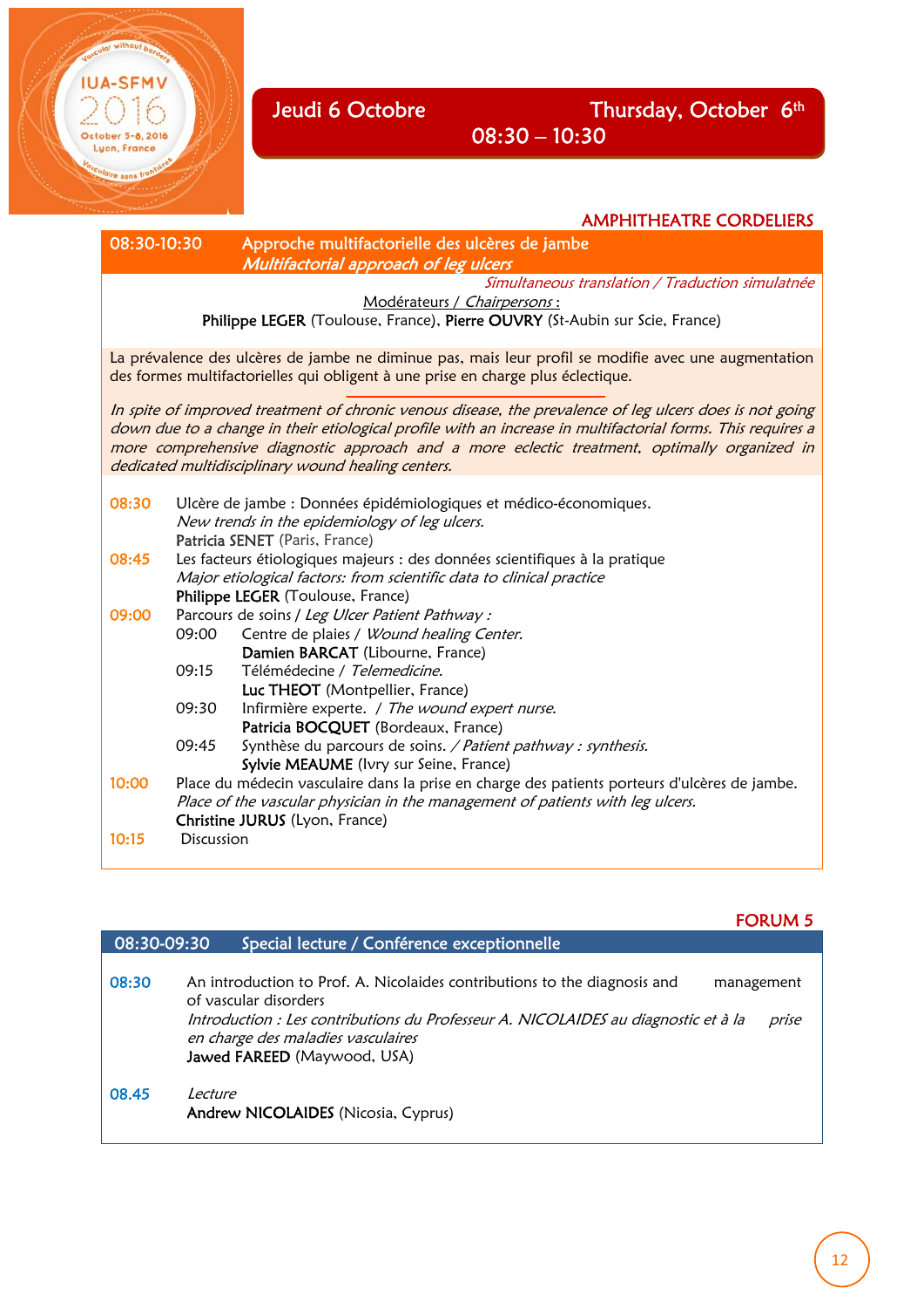## Jeudi 6 Octobre — Thursday, October 6th

**08:30 – 10:30**

### AMPHITHEATRE CORDELIERS

**08:30-10:30 Approche multifactorielle des ulcères de jambe**
***Multifactorial approach of leg ulcers***

*Simultaneous translation / Traduction simulatnée*

Modérateurs / *Chairpersons* :
**Philippe LEGER** (Toulouse, France), **Pierre OUVRY** (St-Aubin sur Scie, France)

La prévalence des ulcères de jambe ne diminue pas, mais leur profil se modifie avec une augmentation des formes multifactorielles qui obligent à une prise en charge plus éclectique.

*In spite of improved treatment of chronic venous disease, the prevalence of leg ulcers does is not going down due to a change in their etiological profile with an increase in multifactorial forms. This requires a more comprehensive diagnostic approach and a more eclectic treatment, optimally organized in dedicated multidisciplinary wound healing centers.*

**08:30** Ulcère de jambe : Données épidémiologiques et médico-économiques.
*New trends in the epidemiology of leg ulcers.*
**Patricia SENET** (Paris, France)

**08:45** Les facteurs étiologiques majeurs : des données scientifiques à la pratique
*Major etiological factors: from scientific data to clinical practice*
**Philippe LEGER** (Toulouse, France)

**09:00** Parcours de soins / *Leg Ulcer Patient Pathway :*
- 09:00 Centre de plaies / *Wound healing Center.*
  **Damien BARCAT** (Libourne, France)
- 09:15 Télémédecine / *Telemedicine.*
  **Luc THEOT** (Montpellier, France)
- 09:30 Infirmière experte. / *The wound expert nurse.*
  **Patricia BOCQUET** (Bordeaux, France)
- 09:45 Synthèse du parcours de soins. / *Patient pathway : synthesis.*
  **Sylvie MEAUME** (Ivry sur Seine, France)

**10:00** Place du médecin vasculaire dans la prise en charge des patients porteurs d'ulcères de jambe.
*Place of the vascular physician in the management of patients with leg ulcers.*
**Christine JURUS** (Lyon, France)

**10:15** Discussion

### FORUM 5

**08:30-09:30 Special lecture / Conférence exceptionnelle**

**08:30** An introduction to Prof. A. Nicolaides contributions to the diagnosis and management of vascular disorders
*Introduction : Les contributions du Professeur A. NICOLAIDES au diagnostic et à la prise en charge des maladies vasculaires*
**Jawed FAREED** (Maywood, USA)

**08.45** *Lecture*
**Andrew NICOLAIDES** (Nicosia, Cyprus)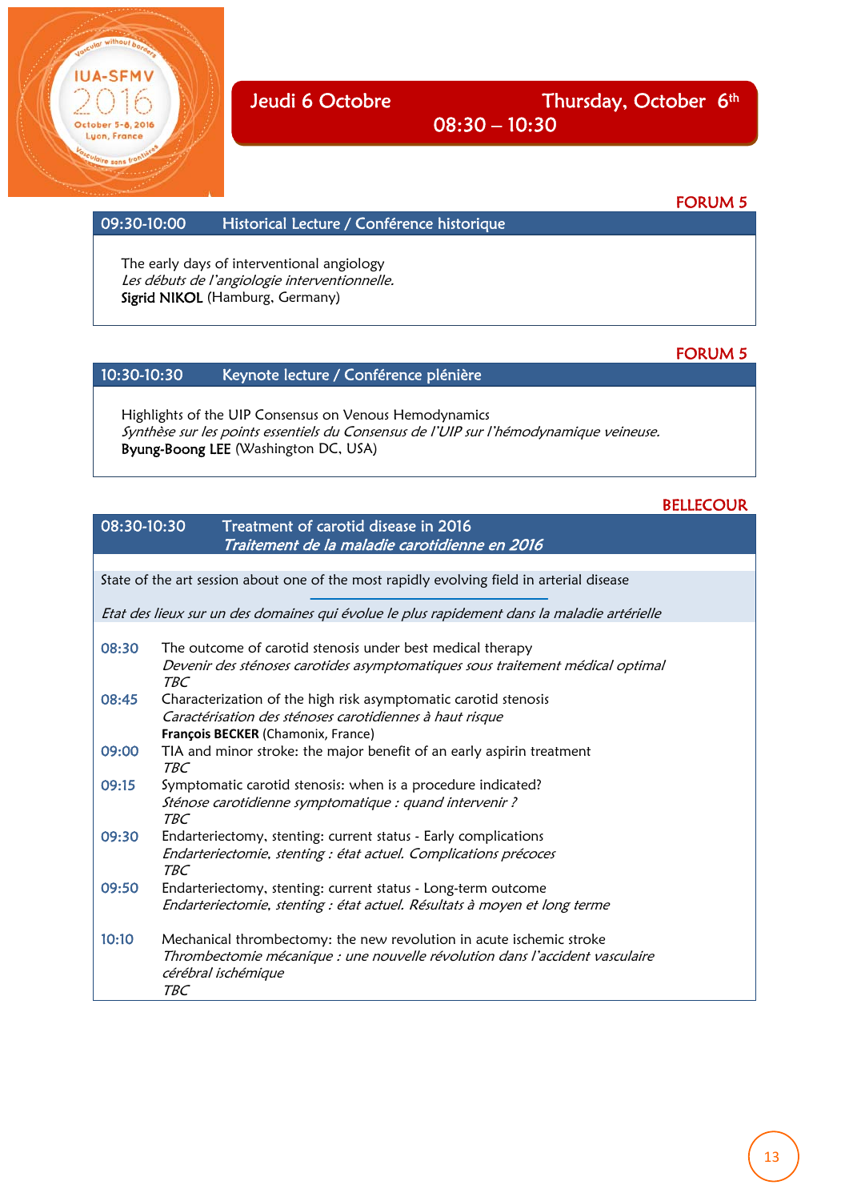# Jeudi 6 Octobre — Thursday, October 6th

**08:30 – 10:30**

**FORUM 5**

## 09:30-10:00 Historical Lecture / Conférence historique

The early days of interventional angiology
*Les débuts de l'angiologie interventionnelle.*
**Sigrid NIKOL** (Hamburg, Germany)

**FORUM 5**

## 10:30-10:30 Keynote lecture / Conférence plénière

Highlights of the UIP Consensus on Venous Hemodynamics
*Synthèse sur les points essentiels du Consensus de l'UIP sur l'hémodynamique veineuse.*
**Byung-Boong LEE** (Washington DC, USA)

**BELLECOUR**

## 08:30-10:30 Treatment of carotid disease in 2016
*Traitement de la maladie carotidienne en 2016*

State of the art session about one of the most rapidly evolving field in arterial disease

*Etat des lieux sur un des domaines qui évolue le plus rapidement dans la maladie artérielle*

**08:30** The outcome of carotid stenosis under best medical therapy
*Devenir des sténoses carotides asymptomatiques sous traitement médical optimal*
*TBC*

**08:45** Characterization of the high risk asymptomatic carotid stenosis
*Caractérisation des sténoses carotidiennes à haut risque*
**François BECKER** (Chamonix, France)

**09:00** TIA and minor stroke: the major benefit of an early aspirin treatment
*TBC*

**09:15** Symptomatic carotid stenosis: when is a procedure indicated?
*Sténose carotidienne symptomatique : quand intervenir ?*
*TBC*

**09:30** Endarteriectomy, stenting: current status - Early complications
*Endarteriectomie, stenting : état actuel. Complications précoces*
*TBC*

**09:50** Endarteriectomy, stenting: current status - Long-term outcome
*Endarteriectomie, stenting : état actuel. Résultats à moyen et long terme*

**10:10** Mechanical thrombectomy: the new revolution in acute ischemic stroke
*Thrombectomie mécanique : une nouvelle révolution dans l'accident vasculaire cérébral ischémique*
*TBC*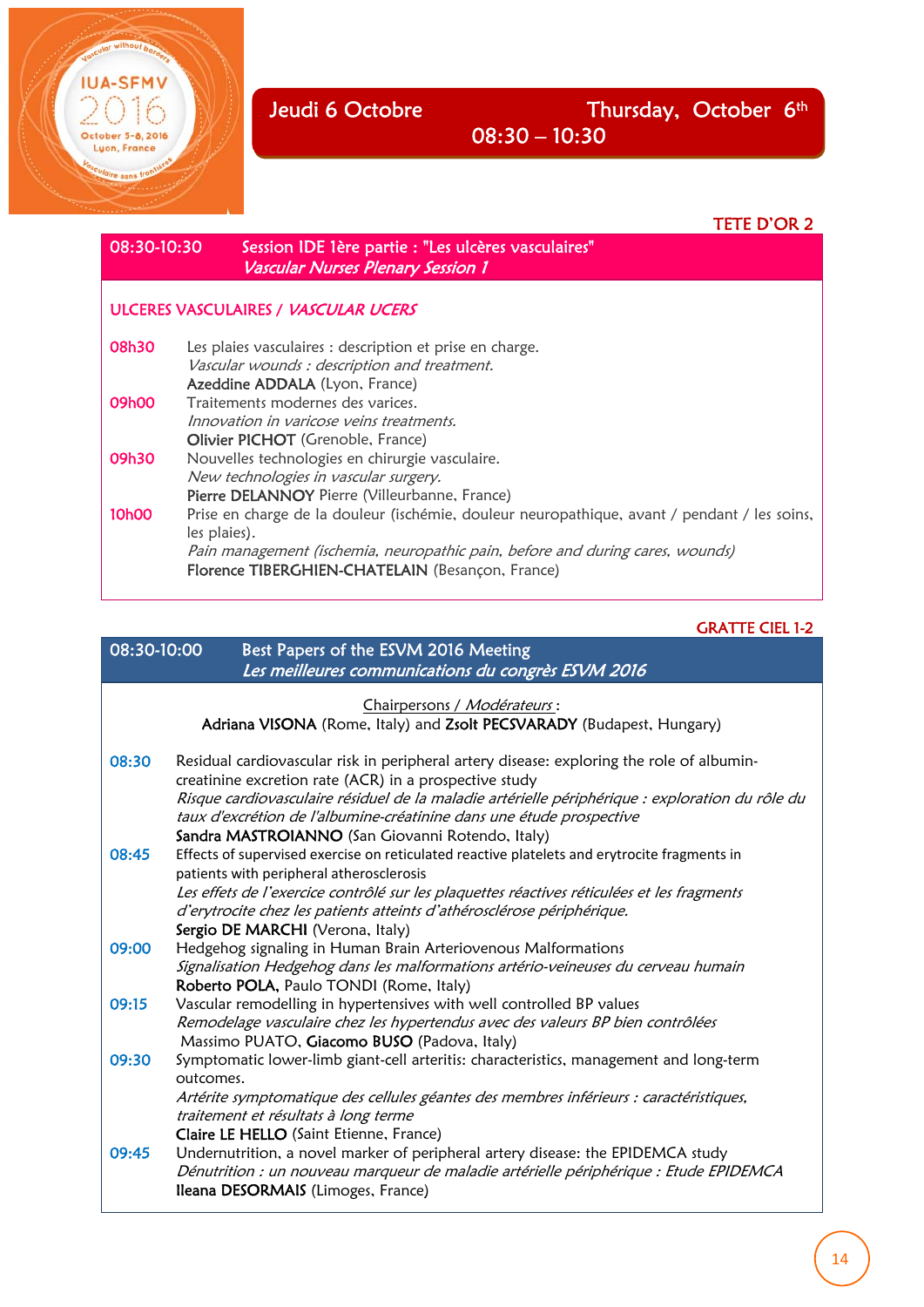## Jeudi 6 Octobre — Thursday, October 6th

### 08:30 – 10:30

**TETE D'OR 2**

### 08:30-10:30 Session IDE 1ère partie : "Les ulcères vasculaires"
*Vascular Nurses Plenary Session 1*

**ULCERES VASCULAIRES / *VASCULAR UCERS***

**08h30** Les plaies vasculaires : description et prise en charge.
*Vascular wounds : description and treatment.*
**Azeddine ADDALA** (Lyon, France)

**09h00** Traitements modernes des varices.
*Innovation in varicose veins treatments.*
**Olivier PICHOT** (Grenoble, France)

**09h30** Nouvelles technologies en chirurgie vasculaire.
*New technologies in vascular surgery.*
**Pierre DELANNOY** Pierre (Villeurbanne, France)

**10h00** Prise en charge de la douleur (ischémie, douleur neuropathique, avant / pendant / les soins, les plaies).
*Pain management (ischemia, neuropathic pain, before and during cares, wounds)*
**Florence TIBERGHIEN-CHATELAIN** (Besançon, France)

**GRATTE CIEL 1-2**

### 08:30-10:00 Best Papers of the ESVM 2016 Meeting
*Les meilleures communications du congrès ESVM 2016*

Chairpersons / *Modérateurs* :
**Adriana VISONA** (Rome, Italy) and **Zsolt PECSVARADY** (Budapest, Hungary)

**08:30** Residual cardiovascular risk in peripheral artery disease: exploring the role of albumin-creatinine excretion rate (ACR) in a prospective study
*Risque cardiovasculaire résiduel de la maladie artérielle périphérique : exploration du rôle du taux d'excrétion de l'albumine-créatinine dans une étude prospective*
**Sandra MASTROIANNO** (San Giovanni Rotendo, Italy)

**08:45** Effects of supervised exercise on reticulated reactive platelets and erytrocite fragments in patients with peripheral atherosclerosis
*Les effets de l'exercice contrôlé sur les plaquettes réactives réticulées et les fragments d'erytrocite chez les patients atteints d'athérosclérose périphérique.*
**Sergio DE MARCHI** (Verona, Italy)

**09:00** Hedgehog signaling in Human Brain Arteriovenous Malformations
*Signalisation Hedgehog dans les malformations artério-veineuses du cerveau humain*
**Roberto POLA**, Paulo TONDI (Rome, Italy)

**09:15** Vascular remodelling in hypertensives with well controlled BP values
*Remodelage vasculaire chez les hypertendus avec des valeurs BP bien contrôlées*
Massimo PUATO, **Giacomo BUSO** (Padova, Italy)

**09:30** Symptomatic lower-limb giant-cell arteritis: characteristics, management and long-term outcomes.
*Artérite symptomatique des cellules géantes des membres inférieurs : caractéristiques, traitement et résultats à long terme*
**Claire LE HELLO** (Saint Etienne, France)

**09:45** Undernutrition, a novel marker of peripheral artery disease: the EPIDEMCA study
*Dénutrition : un nouveau marqueur de maladie artérielle périphérique : Etude EPIDEMCA*
**Ileana DESORMAIS** (Limoges, France)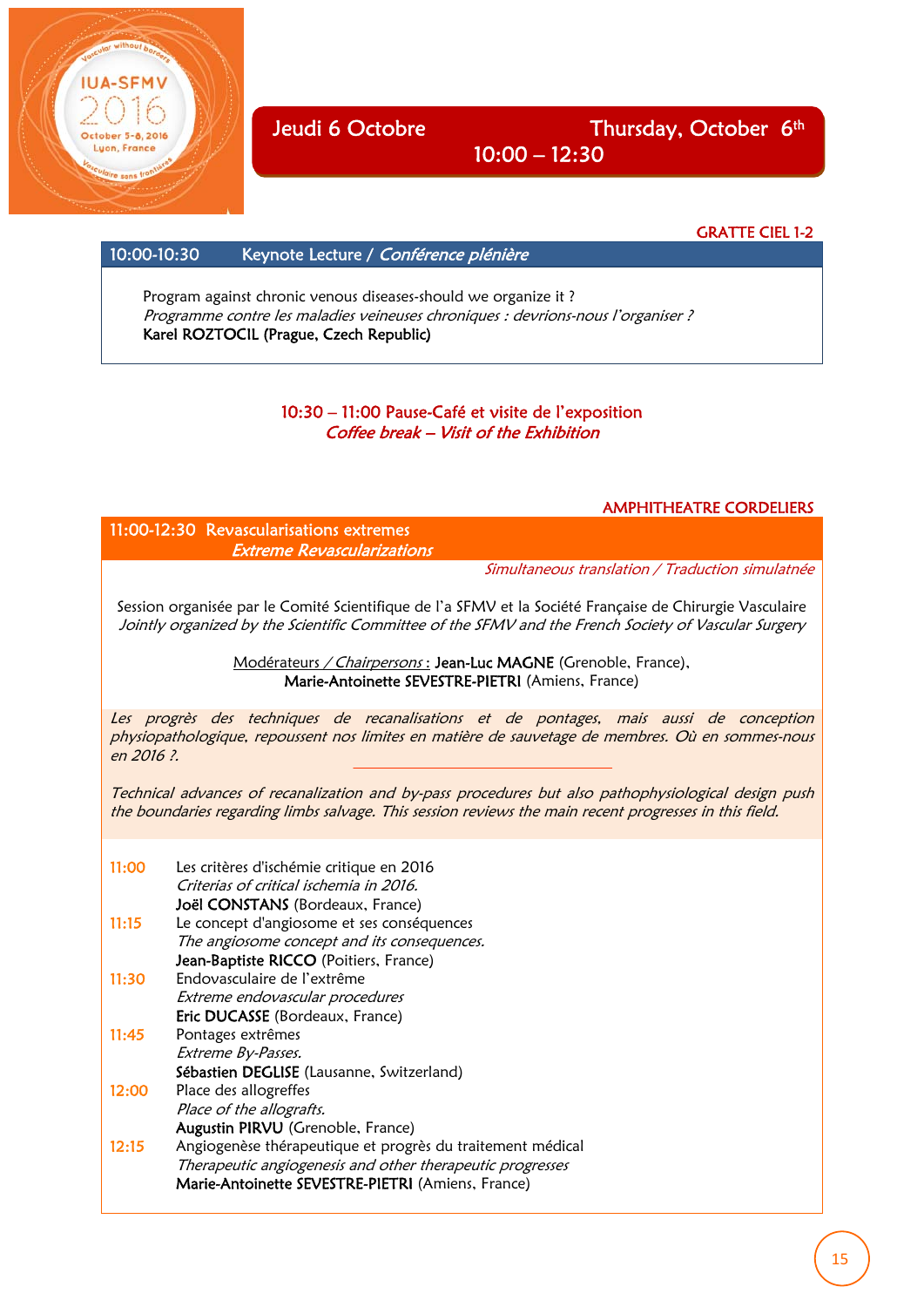## Jeudi 6 Octobre — Thursday, October 6th

### 10:00 – 12:30

GRATTE CIEL 1-2

**10:00-10:30 Keynote Lecture / *Conférence plénière***

Program against chronic venous diseases-should we organize it ?
*Programme contre les maladies veineuses chroniques : devrions-nous l'organiser ?*
**Karel ROZTOCIL (Prague, Czech Republic)**

**10:30 – 11:00 Pause-Café et visite de l'exposition**
***Coffee break – Visit of the Exhibition***

AMPHITHEATRE CORDELIERS

**11:00-12:30 Revascularisations extremes**
***Extreme Revascularizations***

*Simultaneous translation / Traduction simulatnée*

Session organisée par le Comité Scientifique de l'a SFMV et la Société Française de Chirurgie Vasculaire
*Jointly organized by the Scientific Committee of the SFMV and the French Society of Vascular Surgery*

Modérateurs / *Chairpersons* : **Jean-Luc MAGNE** (Grenoble, France), **Marie-Antoinette SEVESTRE-PIETRI** (Amiens, France)

*Les progrès des techniques de recanalisations et de pontages, mais aussi de conception physiopathologique, repoussent nos limites en matière de sauvetage de membres. Où en sommes-nous en 2016 ?.*

*Technical advances of recanalization and by-pass procedures but also pathophysiological design push the boundaries regarding limbs salvage. This session reviews the main recent progresses in this field.*

**11:00** Les critères d'ischémie critique en 2016
*Criterias of critical ischemia in 2016.*
**Joël CONSTANS** (Bordeaux, France)

**11:15** Le concept d'angiosome et ses conséquences
*The angiosome concept and its consequences.*
**Jean-Baptiste RICCO** (Poitiers, France)

**11:30** Endovasculaire de l'extrême
*Extreme endovascular procedures*
**Eric DUCASSE** (Bordeaux, France)

**11:45** Pontages extrêmes
*Extreme By-Passes.*
**Sébastien DEGLISE** (Lausanne, Switzerland)

**12:00** Place des allogreffes
*Place of the allografts.*
**Augustin PIRVU** (Grenoble, France)

**12:15** Angiogenèse thérapeutique et progrès du traitement médical
*Therapeutic angiogenesis and other therapeutic progresses*
**Marie-Antoinette SEVESTRE-PIETRI** (Amiens, France)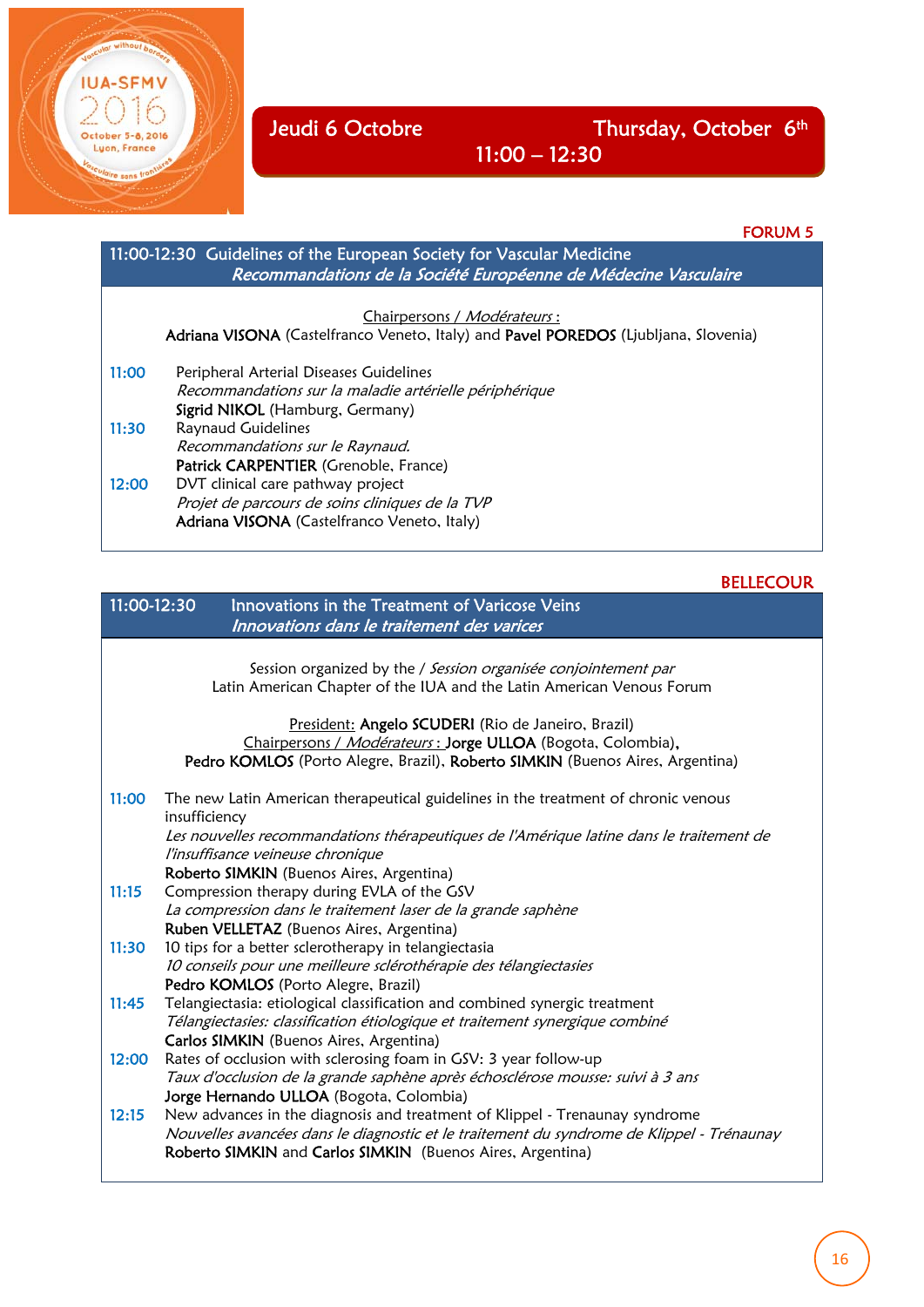# Jeudi 6 Octobre — Thursday, October 6th

**11:00 – 12:30**

FORUM 5

## 11:00-12:30 Guidelines of the European Society for Vascular Medicine

*Recommandations de la Société Européenne de Médecine Vasculaire*

Chairpersons / *Modérateurs* :
**Adriana VISONA** (Castelfranco Veneto, Italy) and **Pavel POREDOS** (Ljubljana, Slovenia)

**11:00** Peripheral Arterial Diseases Guidelines
*Recommandations sur la maladie artérielle périphérique*
**Sigrid NIKOL** (Hamburg, Germany)

**11:30** Raynaud Guidelines
*Recommandations sur le Raynaud.*
**Patrick CARPENTIER** (Grenoble, France)

**12:00** DVT clinical care pathway project
*Projet de parcours de soins cliniques de la TVP*
**Adriana VISONA** (Castelfranco Veneto, Italy)

BELLECOUR

## 11:00-12:30 Innovations in the Treatment of Varicose Veins

*Innovations dans le traitement des varices*

Session organized by the / *Session organisée conjointement par*
Latin American Chapter of the IUA and the Latin American Venous Forum

President: **Angelo SCUDERI** (Rio de Janeiro, Brazil)
Chairpersons / *Modérateurs* : **Jorge ULLOA** (Bogota, Colombia), **Pedro KOMLOS** (Porto Alegre, Brazil), **Roberto SIMKIN** (Buenos Aires, Argentina)

**11:00** The new Latin American therapeutical guidelines in the treatment of chronic venous insufficiency
*Les nouvelles recommandations thérapeutiques de l'Amérique latine dans le traitement de l'insuffisance veineuse chronique*
**Roberto SIMKIN** (Buenos Aires, Argentina)

**11:15** Compression therapy during EVLA of the GSV
*La compression dans le traitement laser de la grande saphène*
**Ruben VELLETAZ** (Buenos Aires, Argentina)

**11:30** 10 tips for a better sclerotherapy in telangiectasia
*10 conseils pour une meilleure sclérothérapie des télangiectasies*
**Pedro KOMLOS** (Porto Alegre, Brazil)

**11:45** Telangiectasia: etiological classification and combined synergic treatment
*Télangiectasies: classification étiologique et traitement synergique combiné*
**Carlos SIMKIN** (Buenos Aires, Argentina)

**12:00** Rates of occlusion with sclerosing foam in GSV: 3 year follow-up
*Taux d'occlusion de la grande saphène après échosclérose mousse: suivi à 3 ans*
**Jorge Hernando ULLOA** (Bogota, Colombia)

**12:15** New advances in the diagnosis and treatment of Klippel - Trenaunay syndrome
*Nouvelles avancées dans le diagnostic et le traitement du syndrome de Klippel - Trénaunay*
**Roberto SIMKIN** and **Carlos SIMKIN** (Buenos Aires, Argentina)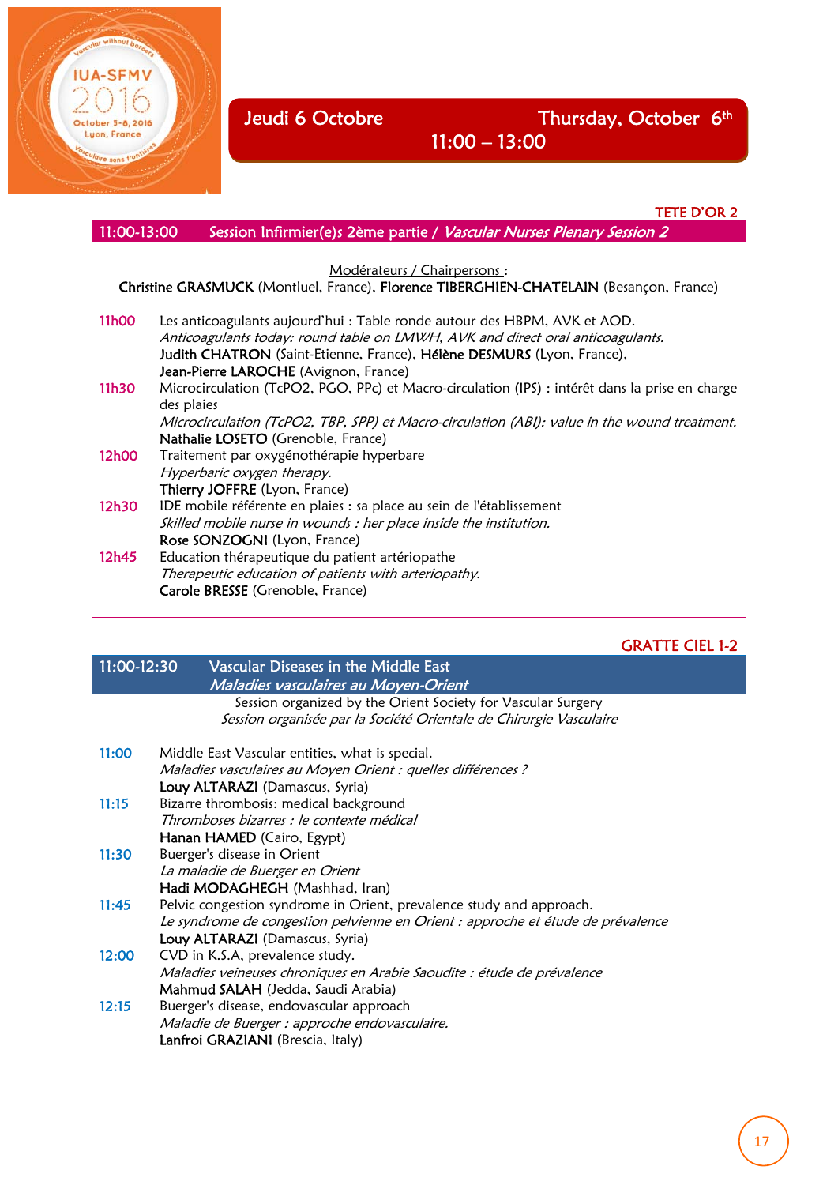# Jeudi 6 Octobre — Thursday, October 6th

**11:00 – 13:00**

TETE D'OR 2

## 11:00-13:00 Session Infirmier(e)s 2ème partie / *Vascular Nurses Plenary Session 2*

Modérateurs / Chairpersons :
**Christine GRASMUCK** (Montluel, France), **Florence TIBERGHIEN-CHATELAIN** (Besançon, France)

**11h00** Les anticoagulants aujourd'hui : Table ronde autour des HBPM, AVK et AOD.
*Anticoagulants today: round table on LMWH, AVK and direct oral anticoagulants.*
**Judith CHATRON** (Saint-Etienne, France), **Hélène DESMURS** (Lyon, France), **Jean-Pierre LAROCHE** (Avignon, France)

**11h30** Microcirculation (TcPO2, PGO, PPc) et Macro-circulation (IPS) : intérêt dans la prise en charge des plaies
*Microcirculation (TcPO2, TBP, SPP) et Macro-circulation (ABI): value in the wound treatment.*
**Nathalie LOSETO** (Grenoble, France)

**12h00** Traitement par oxygénothérapie hyperbare
*Hyperbaric oxygen therapy.*
**Thierry JOFFRE** (Lyon, France)

**12h30** IDE mobile référente en plaies : sa place au sein de l'établissement
*Skilled mobile nurse in wounds : her place inside the institution.*
**Rose SONZOGNI** (Lyon, France)

**12h45** Education thérapeutique du patient artériopathe
*Therapeutic education of patients with arteriopathy.*
**Carole BRESSE** (Grenoble, France)

GRATTE CIEL 1-2

## 11:00-12:30 Vascular Diseases in the Middle East / *Maladies vasculaires au Moyen-Orient*

Session organized by the Orient Society for Vascular Surgery
*Session organisée par la Société Orientale de Chirurgie Vasculaire*

**11:00** Middle East Vascular entities, what is special.
*Maladies vasculaires au Moyen Orient : quelles différences ?*
**Louy ALTARAZI** (Damascus, Syria)

**11:15** Bizarre thrombosis: medical background
*Thromboses bizarres : le contexte médical*
**Hanan HAMED** (Cairo, Egypt)

**11:30** Buerger's disease in Orient
*La maladie de Buerger en Orient*
**Hadi MODAGHEGH** (Mashhad, Iran)

**11:45** Pelvic congestion syndrome in Orient, prevalence study and approach.
*Le syndrome de congestion pelvienne en Orient : approche et étude de prévalence*
**Louy ALTARAZI** (Damascus, Syria)

**12:00** CVD in K.S.A, prevalence study.
*Maladies veineuses chroniques en Arabie Saoudite : étude de prévalence*
**Mahmud SALAH** (Jedda, Saudi Arabia)

**12:15** Buerger's disease, endovascular approach
*Maladie de Buerger : approche endovasculaire.*
**Lanfroi GRAZIANI** (Brescia, Italy)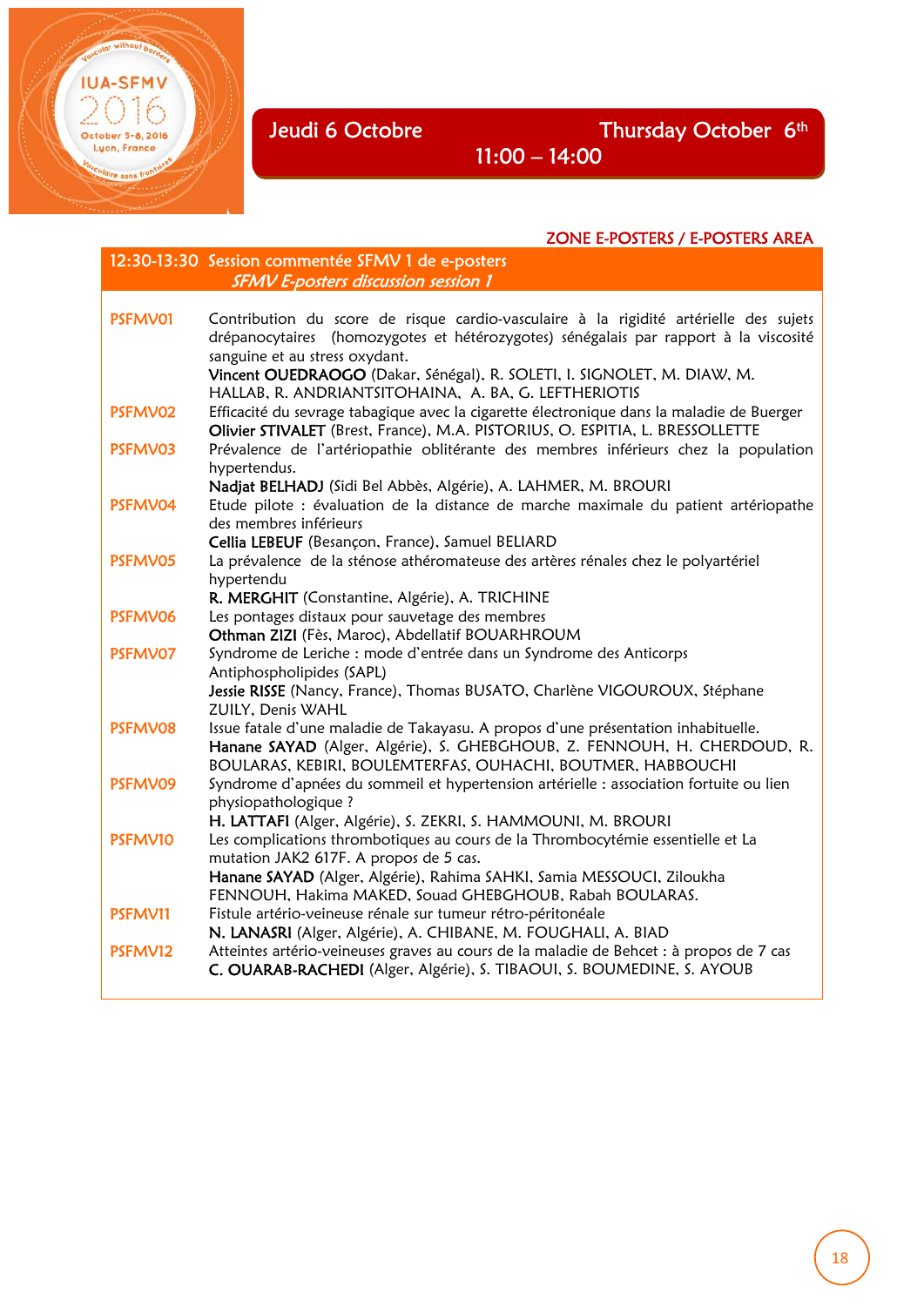## Jeudi 6 Octobre — Thursday October 6th

## 11:00 – 14:00

**ZONE E-POSTERS / E-POSTERS AREA**

### 12:30-13:30 Session commentée SFMV 1 de e-posters
*SFMV E-posters discussion session 1*

**PSFMV01** Contribution du score de risque cardio-vasculaire à la rigidité artérielle des sujets drépanocytaires (homozygotes et hétérozygotes) sénégalais par rapport à la viscosité sanguine et au stress oxydant.
**Vincent OUEDRAOGO** (Dakar, Sénégal), R. SOLETI, I. SIGNOLET, M. DIAW, M. HALLAB, R. ANDRIANTSITOHAINA, A. BA, G. LEFTHERIOTIS

**PSFMV02** Efficacité du sevrage tabagique avec la cigarette électronique dans la maladie de Buerger
**Olivier STIVALET** (Brest, France), M.A. PISTORIUS, O. ESPITIA, L. BRESSOLLETTE

**PSFMV03** Prévalence de l'artériopathie oblitérante des membres inférieurs chez la population hypertendus.
**Nadjat BELHADJ** (Sidi Bel Abbès, Algérie), A. LAHMER, M. BROURI

**PSFMV04** Etude pilote : évaluation de la distance de marche maximale du patient artériopathe des membres inférieurs
**Cellia LEBEUF** (Besançon, France), Samuel BELIARD

**PSFMV05** La prévalence de la sténose athéromateuse des artères rénales chez le polyartériel hypertendu
**R. MERGHIT** (Constantine, Algérie), A. TRICHINE

**PSFMV06** Les pontages distaux pour sauvetage des membres
**Othman ZIZI** (Fès, Maroc), Abdellatif BOUARHROUM

**PSFMV07** Syndrome de Leriche : mode d'entrée dans un Syndrome des Anticorps Antiphospholipides (SAPL)
**Jessie RISSE** (Nancy, France), Thomas BUSATO, Charlène VIGOUROUX, Stéphane ZUILY, Denis WAHL

**PSFMV08** Issue fatale d'une maladie de Takayasu. A propos d'une présentation inhabituelle.
**Hanane SAYAD** (Alger, Algérie), S. GHEBGHOUB, Z. FENNOUH, H. CHERDOUD, R. BOULARAS, KEBIRI, BOULEMTERFAS, OUHACHI, BOUTMER, HABBOUCHI

**PSFMV09** Syndrome d'apnées du sommeil et hypertension artérielle : association fortuite ou lien physiopathologique ?
**H. LATTAFI** (Alger, Algérie), S. ZEKRI, S. HAMMOUNI, M. BROURI

**PSFMV10** Les complications thrombotiques au cours de la Thrombocytémie essentielle et La mutation JAK2 617F. A propos de 5 cas.
**Hanane SAYAD** (Alger, Algérie), Rahima SAHKI, Samia MESSOUCI, Ziloukha FENNOUH, Hakima MAKED, Souad GHEBGHOUB, Rabah BOULARAS.

**PSFMV11** Fistule artério-veineuse rénale sur tumeur rétro-péritonéale
**N. LANASRI** (Alger, Algérie), A. CHIBANE, M. FOUGHALI, A. BIAD

**PSFMV12** Atteintes artério-veineuses graves au cours de la maladie de Behcet : à propos de 7 cas
**C. OUARAB-RACHEDI** (Alger, Algérie), S. TIBAOUI, S. BOUMEDINE, S. AYOUB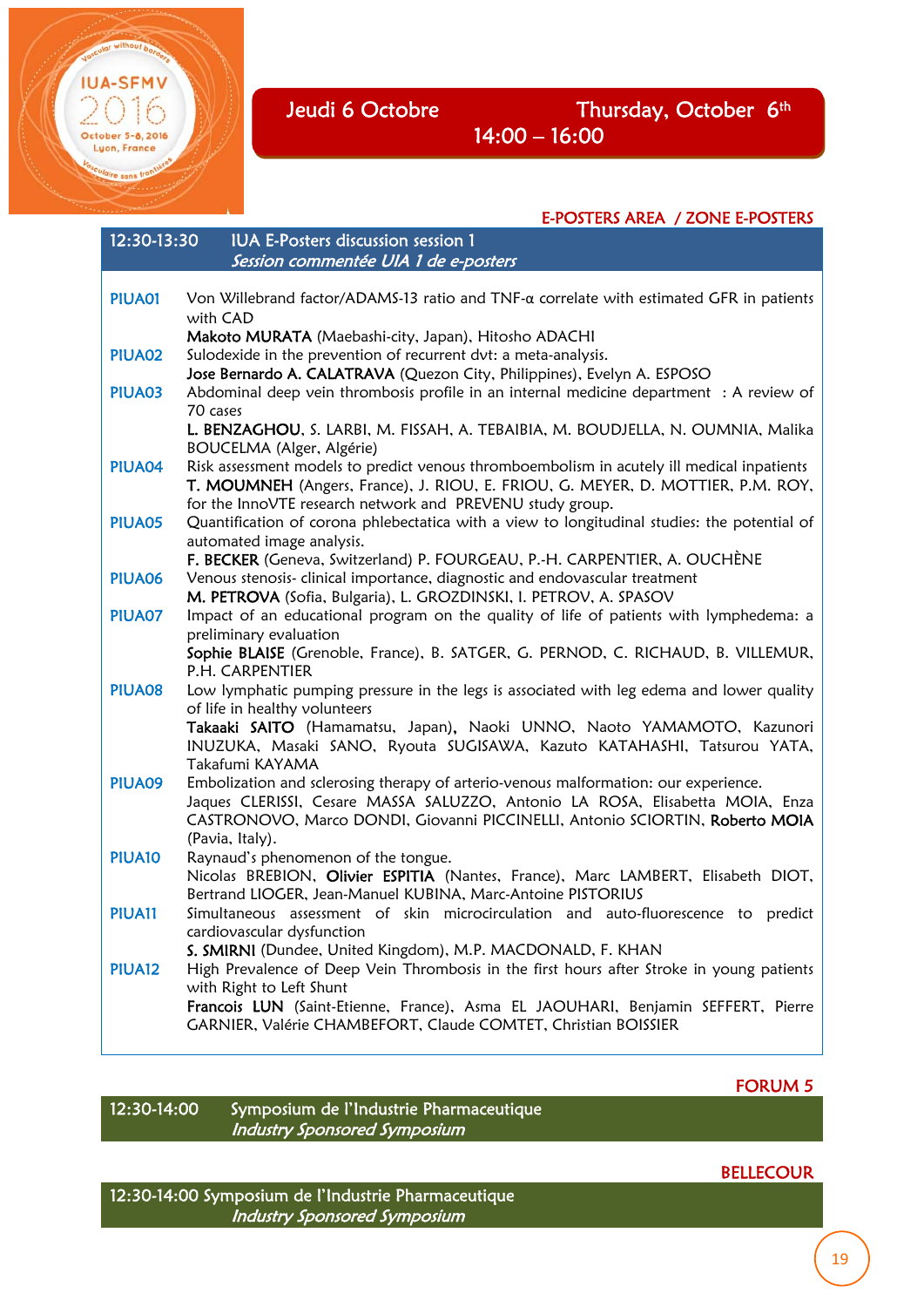## Jeudi 6 Octobre — Thursday, October 6th

## 14:00 – 16:00

**E-POSTERS AREA / ZONE E-POSTERS**

### 12:30-13:30 IUA E-Posters discussion session 1
*Session commentée UIA 1 de e-posters*

**PIUA01** Von Willebrand factor/ADAMS-13 ratio and TNF-α correlate with estimated GFR in patients with CAD
**Makoto MURATA** (Maebashi-city, Japan), Hitosho ADACHI

**PIUA02** Sulodexide in the prevention of recurrent dvt: a meta-analysis.
**Jose Bernardo A. CALATRAVA** (Quezon City, Philippines), Evelyn A. ESPOSO

**PIUA03** Abdominal deep vein thrombosis profile in an internal medicine department : A review of 70 cases
**L. BENZAGHOU**, S. LARBI, M. FISSAH, A. TEBAIBIA, M. BOUDJELLA, N. OUMNIA, Malika BOUCELMA (Alger, Algérie)

**PIUA04** Risk assessment models to predict venous thromboembolism in acutely ill medical inpatients
**T. MOUMNEH** (Angers, France), J. RIOU, E. FRIOU, G. MEYER, D. MOTTIER, P.M. ROY, for the InnoVTE research network and PREVENU study group.

**PIUA05** Quantification of corona phlebectatica with a view to longitudinal studies: the potential of automated image analysis.
**F. BECKER** (Geneva, Switzerland) P. FOURGEAU, P.-H. CARPENTIER, A. OUCHÈNE

**PIUA06** Venous stenosis- clinical importance, diagnostic and endovascular treatment
**M. PETROVA** (Sofia, Bulgaria), L. GROZDINSKI, I. PETROV, A. SPASOV

**PIUA07** Impact of an educational program on the quality of life of patients with lymphedema: a preliminary evaluation
**Sophie BLAISE** (Grenoble, France), B. SATGER, G. PERNOD, C. RICHAUD, B. VILLEMUR, P.H. CARPENTIER

**PIUA08** Low lymphatic pumping pressure in the legs is associated with leg edema and lower quality of life in healthy volunteers
**Takaaki SAITO** (Hamamatsu, Japan), Naoki UNNO, Naoto YAMAMOTO, Kazunori INUZUKA, Masaki SANO, Ryouta SUGISAWA, Kazuto KATAHASHI, Tatsurou YATA, Takafumi KAYAMA

**PIUA09** Embolization and sclerosing therapy of arterio-venous malformation: our experience.
Jaques CLERISSI, Cesare MASSA SALUZZO, Antonio LA ROSA, Elisabetta MOIA, Enza CASTRONOVO, Marco DONDI, Giovanni PICCINELLI, Antonio SCIORTIN, **Roberto MOIA** (Pavia, Italy).

**PIUA10** Raynaud's phenomenon of the tongue.
Nicolas BREBION, **Olivier ESPITIA** (Nantes, France), Marc LAMBERT, Elisabeth DIOT, Bertrand LIOGER, Jean-Manuel KUBINA, Marc-Antoine PISTORIUS

**PIUA11** Simultaneous assessment of skin microcirculation and auto-fluorescence to predict cardiovascular dysfunction
**S. SMIRNI** (Dundee, United Kingdom), M.P. MACDONALD, F. KHAN

**PIUA12** High Prevalence of Deep Vein Thrombosis in the first hours after Stroke in young patients with Right to Left Shunt
**Francois LUN** (Saint-Etienne, France), Asma EL JAOUHARI, Benjamin SEFFERT, Pierre GARNIER, Valérie CHAMBEFORT, Claude COMTET, Christian BOISSIER

**FORUM 5**

### 12:30-14:00 Symposium de l'Industrie Pharmaceutique
*Industry Sponsored Symposium*

**BELLECOUR**

### 12:30-14:00 Symposium de l'Industrie Pharmaceutique
*Industry Sponsored Symposium*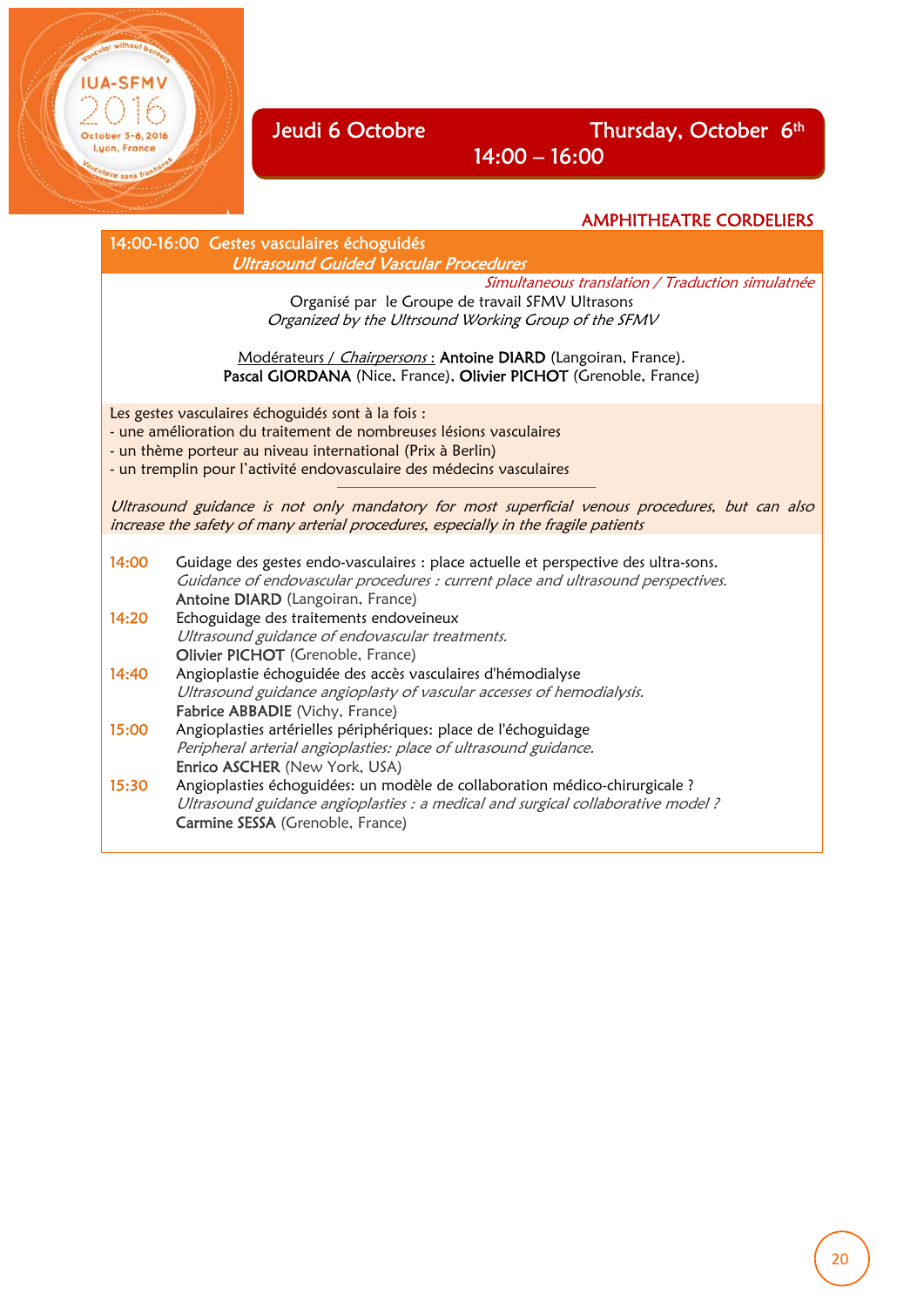## Jeudi 6 Octobre — Thursday, October 6th
## 14:00 – 16:00

**AMPHITHEATRE CORDELIERS**

### 14:00-16:00 Gestes vasculaires échoguidés
### *Ultrasound Guided Vascular Procedures*

*Simultaneous translation / Traduction simulatnée*

Organisé par le Groupe de travail SFMV Ultrasons
*Organized by the Ultrsound Working Group of the SFMV*

Modérateurs / *Chairpersons* : **Antoine DIARD** (Langoiran, France). **Pascal GIORDANA** (Nice, France), **Olivier PICHOT** (Grenoble, France)

Les gestes vasculaires échoguidés sont à la fois :
- une amélioration du traitement de nombreuses lésions vasculaires
- un thème porteur au niveau international (Prix à Berlin)
- un tremplin pour l'activité endovasculaire des médecins vasculaires

*Ultrasound guidance is not only mandatory for most superficial venous procedures, but can also increase the safety of many arterial procedures, especially in the fragile patients*

**14:00** Guidage des gestes endo-vasculaires : place actuelle et perspective des ultra-sons.
*Guidance of endovascular procedures : current place and ultrasound perspectives.*
**Antoine DIARD** (Langoiran, France)

**14:20** Echoguidage des traitements endoveineux
*Ultrasound guidance of endovascular treatments.*
**Olivier PICHOT** (Grenoble, France)

**14:40** Angioplastie échoguidée des accès vasculaires d'hémodialyse
*Ultrasound guidance angioplasty of vascular accesses of hemodialysis.*
**Fabrice ABBADIE** (Vichy, France)

**15:00** Angioplasties artérielles périphériques: place de l'échoguidage
*Peripheral arterial angioplasties: place of ultrasound guidance.*
**Enrico ASCHER** (New York, USA)

**15:30** Angioplasties échoguidées: un modèle de collaboration médico-chirurgicale ?
*Ultrasound guidance angioplasties : a medical and surgical collaborative model ?*
**Carmine SESSA** (Grenoble, France)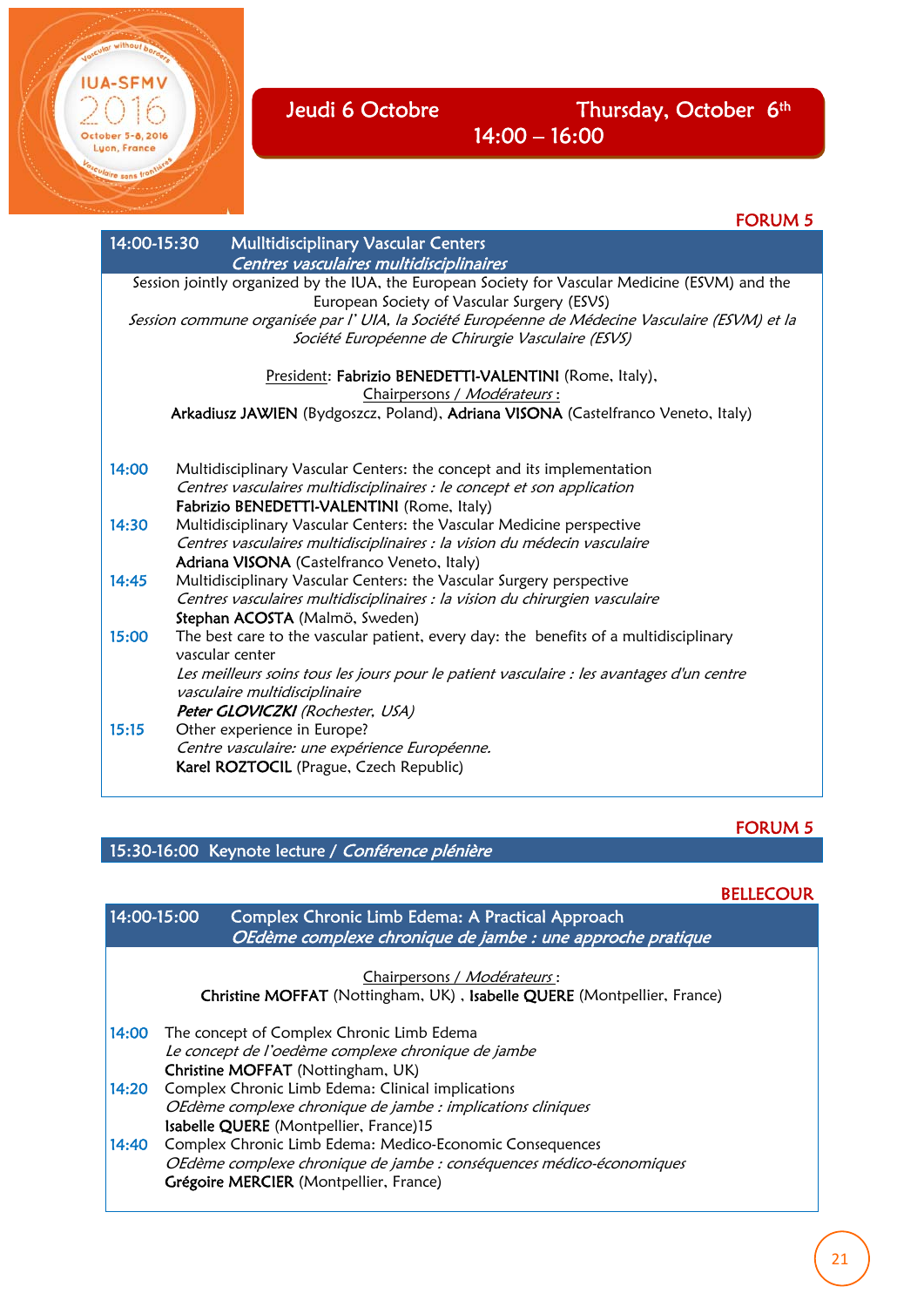## Jeudi 6 Octobre — Thursday, October 6th
## 14:00 – 16:00

**FORUM 5**

### 14:00-15:30 Mulltidisciplinary Vascular Centers
### *Centres vasculaires multidisciplinaires*

Session jointly organized by the IUA, the European Society for Vascular Medicine (ESVM) and the European Society of Vascular Surgery (ESVS)

*Session commune organisée par l' UIA, la Société Européenne de Médecine Vasculaire (ESVM) et la Société Européenne de Chirurgie Vasculaire (ESVS)*

President: **Fabrizio BENEDETTI-VALENTINI** (Rome, Italy),
Chairpersons / *Modérateurs* :
**Arkadiusz JAWIEN** (Bydgoszcz, Poland), **Adriana VISONA** (Castelfranco Veneto, Italy)

**14:00** Multidisciplinary Vascular Centers: the concept and its implementation
*Centres vasculaires multidisciplinaires : le concept et son application*
**Fabrizio BENEDETTI-VALENTINI** (Rome, Italy)

**14:30** Multidisciplinary Vascular Centers: the Vascular Medicine perspective
*Centres vasculaires multidisciplinaires : la vision du médecin vasculaire*
**Adriana VISONA** (Castelfranco Veneto, Italy)

**14:45** Multidisciplinary Vascular Centers: the Vascular Surgery perspective
*Centres vasculaires multidisciplinaires : la vision du chirurgien vasculaire*
**Stephan ACOSTA** (Malmö, Sweden)

**15:00** The best care to the vascular patient, every day: the benefits of a multidisciplinary vascular center
*Les meilleurs soins tous les jours pour le patient vasculaire : les avantages d'un centre vasculaire multidisciplinaire*
***Peter GLOVICZKI** (Rochester, USA)*

**15:15** Other experience in Europe?
*Centre vasculaire: une expérience Européenne.*
**Karel ROZTOCIL** (Prague, Czech Republic)

**FORUM 5**

### 15:30-16:00 Keynote lecture / *Conférence plénière*

**BELLECOUR**

### 14:00-15:00 Complex Chronic Limb Edema: A Practical Approach
### *OEdème complexe chronique de jambe : une approche pratique*

Chairpersons / *Modérateurs* :
**Christine MOFFAT** (Nottingham, UK) , **Isabelle QUERE** (Montpellier, France)

**14:00** The concept of Complex Chronic Limb Edema
*Le concept de l'oedème complexe chronique de jambe*
**Christine MOFFAT** (Nottingham, UK)

**14:20** Complex Chronic Limb Edema: Clinical implications
*OEdème complexe chronique de jambe : implications cliniques*
**Isabelle QUERE** (Montpellier, France)15

**14:40** Complex Chronic Limb Edema: Medico-Economic Consequences
*OEdème complexe chronique de jambe : conséquences médico-économiques*
**Grégoire MERCIER** (Montpellier, France)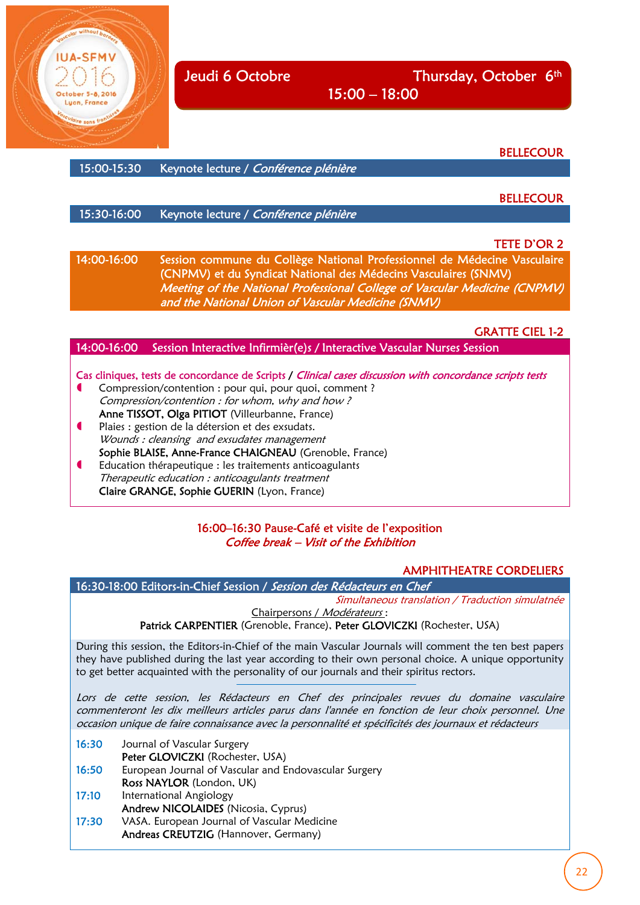## Jeudi 6 Octobre — Thursday, October 6th

### 15:00 – 18:00

BELLECOUR

**15:00-15:30** Keynote lecture / *Conférence plénière*

BELLECOUR

**15:30-16:00** Keynote lecture / *Conférence plénière*

TETE D'OR 2

**14:00-16:00** Session commune du Collège National Professionnel de Médecine Vasculaire (CNPMV) et du Syndicat National des Médecins Vasculaires (SNMV)
*Meeting of the National Professional College of Vascular Medicine (CNPMV) and the National Union of Vascular Medicine (SNMV)*

GRATTE CIEL 1-2

**14:00-16:00** Session Interactive Infirmièr(e)s / Interactive Vascular Nurses Session

Cas cliniques, tests de concordance de Scripts / *Clinical cases discussion with concordance scripts tests*

- Compression/contention : pour qui, pour quoi, comment ?
  *Compression/contention : for whom, why and how ?*
  **Anne TISSOT, Olga PITIOT** (Villeurbanne, France)
- Plaies : gestion de la détersion et des exsudats.
  *Wounds : cleansing and exsudates management*
  **Sophie BLAISE, Anne-France CHAIGNEAU** (Grenoble, France)
- Education thérapeutique : les traitements anticoagulants
  *Therapeutic education : anticoagulants treatment*
  **Claire GRANGE, Sophie GUERIN** (Lyon, France)

16:00–16:30 Pause-Café et visite de l'exposition
*Coffee break – Visit of the Exhibition*

AMPHITHEATRE CORDELIERS

**16:30-18:00 Editors-in-Chief Session / *Session des Rédacteurs en Chef***

*Simultaneous translation / Traduction simulatnée*

Chairpersons / *Modérateurs* :
**Patrick CARPENTIER** (Grenoble, France), **Peter GLOVICZKI** (Rochester, USA)

During this session, the Editors-in-Chief of the main Vascular Journals will comment the ten best papers they have published during the last year according to their own personal choice. A unique opportunity to get better acquainted with the personality of our journals and their spiritus rectors.

*Lors de cette session, les Rédacteurs en Chef des principales revues du domaine vasculaire commenteront les dix meilleurs articles parus dans l'année en fonction de leur choix personnel. Une occasion unique de faire connaissance avec la personnalité et spécificités des journaux et rédacteurs*

- **16:30** Journal of Vascular Surgery
  **Peter GLOVICZKI** (Rochester, USA)
- **16:50** European Journal of Vascular and Endovascular Surgery
  **Ross NAYLOR** (London, UK)
- **17:10** International Angiology
  **Andrew NICOLAIDES** (Nicosia, Cyprus)
- **17:30** VASA. European Journal of Vascular Medicine
  **Andreas CREUTZIG** (Hannover, Germany)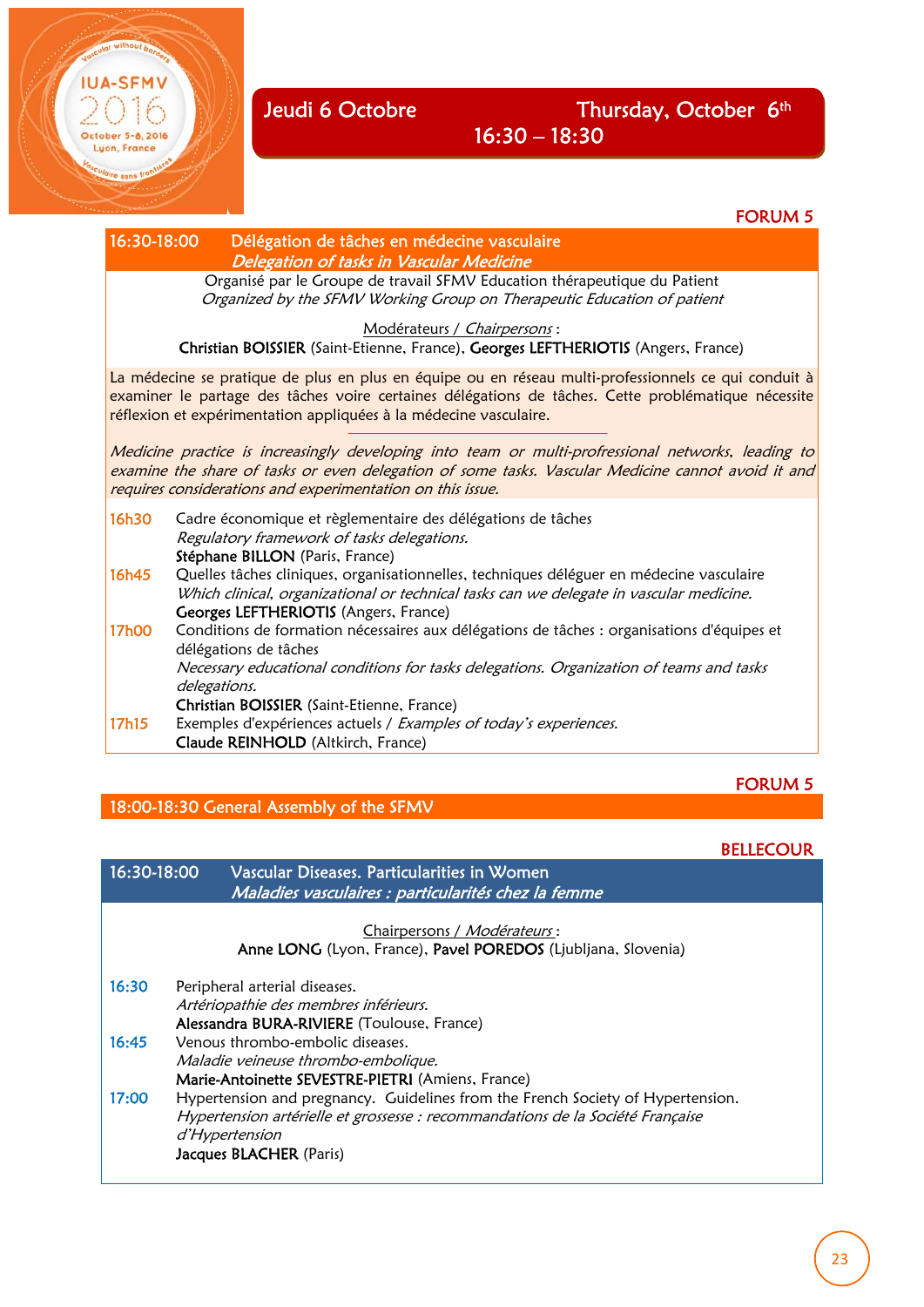## Jeudi 6 Octobre — Thursday, October 6th

## 16:30 – 18:30

**FORUM 5**

### 16:30-18:00 Délégation de tâches en médecine vasculaire
### *Delegation of tasks in Vascular Medicine*

Organisé par le Groupe de travail SFMV Education thérapeutique du Patient
*Organized by the SFMV Working Group on Therapeutic Education of patient*

Modérateurs / *Chairpersons* :
**Christian BOISSIER** (Saint-Etienne, France), **Georges LEFTHERIOTIS** (Angers, France)

La médecine se pratique de plus en plus en équipe ou en réseau multi-professionnels ce qui conduit à examiner le partage des tâches voire certaines délégations de tâches. Cette problématique nécessite réflexion et expérimentation appliquées à la médecine vasculaire.

*Medicine practice is increasingly developing into team or multi-profressional networks, leading to examine the share of tasks or even delegation of some tasks. Vascular Medicine cannot avoid it and requires considerations and experimentation on this issue.*

**16h30** Cadre économique et règlementaire des délégations de tâches
*Regulatory framework of tasks delegations.*
**Stéphane BILLON** (Paris, France)

**16h45** Quelles tâches cliniques, organisationnelles, techniques déléguer en médecine vasculaire
*Which clinical, organizational or technical tasks can we delegate in vascular medicine.*
**Georges LEFTHERIOTIS** (Angers, France)

**17h00** Conditions de formation nécessaires aux délégations de tâches : organisations d'équipes et délégations de tâches
*Necessary educational conditions for tasks delegations. Organization of teams and tasks delegations.*
**Christian BOISSIER** (Saint-Etienne, France)

**17h15** Exemples d'expériences actuels / *Examples of today's experiences.*
**Claude REINHOLD** (Altkirch, France)

**FORUM 5**

### 18:00-18:30 General Assembly of the SFMV

**BELLECOUR**

### 16:30-18:00 Vascular Diseases. Particularities in Women
### *Maladies vasculaires : particularités chez la femme*

Chairpersons / *Modérateurs* :
**Anne LONG** (Lyon, France), **Pavel POREDOS** (Ljubljana, Slovenia)

**16:30** Peripheral arterial diseases.
*Artériopathie des membres inférieurs.*
**Alessandra BURA-RIVIERE** (Toulouse, France)

**16:45** Venous thrombo-embolic diseases.
*Maladie veineuse thrombo-embolique.*
**Marie-Antoinette SEVESTRE-PIETRI** (Amiens, France)

**17:00** Hypertension and pregnancy. Guidelines from the French Society of Hypertension.
*Hypertension artérielle et grossesse : recommandations de la Société Française d'Hypertension*
**Jacques BLACHER** (Paris)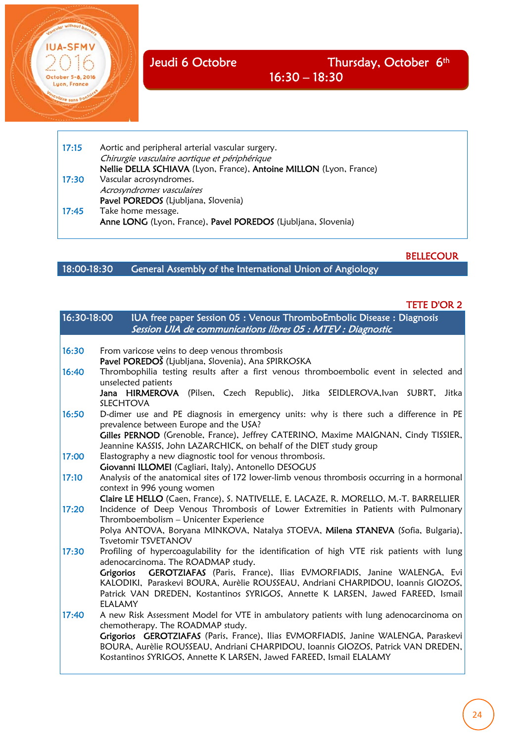## Jeudi 6 Octobre — Thursday, October 6th — 16:30 – 18:30

| | |
|---|---|
| 17:15 | Aortic and peripheral arterial vascular surgery.<br>*Chirurgie vasculaire aortique et périphérique*<br>**Nellie DELLA SCHIAVA** (Lyon, France), **Antoine MILLON** (Lyon, France) |
| 17:30 | Vascular acrosyndromes.<br>*Acrosyndromes vasculaires*<br>**Pavel POREDOS** (Ljubljana, Slovenia) |
| 17:45 | Take home message.<br>**Anne LONG** (Lyon, France), **Pavel POREDOS** (Ljubljana, Slovenia) |

BELLECOUR

### 18:00-18:30 General Assembly of the International Union of Angiology

TETE D'OR 2

### 16:30-18:00 IUA free paper Session 05 : Venous ThromboEmbolic Disease : Diagnosis
*Session UIA de communications libres 05 : MTEV : Diagnostic*

| | |
|---|---|
| 16:30 | From varicose veins to deep venous thrombosis<br>**Pavel POREDOŠ** (Ljubljana, Slovenia), Ana SPIRKOSKA |
| 16:40 | Thrombophilia testing results after a first venous thromboembolic event in selected and unselected patients<br>**Jana HIRMEROVA** (Pilsen, Czech Republic), Jitka SEIDLEROVA,Ivan SUBRT, Jitka SLECHTOVA |
| 16:50 | D-dimer use and PE diagnosis in emergency units: why is there such a difference in PE prevalence between Europe and the USA?<br>**Gilles PERNOD** (Grenoble, France), Jeffrey CATERINO, Maxime MAIGNAN, Cindy TISSIER, Jeannine KASSIS, John LAZARCHICK, on behalf of the DIET study group |
| 17:00 | Elastography a new diagnostic tool for venous thrombosis.<br>**Giovanni ILLOMEI** (Cagliari, Italy), Antonello DESOGUS |
| 17:10 | Analysis of the anatomical sites of 172 lower-limb venous thrombosis occurring in a hormonal context in 996 young women<br>**Claire LE HELLO** (Caen, France), S. NATIVELLE, E. LACAZE, R. MORELLO, M.-T. BARRELLIER |
| 17:20 | Incidence of Deep Venous Thrombosis of Lower Extremities in Patients with Pulmonary Thromboembolism – Unicenter Experience<br>Polya ANTOVA, Boryana MINKOVA, Natalya STOEVA, **Milena STANEVA** (Sofia, Bulgaria), Tsvetomir TSVETANOV |
| 17:30 | Profiling of hypercoagulability for the identification of high VTE risk patients with lung adenocarcinoma. The ROADMAP study.<br>**Grigorios GEROTZIAFAS** (Paris, France), Ilias EVMORFIADIS, Janine WALENGA, Evi KALODIKI, Paraskevi BOURA, Aurèlie ROUSSEAU, Andriani CHARPIDOU, Ioannis GIOZOS, Patrick VAN DREDEN, Kostantinos SYRIGOS, Annette K LARSEN, Jawed FAREED, Ismail ELALAMY |
| 17:40 | A new Risk Assessment Model for VTE in ambulatory patients with lung adenocarcinoma on chemotherapy. The ROADMAP study.<br>**Grigorios GEROTZIAFAS** (Paris, France), Ilias EVMORFIADIS, Janine WALENGA, Paraskevi BOURA, Aurèlie ROUSSEAU, Andriani CHARPIDOU, Ioannis GIOZOS, Patrick VAN DREDEN, Kostantinos SYRIGOS, Annette K LARSEN, Jawed FAREED, Ismail ELALAMY |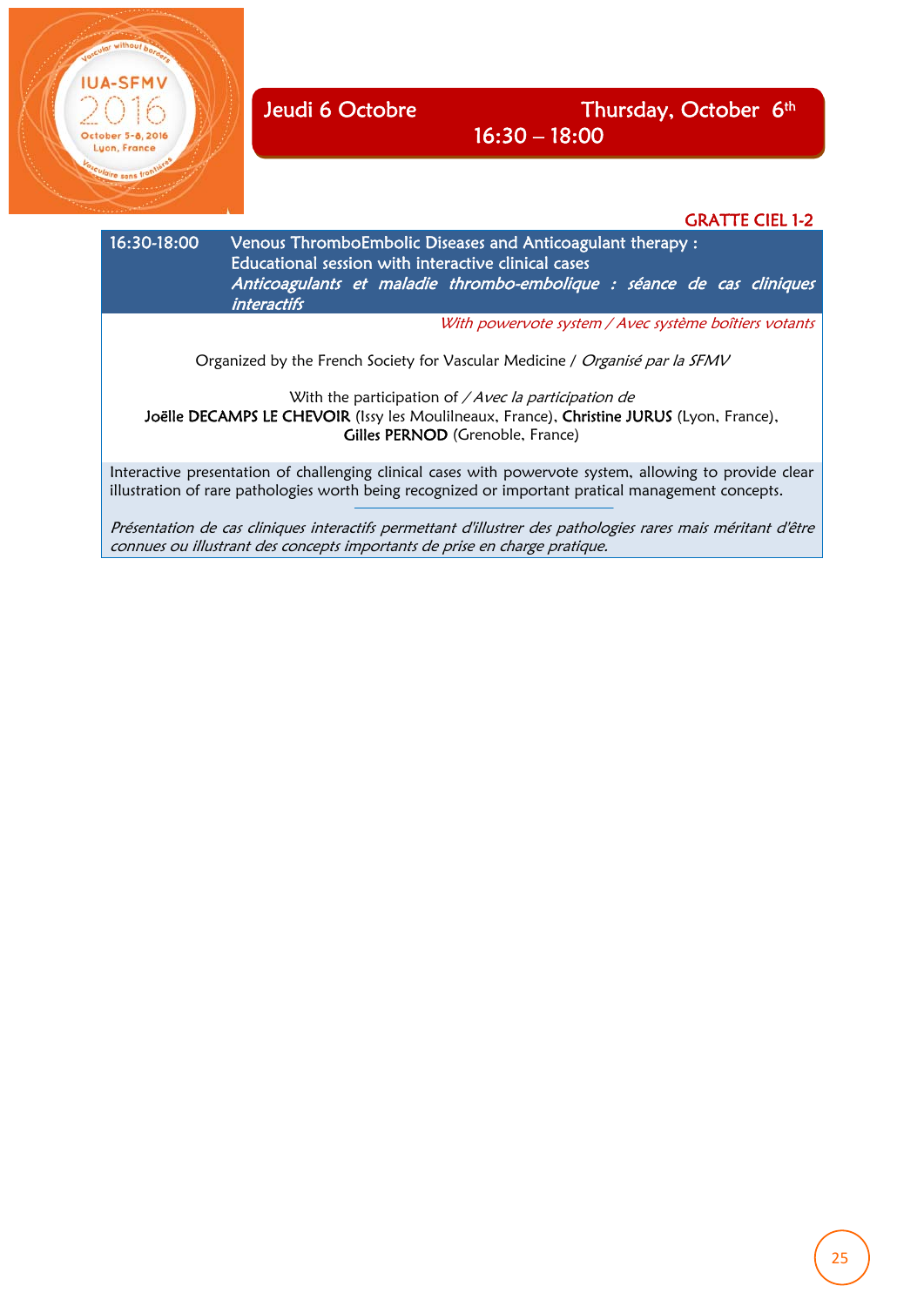## Jeudi 6 Octobre — Thursday, October 6th

**16:30 – 18:00**

**GRATTE CIEL 1-2**

**16:30-18:00** Venous ThromboEmbolic Diseases and Anticoagulant therapy : Educational session with interactive clinical cases
*Anticoagulants et maladie thrombo-embolique : séance de cas cliniques interactifs*

*With powervote system / Avec système boîtiers votants*

Organized by the French Society for Vascular Medicine / *Organisé par la SFMV*

With the participation of */ Avec la participation de*
**Joëlle DECAMPS LE CHEVOIR** (Issy les Moulilneaux, France), **Christine JURUS** (Lyon, France), **Gilles PERNOD** (Grenoble, France)

Interactive presentation of challenging clinical cases with powervote system, allowing to provide clear illustration of rare pathologies worth being recognized or important pratical management concepts.

---

*Présentation de cas cliniques interactifs permettant d'illustrer des pathologies rares mais méritant d'être connues ou illustrant des concepts importants de prise en charge pratique.*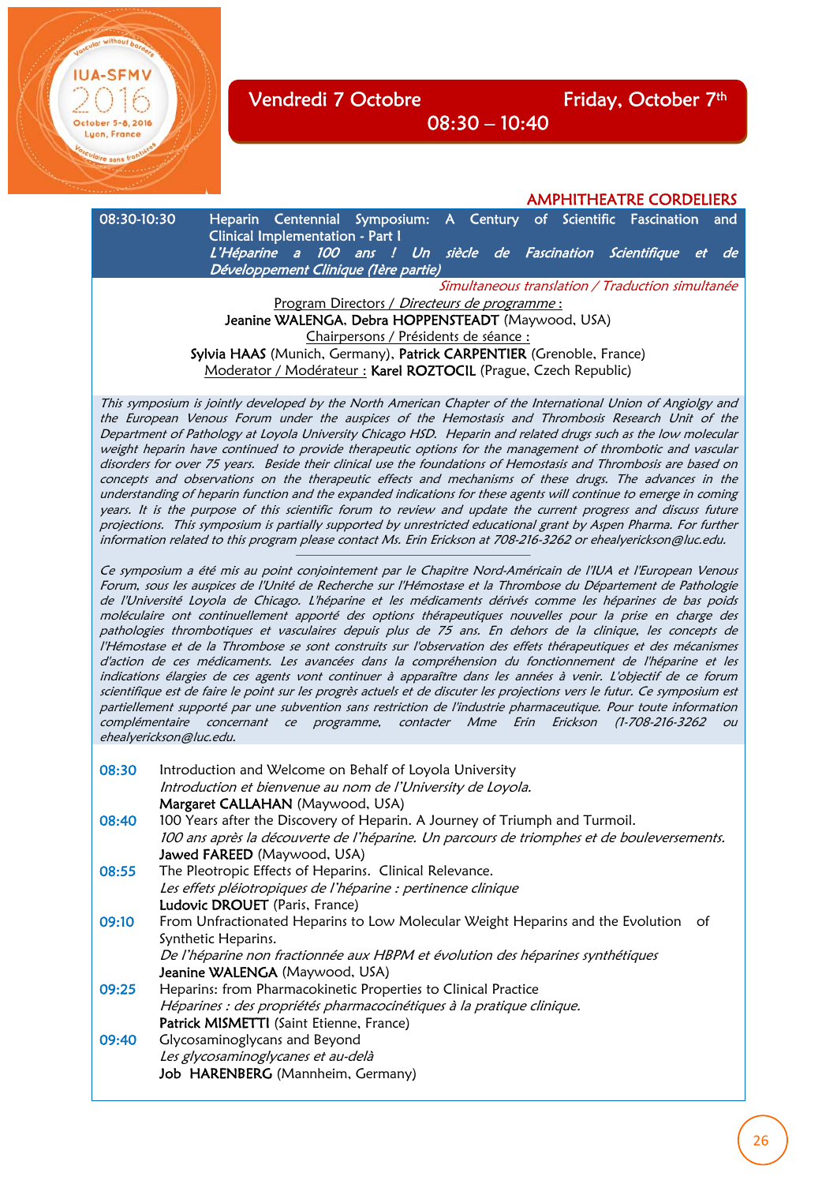## Vendredi 7 Octobre — Friday, October 7th

## 08:30 – 10:40

**AMPHITHEATRE CORDELIERS**

**08:30-10:30 Heparin Centennial Symposium: A Century of Scientific Fascination and Clinical Implementation - Part I**

***L'Héparine a 100 ans ! Un siècle de Fascination Scientifique et de Développement Clinique (1ère partie)***

*Simultaneous translation / Traduction simultanée*

Program Directors / *Directeurs de programme* :
**Jeanine WALENGA**, **Debra HOPPENSTEADT** (Maywood, USA)
Chairpersons / Présidents de séance :
**Sylvia HAAS** (Munich, Germany), **Patrick CARPENTIER** (Grenoble, France)
Moderator / Modérateur : **Karel ROZTOCIL** (Prague, Czech Republic)

*This symposium is jointly developed by the North American Chapter of the International Union of Angiolgy and the European Venous Forum under the auspices of the Hemostasis and Thrombosis Research Unit of the Department of Pathology at Loyola University Chicago HSD. Heparin and related drugs such as the low molecular weight heparin have continued to provide therapeutic options for the management of thrombotic and vascular disorders for over 75 years. Beside their clinical use the foundations of Hemostasis and Thrombosis are based on concepts and observations on the therapeutic effects and mechanisms of these drugs. The advances in the understanding of heparin function and the expanded indications for these agents will continue to emerge in coming years. It is the purpose of this scientific forum to review and update the current progress and discuss future projections. This symposium is partially supported by unrestricted educational grant by Aspen Pharma. For further information related to this program please contact Ms. Erin Erickson at 708-216-3262 or ehealyerickson@luc.edu.*

*Ce symposium a été mis au point conjointement par le Chapitre Nord-Américain de l'IUA et l'European Venous Forum, sous les auspices de l'Unité de Recherche sur l'Hémostase et la Thrombose du Département de Pathologie de l'Université Loyola de Chicago. L'héparine et les médicaments dérivés comme les héparines de bas poids moléculaire ont continuellement apporté des options thérapeutiques nouvelles pour la prise en charge des pathologies thrombotiques et vasculaires depuis plus de 75 ans. En dehors de la clinique, les concepts de l'Hémostase et de la Thrombose se sont construits sur l'observation des effets thérapeutiques et des mécanismes d'action de ces médicaments. Les avancées dans la compréhension du fonctionnement de l'héparine et les indications élargies de ces agents vont continuer à apparaître dans les années à venir. L'objectif de ce forum scientifique est de faire le point sur les progrès actuels et de discuter les projections vers le futur. Ce symposium est partiellement supporté par une subvention sans restriction de l'industrie pharmaceutique. Pour toute information complémentaire concernant ce programme, contacter Mme Erin Erickson (1-708-216-3262 ou ehealyerickson@luc.edu.*

**08:30** Introduction and Welcome on Behalf of Loyola University
*Introduction et bienvenue au nom de l'University de Loyola.*
**Margaret CALLAHAN** (Maywood, USA)

**08:40** 100 Years after the Discovery of Heparin. A Journey of Triumph and Turmoil.
*100 ans après la découverte de l'héparine. Un parcours de triomphes et de bouleversements.*
**Jawed FAREED** (Maywood, USA)

**08:55** The Pleotropic Effects of Heparins. Clinical Relevance.
*Les effets pléiotropiques de l'héparine : pertinence clinique*
**Ludovic DROUET** (Paris, France)

**09:10** From Unfractionated Heparins to Low Molecular Weight Heparins and the Evolution of Synthetic Heparins.
*De l'héparine non fractionnée aux HBPM et évolution des héparines synthétiques*
**Jeanine WALENGA** (Maywood, USA)

**09:25** Heparins: from Pharmacokinetic Properties to Clinical Practice
*Héparines : des propriétés pharmacocinétiques à la pratique clinique.*
**Patrick MISMETTI** (Saint Etienne, France)

**09:40** Glycosaminoglycans and Beyond
*Les glycosaminoglycanes et au-delà*
**Job HARENBERG** (Mannheim, Germany)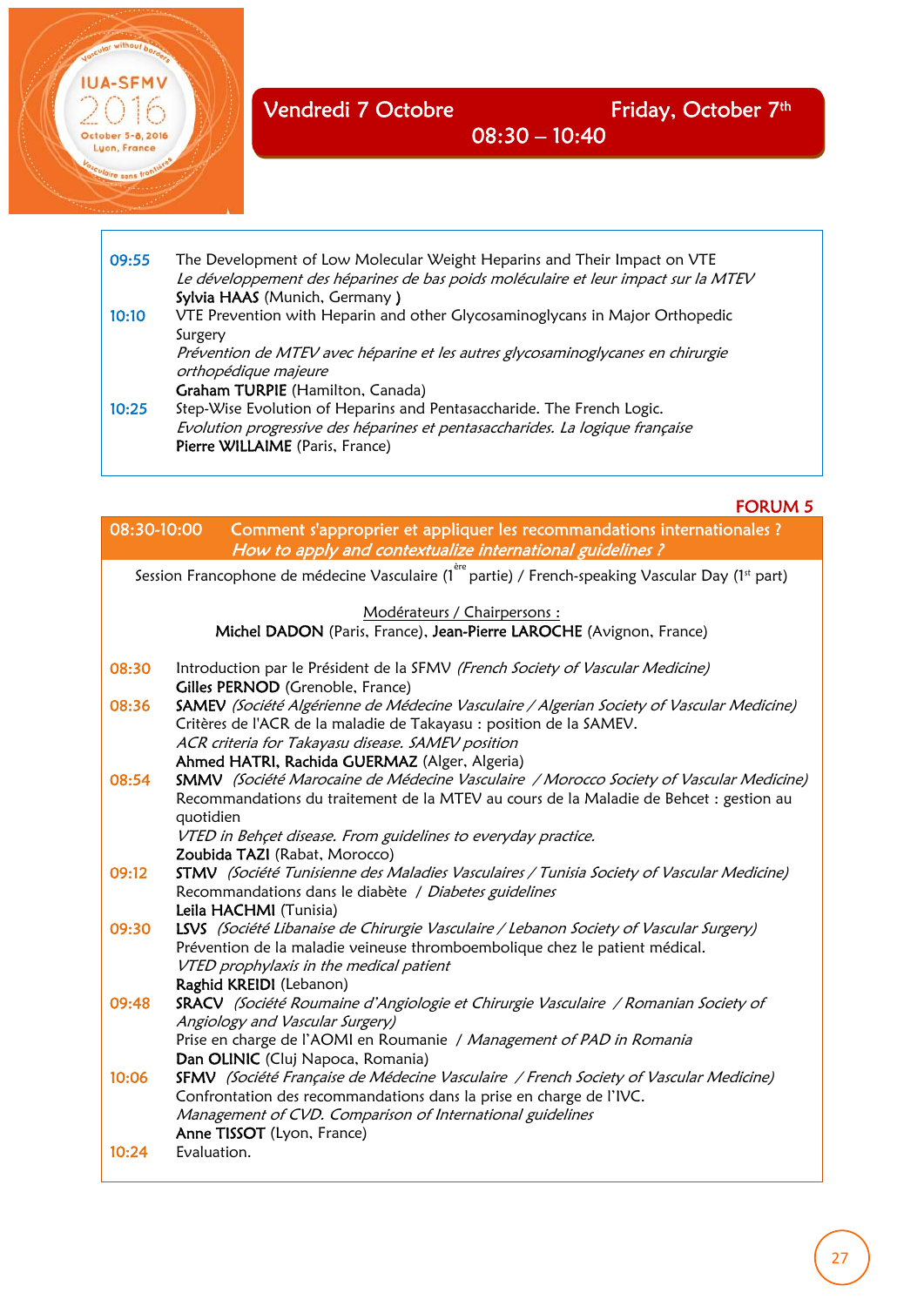## Vendredi 7 Octobre — Friday, October 7th

### 08:30 – 10:40

**09:55** The Development of Low Molecular Weight Heparins and Their Impact on VTE
*Le développement des héparines de bas poids moléculaire et leur impact sur la MTEV*
**Sylvia HAAS** (Munich, Germany **)**

**10:10** VTE Prevention with Heparin and other Glycosaminoglycans in Major Orthopedic Surgery
*Prévention de MTEV avec héparine et les autres glycosaminoglycanes en chirurgie orthopédique majeure*
**Graham TURPIE** (Hamilton, Canada)

**10:25** Step-Wise Evolution of Heparins and Pentasaccharide. The French Logic.
*Evolution progressive des héparines et pentasaccharides. La logique française*
**Pierre WILLAIME** (Paris, France)

**FORUM 5**

## 08:30-10:00 Comment s'approprier et appliquer les recommandations internationales ?
## *How to apply and contextualize international guidelines ?*

Session Francophone de médecine Vasculaire (1ère partie) / French-speaking Vascular Day (1st part)

Modérateurs / Chairpersons :
**Michel DADON** (Paris, France), **Jean-Pierre LAROCHE** (Avignon, France)

**08:30** Introduction par le Président de la SFMV *(French Society of Vascular Medicine)*
**Gilles PERNOD** (Grenoble, France)

**08:36** **SAMEV** *(Société Algérienne de Médecine Vasculaire / Algerian Society of Vascular Medicine)*
Critères de l'ACR de la maladie de Takayasu : position de la SAMEV.
*ACR criteria for Takayasu disease. SAMEV position*
**Ahmed HATRI, Rachida GUERMAZ** (Alger, Algeria)

**08:54** **SMMV** *(Société Marocaine de Médecine Vasculaire / Morocco Society of Vascular Medicine)*
Recommandations du traitement de la MTEV au cours de la Maladie de Behcet : gestion au quotidien
*VTED in Behçet disease. From guidelines to everyday practice.*
**Zoubida TAZI** (Rabat, Morocco)

**09:12** **STMV** *(Société Tunisienne des Maladies Vasculaires / Tunisia Society of Vascular Medicine)*
Recommandations dans le diabète / *Diabetes guidelines*
**Leila HACHMI** (Tunisia)

**09:30** **LSVS** *(Société Libanaise de Chirurgie Vasculaire / Lebanon Society of Vascular Surgery)*
Prévention de la maladie veineuse thromboembolique chez le patient médical.
*VTED prophylaxis in the medical patient*
**Raghid KREIDI** (Lebanon)

**09:48** **SRACV** *(Société Roumaine d'Angiologie et Chirurgie Vasculaire / Romanian Society of Angiology and Vascular Surgery)*
Prise en charge de l'AOMI en Roumanie / *Management of PAD in Romania*
**Dan OLINIC** (Cluj Napoca, Romania)

**10:06** **SFMV** *(Société Française de Médecine Vasculaire / French Society of Vascular Medicine)*
Confrontation des recommandations dans la prise en charge de l'IVC.
*Management of CVD. Comparison of International guidelines*
**Anne TISSOT** (Lyon, France)

**10:24** Evaluation.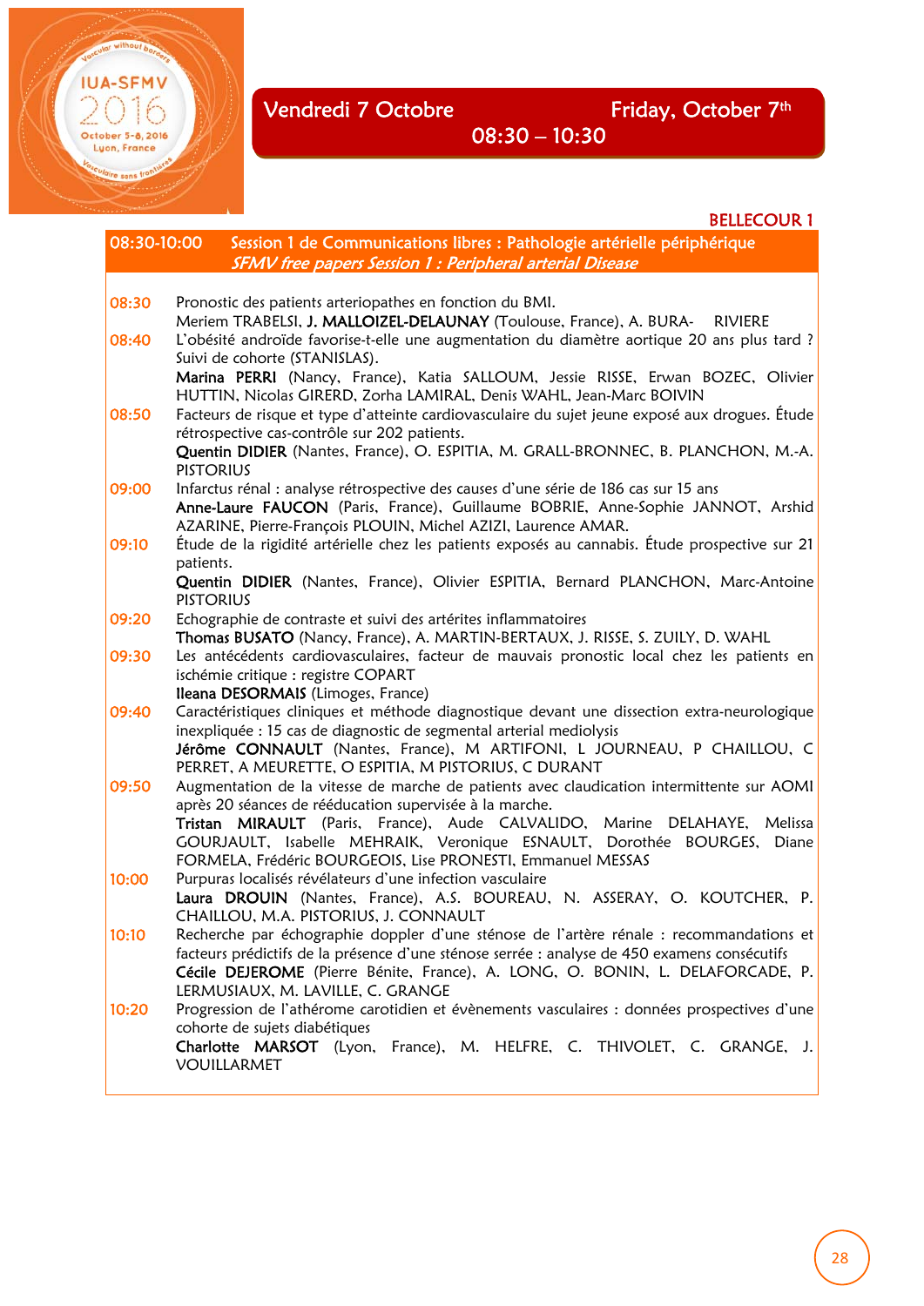## Vendredi 7 Octobre — Friday, October 7th

### 08:30 – 10:30

**BELLECOUR 1**

### 08:30-10:00 Session 1 de Communications libres : Pathologie artérielle périphérique
*SFMV free papers Session 1 : Peripheral arterial Disease*

**08:30** Pronostic des patients arteriopathes en fonction du BMI.
Meriem TRABELSI, **J. MALLOIZEL-DELAUNAY** (Toulouse, France), A. BURA-RIVIERE

**08:40** L'obésité androïde favorise-t-elle une augmentation du diamètre aortique 20 ans plus tard ? Suivi de cohorte (STANISLAS).
**Marina PERRI** (Nancy, France), Katia SALLOUM, Jessie RISSE, Erwan BOZEC, Olivier HUTTIN, Nicolas GIRERD, Zorha LAMIRAL, Denis WAHL, Jean-Marc BOIVIN

**08:50** Facteurs de risque et type d'atteinte cardiovasculaire du sujet jeune exposé aux drogues. Étude rétrospective cas-contrôle sur 202 patients.
**Quentin DIDIER** (Nantes, France), O. ESPITIA, M. GRALL-BRONNEC, B. PLANCHON, M.-A. PISTORIUS

**09:00** Infarctus rénal : analyse rétrospective des causes d'une série de 186 cas sur 15 ans
**Anne-Laure FAUCON** (Paris, France), Guillaume BOBRIE, Anne-Sophie JANNOT, Arshid AZARINE, Pierre-François PLOUIN, Michel AZIZI, Laurence AMAR.

**09:10** Étude de la rigidité artérielle chez les patients exposés au cannabis. Étude prospective sur 21 patients.
**Quentin DIDIER** (Nantes, France), Olivier ESPITIA, Bernard PLANCHON, Marc-Antoine PISTORIUS

**09:20** Echographie de contraste et suivi des artérites inflammatoires
**Thomas BUSATO** (Nancy, France), A. MARTIN-BERTAUX, J. RISSE, S. ZUILY, D. WAHL

**09:30** Les antécédents cardiovasculaires, facteur de mauvais pronostic local chez les patients en ischémie critique : registre COPART
**Ileana DESORMAIS** (Limoges, France)

**09:40** Caractéristiques cliniques et méthode diagnostique devant une dissection extra-neurologique inexpliquée : 15 cas de diagnostic de segmental arterial mediolysis
**Jérôme CONNAULT** (Nantes, France), M ARTIFONI, L JOURNEAU, P CHAILLOU, C PERRET, A MEURETTE, O ESPITIA, M PISTORIUS, C DURANT

**09:50** Augmentation de la vitesse de marche de patients avec claudication intermittente sur AOMI après 20 séances de rééducation supervisée à la marche.
**Tristan MIRAULT** (Paris, France), Aude CALVALIDO, Marine DELAHAYE, Melissa GOURJAULT, Isabelle MEHRAIK, Veronique ESNAULT, Dorothée BOURGES, Diane FORMELA, Frédéric BOURGEOIS, Lise PRONESTI, Emmanuel MESSAS

**10:00** Purpuras localisés révélateurs d'une infection vasculaire
**Laura DROUIN** (Nantes, France), A.S. BOUREAU, N. ASSERAY, O. KOUTCHER, P. CHAILLOU, M.A. PISTORIUS, J. CONNAULT

**10:10** Recherche par échographie doppler d'une sténose de l'artère rénale : recommandations et facteurs prédictifs de la présence d'une sténose serrée : analyse de 450 examens consécutifs
**Cécile DEJEROME** (Pierre Bénite, France), A. LONG, O. BONIN, L. DELAFORCADE, P. LERMUSIAUX, M. LAVILLE, C. GRANGE

**10:20** Progression de l'athérome carotidien et évènements vasculaires : données prospectives d'une cohorte de sujets diabétiques
**Charlotte MARSOT** (Lyon, France), M. HELFRE, C. THIVOLET, C. GRANGE, J. VOUILLARMET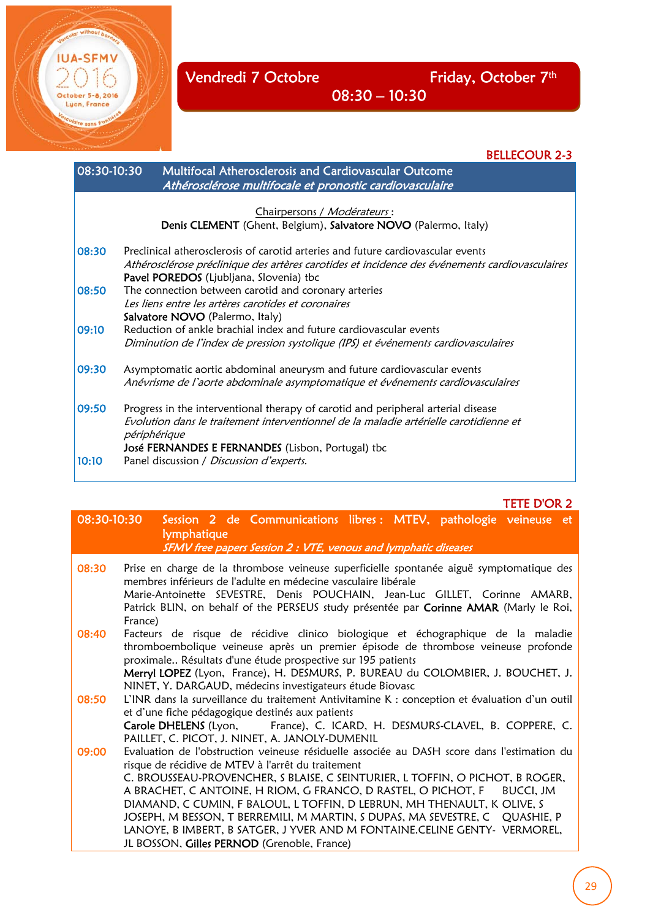## Vendredi 7 Octobre — Friday, October 7th

08:30 – 10:30

**BELLECOUR 2-3**

### 08:30-10:30 Multifocal Atherosclerosis and Cardiovascular Outcome

*Athérosclérose multifocale et pronostic cardiovasculaire*

Chairpersons / *Modérateurs* :
**Denis CLEMENT** (Ghent, Belgium), **Salvatore NOVO** (Palermo, Italy)

**08:30** Preclinical atherosclerosis of carotid arteries and future cardiovascular events
*Athérosclérose préclinique des artères carotides et incidence des événements cardiovasculaires*
**Pavel POREDOS** (Ljubljana, Slovenia) tbc

**08:50** The connection between carotid and coronary arteries
*Les liens entre les artères carotides et coronaires*
**Salvatore NOVO** (Palermo, Italy)

**09:10** Reduction of ankle brachial index and future cardiovascular events
*Diminution de l'index de pression systolique (IPS) et événements cardiovasculaires*

**09:30** Asymptomatic aortic abdominal aneurysm and future cardiovascular events
*Anévrisme de l'aorte abdominale asymptomatique et événements cardiovasculaires*

**09:50** Progress in the interventional therapy of carotid and peripheral arterial disease
*Evolution dans le traitement interventionnel de la maladie artérielle carotidienne et périphérique*
**José FERNANDES E FERNANDES** (Lisbon, Portugal) tbc

**10:10** Panel discussion / *Discussion d'experts.*

**TETE D'OR 2**

### 08:30-10:30 Session 2 de Communications libres : MTEV, pathologie veineuse et lymphatique

*SFMV free papers Session 2 : VTE, venous and lymphatic diseases*

**08:30** Prise en charge de la thrombose veineuse superficielle spontanée aiguë symptomatique des membres inférieurs de l'adulte en médecine vasculaire libérale
Marie-Antoinette SEVESTRE, Denis POUCHAIN, Jean-Luc GILLET, Corinne AMARB, Patrick BLIN, on behalf of the PERSEUS study présentée par **Corinne AMAR** (Marly le Roi, France)

**08:40** Facteurs de risque de récidive clinico biologique et échographique de la maladie thromboembolique veineuse après un premier épisode de thrombose veineuse profonde proximale.. Résultats d'une étude prospective sur 195 patients
**Merryl LOPEZ** (Lyon, France), H. DESMURS, P. BUREAU du COLOMBIER, J. BOUCHET, J. NINET, Y. DARGAUD, médecins investigateurs étude Biovasc

**08:50** L'INR dans la surveillance du traitement Antivitamine K : conception et évaluation d'un outil et d'une fiche pédagogique destinés aux patients
**Carole DHELENS** (Lyon, France), C. ICARD, H. DESMURS-CLAVEL, B. COPPERE, C. PAILLET, C. PICOT, J. NINET, A. JANOLY-DUMENIL

**09:00** Evaluation de l'obstruction veineuse résiduelle associée au DASH score dans l'estimation du risque de récidive de MTEV à l'arrêt du traitement
C. BROUSSEAU-PROVENCHER, S BLAISE, C SEINTURIER, L TOFFIN, O PICHOT, B ROGER, A BRACHET, C ANTOINE, H RIOM, G FRANCO, D RASTEL, O PICHOT, F BUCCI, JM DIAMAND, C CUMIN, F BALOUL, L TOFFIN, D LEBRUN, MH THENAULT, K OLIVE, S JOSEPH, M BESSON, T BERREMILI, M MARTIN, S DUPAS, MA SEVESTRE, C QUASHIE, P LANOYE, B IMBERT, B SATGER, J YVER AND M FONTAINE.CELINE GENTY- VERMOREL, JL BOSSON, **Gilles PERNOD** (Grenoble, France)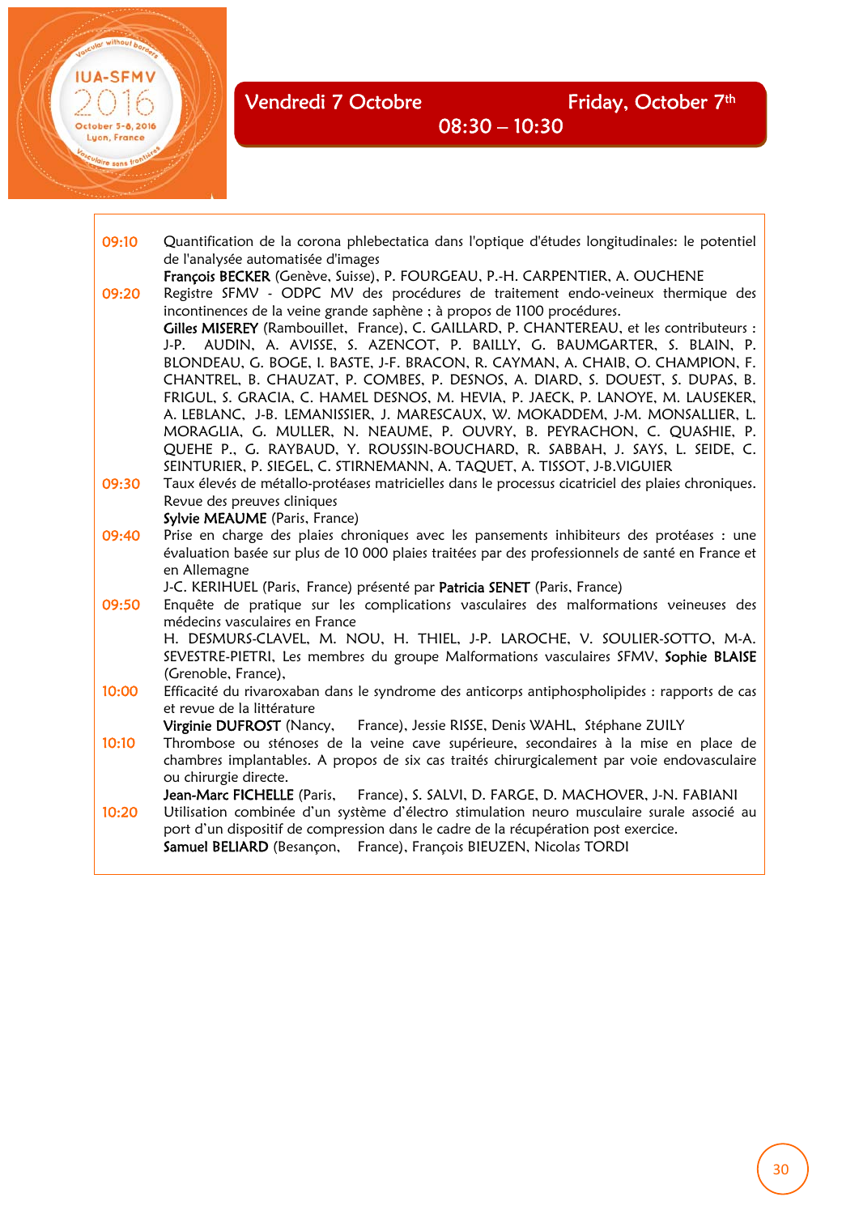## Vendredi 7 Octobre — Friday, October 7th

### 08:30 – 10:30

**09:10** Quantification de la corona phlebectatica dans l'optique d'études longitudinales: le potentiel de l'analysée automatisée d'images
**François BECKER** (Genève, Suisse), P. FOURGEAU, P.-H. CARPENTIER, A. OUCHENE

**09:20** Registre SFMV - ODPC MV des procédures de traitement endo-veineux thermique des incontinences de la veine grande saphène ; à propos de 1100 procédures.
**Gilles MISEREY** (Rambouillet, France), C. GAILLARD, P. CHANTEREAU, et les contributeurs : J-P. AUDIN, A. AVISSE, S. AZENCOT, P. BAILLY, G. BAUMGARTER, S. BLAIN, P. BLONDEAU, G. BOGE, I. BASTE, J-F. BRACON, R. CAYMAN, A. CHAIB, O. CHAMPION, F. CHANTREL, B. CHAUZAT, P. COMBES, P. DESNOS, A. DIARD, S. DOUEST, S. DUPAS, B. FRIGUL, S. GRACIA, C. HAMEL DESNOS, M. HEVIA, P. JAECK, P. LANOYE, M. LAUSEKER, A. LEBLANC, J-B. LEMANISSIER, J. MARESCAUX, W. MOKADDEM, J-M. MONSALLIER, L. MORAGLIA, G. MULLER, N. NEAUME, P. OUVRY, B. PEYRACHON, C. QUASHIE, P. QUEHE P., G. RAYBAUD, Y. ROUSSIN-BOUCHARD, R. SABBAH, J. SAYS, L. SEIDE, C. SEINTURIER, P. SIEGEL, C. STIRNEMANN, A. TAQUET, A. TISSOT, J-B.VIGUIER

**09:30** Taux élevés de métallo-protéases matricielles dans le processus cicatriciel des plaies chroniques. Revue des preuves cliniques
**Sylvie MEAUME** (Paris, France)

**09:40** Prise en charge des plaies chroniques avec les pansements inhibiteurs des protéases : une évaluation basée sur plus de 10 000 plaies traitées par des professionnels de santé en France et en Allemagne
J-C. KERIHUEL (Paris, France) présenté par **Patricia SENET** (Paris, France)

**09:50** Enquête de pratique sur les complications vasculaires des malformations veineuses des médecins vasculaires en France
H. DESMURS-CLAVEL, M. NOU, H. THIEL, J-P. LAROCHE, V. SOULIER-SOTTO, M-A. SEVESTRE-PIETRI, Les membres du groupe Malformations vasculaires SFMV, **Sophie BLAISE** (Grenoble, France),

**10:00** Efficacité du rivaroxaban dans le syndrome des anticorps antiphospholipides : rapports de cas et revue de la littérature
**Virginie DUFROST** (Nancy, France), Jessie RISSE, Denis WAHL, Stéphane ZUILY

**10:10** Thrombose ou sténoses de la veine cave supérieure, secondaires à la mise en place de chambres implantables. A propos de six cas traités chirurgicalement par voie endovasculaire ou chirurgie directe.
**Jean-Marc FICHELLE** (Paris, France), S. SALVI, D. FARGE, D. MACHOVER, J-N. FABIANI

**10:20** Utilisation combinée d'un système d'électro stimulation neuro musculaire surale associé au port d'un dispositif de compression dans le cadre de la récupération post exercice.
**Samuel BELIARD** (Besançon, France), François BIEUZEN, Nicolas TORDI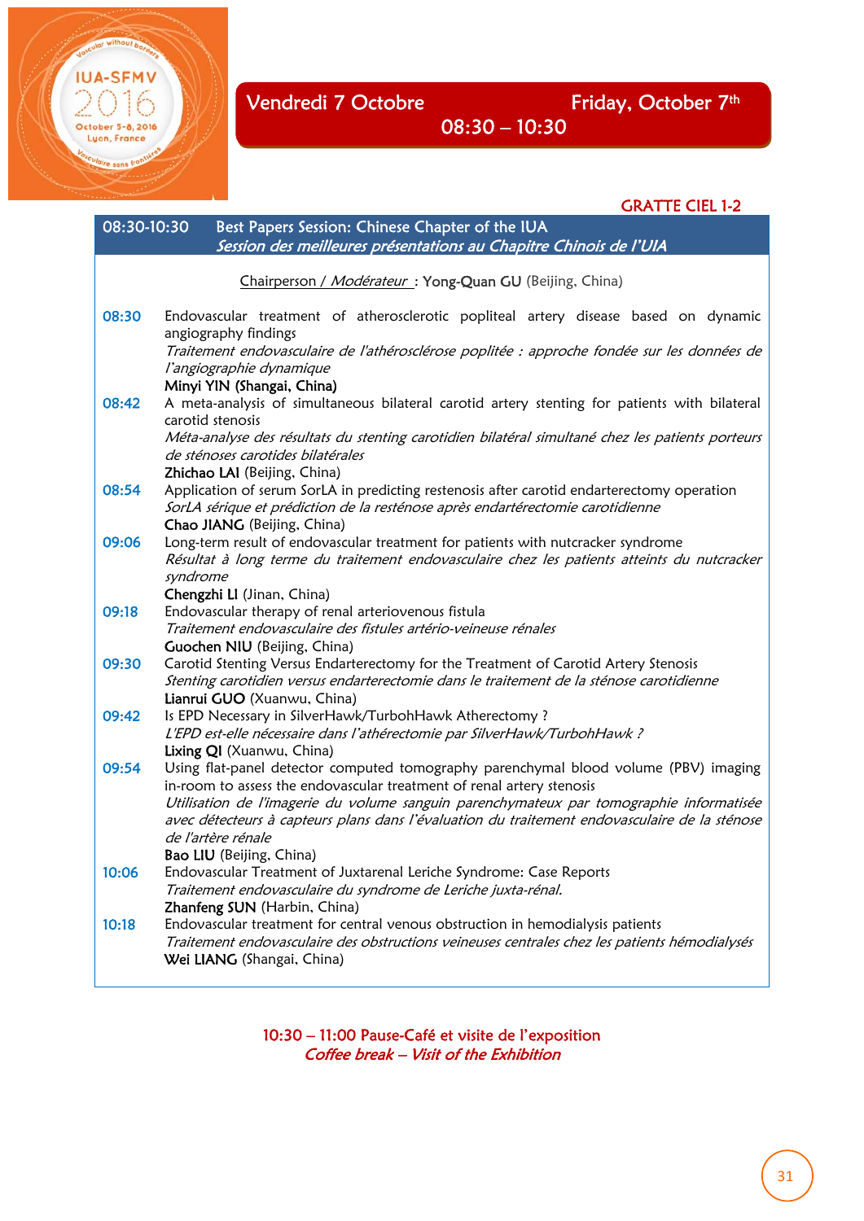## Vendredi 7 Octobre — Friday, October 7th

## 08:30 – 10:30

**GRATTE CIEL 1-2**

### 08:30-10:30 Best Papers Session: Chinese Chapter of the IUA
*Session des meilleures présentations au Chapitre Chinois de l'UIA*

Chairperson / *Modérateur* : **Yong-Quan GU** (Beijing, China)

**08:30** Endovascular treatment of atherosclerotic popliteal artery disease based on dynamic angiography findings
*Traitement endovasculaire de l'athérosclérose poplitée : approche fondée sur les données de l'angiographie dynamique*
**Minyi YIN (Shangai, China)**

**08:42** A meta-analysis of simultaneous bilateral carotid artery stenting for patients with bilateral carotid stenosis
*Méta-analyse des résultats du stenting carotidien bilatéral simultané chez les patients porteurs de sténoses carotides bilatérales*
**Zhichao LAI** (Beijing, China)

**08:54** Application of serum SorLA in predicting restenosis after carotid endarterectomy operation
*SorLA sérique et prédiction de la resténose après endartérectomie carotidienne*
**Chao JIANG** (Beijing, China)

**09:06** Long-term result of endovascular treatment for patients with nutcracker syndrome
*Résultat à long terme du traitement endovasculaire chez les patients atteints du nutcracker syndrome*
**Chengzhi LI** (Jinan, China)

**09:18** Endovascular therapy of renal arteriovenous fistula
*Traitement endovasculaire des fistules artério-veineuse rénales*
**Guochen NIU** (Beijing, China)

**09:30** Carotid Stenting Versus Endarterectomy for the Treatment of Carotid Artery Stenosis
*Stenting carotidien versus endarterectomie dans le traitement de la sténose carotidienne*
**Lianrui GUO** (Xuanwu, China)

**09:42** Is EPD Necessary in SilverHawk/TurbohHawk Atherectomy ?
*L'EPD est-elle nécessaire dans l'athérectomie par SilverHawk/TurbohHawk ?*
**Lixing QI** (Xuanwu, China)

**09:54** Using flat-panel detector computed tomography parenchymal blood volume (PBV) imaging in-room to assess the endovascular treatment of renal artery stenosis
*Utilisation de l'imagerie du volume sanguin parenchymateux par tomographie informatisée avec détecteurs à capteurs plans dans l'évaluation du traitement endovasculaire de la sténose de l'artère rénale*
**Bao LIU** (Beijing, China)

**10:06** Endovascular Treatment of Juxtarenal Leriche Syndrome: Case Reports
*Traitement endovasculaire du syndrome de Leriche juxta-rénal.*
**Zhanfeng SUN** (Harbin, China)

**10:18** Endovascular treatment for central venous obstruction in hemodialysis patients
*Traitement endovasculaire des obstructions veineuses centrales chez les patients hémodialysés*
**Wei LIANG** (Shangai, China)

**10:30 – 11:00 Pause-Café et visite de l'exposition**
***Coffee break – Visit of the Exhibition***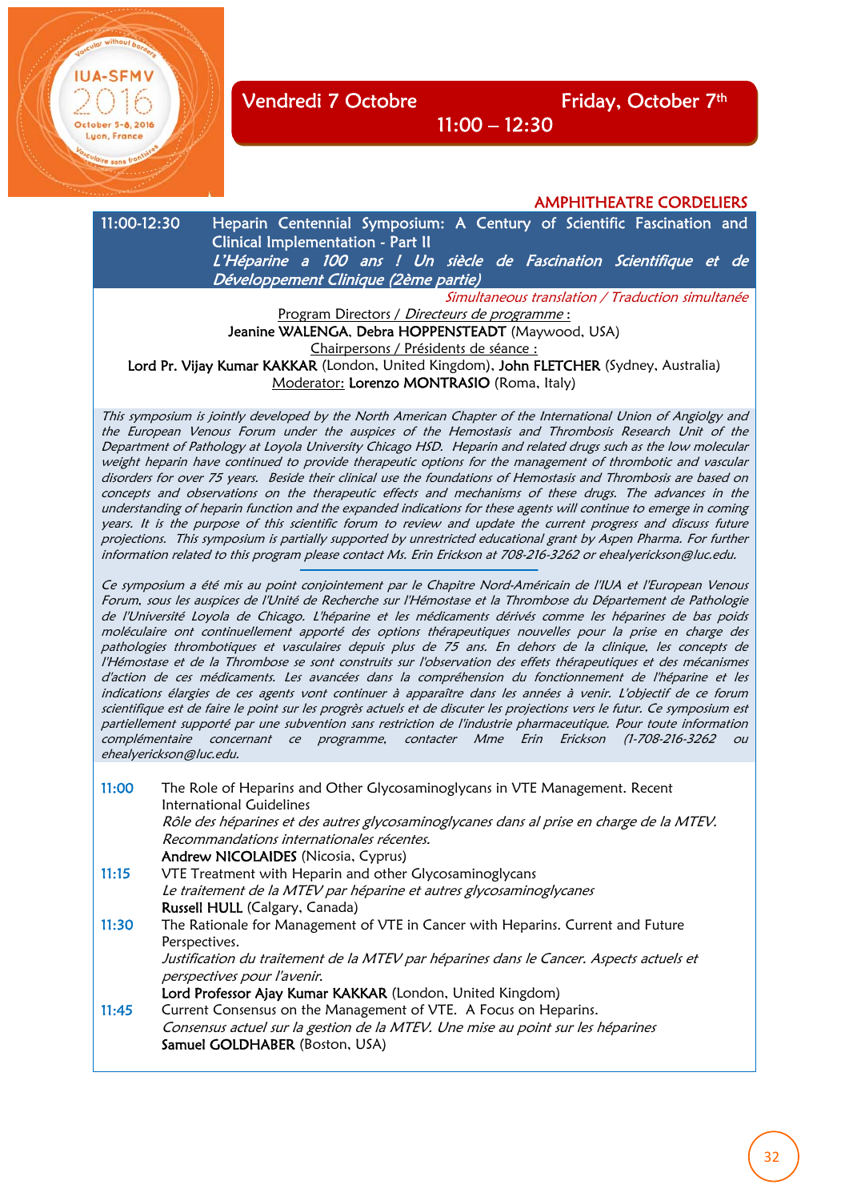## Vendredi 7 Octobre — Friday, October 7th

## 11:00 – 12:30

AMPHITHEATRE CORDELIERS

### 11:00-12:30 Heparin Centennial Symposium: A Century of Scientific Fascination and Clinical Implementation - Part II

*L'Héparine a 100 ans ! Un siècle de Fascination Scientifique et de Développement Clinique (2ème partie)*

*Simultaneous translation / Traduction simultanée*

Program Directors / *Directeurs de programme* :
**Jeanine WALENGA**, **Debra HOPPENSTEADT** (Maywood, USA)
Chairpersons / *Présidents de séance* :
**Lord Pr. Vijay Kumar KAKKAR** (London, United Kingdom), **John FLETCHER** (Sydney, Australia)
Moderator: **Lorenzo MONTRASIO** (Roma, Italy)

*This symposium is jointly developed by the North American Chapter of the International Union of Angiolgy and the European Venous Forum under the auspices of the Hemostasis and Thrombosis Research Unit of the Department of Pathology at Loyola University Chicago HSD. Heparin and related drugs such as the low molecular weight heparin have continued to provide therapeutic options for the management of thrombotic and vascular disorders for over 75 years. Beside their clinical use the foundations of Hemostasis and Thrombosis are based on concepts and observations on the therapeutic effects and mechanisms of these drugs. The advances in the understanding of heparin function and the expanded indications for these agents will continue to emerge in coming years. It is the purpose of this scientific forum to review and update the current progress and discuss future projections. This symposium is partially supported by unrestricted educational grant by Aspen Pharma. For further information related to this program please contact Ms. Erin Erickson at 708-216-3262 or ehealyerickson@luc.edu.*

*Ce symposium a été mis au point conjointement par le Chapitre Nord-Américain de l'IUA et l'European Venous Forum, sous les auspices de l'Unité de Recherche sur l'Hémostase et la Thrombose du Département de Pathologie de l'Université Loyola de Chicago. L'héparine et les médicaments dérivés comme les héparines de bas poids moléculaire ont continuellement apporté des options thérapeutiques nouvelles pour la prise en charge des pathologies thrombotiques et vasculaires depuis plus de 75 ans. En dehors de la clinique, les concepts de l'Hémostase et de la Thrombose se sont construits sur l'observation des effets thérapeutiques et des mécanismes d'action de ces médicaments. Les avancées dans la compréhension du fonctionnement de l'héparine et les indications élargies de ces agents vont continuer à apparaître dans les années à venir. L'objectif de ce forum scientifique est de faire le point sur les progrès actuels et de discuter les projections vers le futur. Ce symposium est partiellement supporté par une subvention sans restriction de l'industrie pharmaceutique. Pour toute information complémentaire concernant ce programme, contacter Mme Erin Erickson (1-708-216-3262 ou ehealyerickson@luc.edu.*

**11:00** The Role of Heparins and Other Glycosaminoglycans in VTE Management. Recent International Guidelines
*Rôle des héparines et des autres glycosaminoglycanes dans al prise en charge de la MTEV. Recommandations internationales récentes.*
**Andrew NICOLAIDES** (Nicosia, Cyprus)

**11:15** VTE Treatment with Heparin and other Glycosaminoglycans
*Le traitement de la MTEV par héparine et autres glycosaminoglycanes*
**Russell HULL** (Calgary, Canada)

**11:30** The Rationale for Management of VTE in Cancer with Heparins. Current and Future Perspectives.
*Justification du traitement de la MTEV par héparines dans le Cancer. Aspects actuels et perspectives pour l'avenir.*
**Lord Professor Ajay Kumar KAKKAR** (London, United Kingdom)

**11:45** Current Consensus on the Management of VTE. A Focus on Heparins.
*Consensus actuel sur la gestion de la MTEV. Une mise au point sur les héparines*
**Samuel GOLDHABER** (Boston, USA)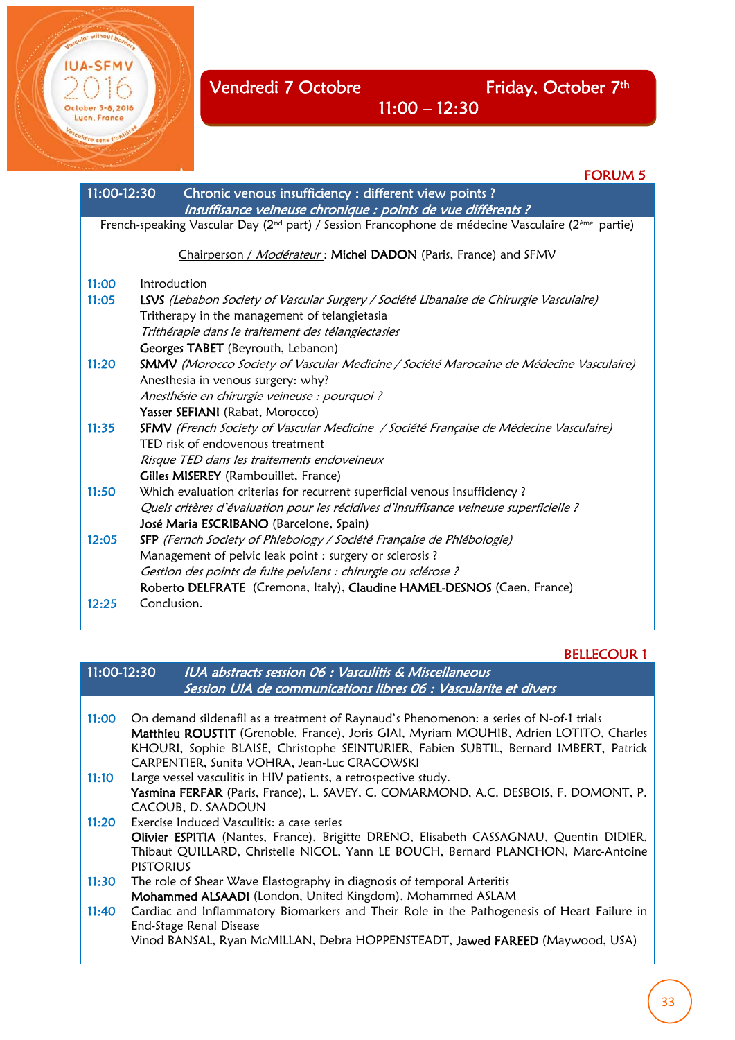## Vendredi 7 Octobre — Friday, October 7th

**11:00 – 12:30**

### FORUM 5

**11:00-12:30 Chronic venous insufficiency : different view points ?**
***Insuffisance veineuse chronique : points de vue différents ?***

French-speaking Vascular Day (2nd part) / Session Francophone de médecine Vasculaire (2ème partie)

Chairperson / *Modérateur* : **Michel DADON** (Paris, France) and SFMV

**11:00** Introduction

**11:05** **LSVS** *(Lebabon Society of Vascular Surgery / Société Libanaise de Chirurgie Vasculaire)*
Tritherapy in the management of telangietasia
*Trithérapie dans le traitement des télangiectasies*
**Georges TABET** (Beyrouth, Lebanon)

**11:20** **SMMV** *(Morocco Society of Vascular Medicine / Société Marocaine de Médecine Vasculaire)*
Anesthesia in venous surgery: why?
*Anesthésie en chirurgie veineuse : pourquoi ?*
**Yasser SEFIANI** (Rabat, Morocco)

**11:35** **SFMV** *(French Society of Vascular Medicine / Société Française de Médecine Vasculaire)*
TED risk of endovenous treatment
*Risque TED dans les traitements endoveineux*
**Gilles MISEREY** (Rambouillet, France)

**11:50** Which evaluation criterias for recurrent superficial venous insufficiency ?
*Quels critères d'évaluation pour les récidives d'insuffisance veineuse superficielle ?*
**José Maria ESCRIBANO** (Barcelone, Spain)

**12:05** **SFP** *(Fernch Society of Phlebology / Société Française de Phlébologie)*
Management of pelvic leak point : surgery or sclerosis ?
*Gestion des points de fuite pelviens : chirurgie ou sclérose ?*
**Roberto DELFRATE** (Cremona, Italy), **Claudine HAMEL-DESNOS** (Caen, France)

**12:25** Conclusion.

### BELLECOUR 1

**11:00-12:30** ***IUA abstracts session 06 : Vasculitis & Miscellaneous***
***Session UIA de communications libres 06 : Vascularite et divers***

**11:00** On demand sildenafil as a treatment of Raynaud's Phenomenon: a series of N-of-1 trials
**Matthieu ROUSTIT** (Grenoble, France), Joris GIAI, Myriam MOUHIB, Adrien LOTITO, Charles KHOURI, Sophie BLAISE, Christophe SEINTURIER, Fabien SUBTIL, Bernard IMBERT, Patrick CARPENTIER, Sunita VOHRA, Jean-Luc CRACOWSKI

**11:10** Large vessel vasculitis in HIV patients, a retrospective study.
**Yasmina FERFAR** (Paris, France), L. SAVEY, C. COMARMOND, A.C. DESBOIS, F. DOMONT, P. CACOUB, D. SAADOUN

**11:20** Exercise Induced Vasculitis: a case series
**Olivier ESPITIA** (Nantes, France), Brigitte DRENO, Elisabeth CASSAGNAU, Quentin DIDIER, Thibaut QUILLARD, Christelle NICOL, Yann LE BOUCH, Bernard PLANCHON, Marc-Antoine PISTORIUS

**11:30** The role of Shear Wave Elastography in diagnosis of temporal Arteritis
**Mohammed ALSAADI** (London, United Kingdom), Mohammed ASLAM

**11:40** Cardiac and Inflammatory Biomarkers and Their Role in the Pathogenesis of Heart Failure in End-Stage Renal Disease
Vinod BANSAL, Ryan McMILLAN, Debra HOPPENSTEADT, **Jawed FAREED** (Maywood, USA)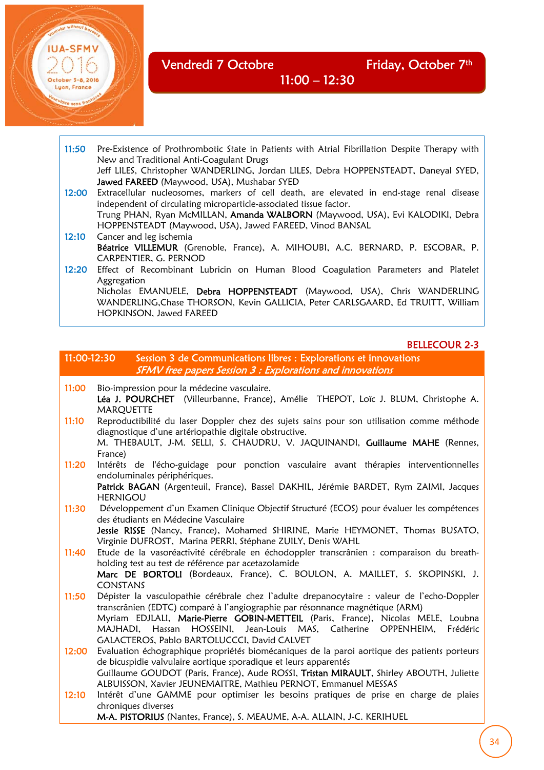## Vendredi 7 Octobre — Friday, October 7th

## 11:00 – 12:30

**11:50** Pre-Existence of Prothrombotic State in Patients with Atrial Fibrillation Despite Therapy with New and Traditional Anti-Coagulant Drugs
Jeff LILES, Christopher WANDERLING, Jordan LILES, Debra HOPPENSTEADT, Daneyal SYED, **Jawed FAREED** (Maywood, USA), Mushabar SYED

**12:00** Extracellular nucleosomes, markers of cell death, are elevated in end-stage renal disease independent of circulating microparticle-associated tissue factor.
Trung PHAN, Ryan McMILLAN, **Amanda WALBORN** (Maywood, USA), Evi KALODIKI, Debra HOPPENSTEADT (Maywood, USA), Jawed FAREED, Vinod BANSAL

**12:10** Cancer and leg ischemia
**Béatrice VILLEMUR** (Grenoble, France), A. MIHOUBI, A.C. BERNARD, P. ESCOBAR, P. CARPENTIER, G. PERNOD

**12:20** Effect of Recombinant Lubricin on Human Blood Coagulation Parameters and Platelet Aggregation
Nicholas EMANUELE, **Debra HOPPENSTEADT** (Maywood, USA), Chris WANDERLING WANDERLING,Chase THORSON, Kevin GALLICIA, Peter CARLSGAARD, Ed TRUITT, William HOPKINSON, Jawed FAREED

BELLECOUR 2-3

### 11:00-12:30 Session 3 de Communications libres : Explorations et innovations
*SFMV free papers Session 3 : Explorations and innovations*

**11:00** Bio-impression pour la médecine vasculaire.
**Léa J. POURCHET** (Villeurbanne, France), Amélie THEPOT, Loïc J. BLUM, Christophe A. MARQUETTE

**11:10** Reproductibilité du laser Doppler chez des sujets sains pour son utilisation comme méthode diagnostique d'une artériopathie digitale obstructive.
M. THEBAULT, J-M. SELLI, S. CHAUDRU, V. JAQUINANDI, **Guillaume MAHE** (Rennes, France)

**11:20** Intérêts de l'écho-guidage pour ponction vasculaire avant thérapies interventionnelles endoluminales périphériques.
**Patrick BAGAN** (Argenteuil, France), Bassel DAKHIL, Jérémie BARDET, Rym ZAIMI, Jacques HERNIGOU

**11:30** Développement d'un Examen Clinique Objectif Structuré (ECOS) pour évaluer les compétences des étudiants en Médecine Vasculaire
**Jessie RISSE** (Nancy, France), Mohamed SHIRINE, Marie HEYMONET, Thomas BUSATO, Virginie DUFROST, Marina PERRI, Stéphane ZUILY, Denis WAHL

**11:40** Etude de la vasoréactivité cérébrale en échodoppler transcrânien : comparaison du breath-holding test au test de référence par acetazolamide
**Marc DE BORTOLI** (Bordeaux, France), C. BOULON, A. MAILLET, S. SKOPINSKI, J. CONSTANS

**11:50** Dépister la vasculopathie cérébrale chez l'adulte drepanocytaire : valeur de l'echo-Doppler transcrânien (EDTC) comparé à l'angiographie par résonnance magnétique (ARM)
Myriam EDJLALI, **Marie-Pierre GOBIN-METTEIL** (Paris, France), Nicolas MELE, Loubna MAJHADI, Hassan HOSSEINI, Jean-Louis MAS, Catherine OPPENHEIM, Frédéric GALACTEROS, Pablo BARTOLUCCCI, David CALVET

**12:00** Evaluation échographique propriétés biomécaniques de la paroi aortique des patients porteurs de bicuspidie valvulaire aortique sporadique et leurs apparentés
Guillaume GOUDOT (Paris, France), Aude ROSSI, **Tristan MIRAULT**, Shirley ABOUTH, Juliette ALBUISSON, Xavier JEUNEMAITRE, Mathieu PERNOT, Emmanuel MESSAS

**12:10** Intérêt d'une GAMME pour optimiser les besoins pratiques de prise en charge de plaies chroniques diverses
**M-A. PISTORIUS** (Nantes, France), S. MEAUME, A-A. ALLAIN, J-C. KERIHUEL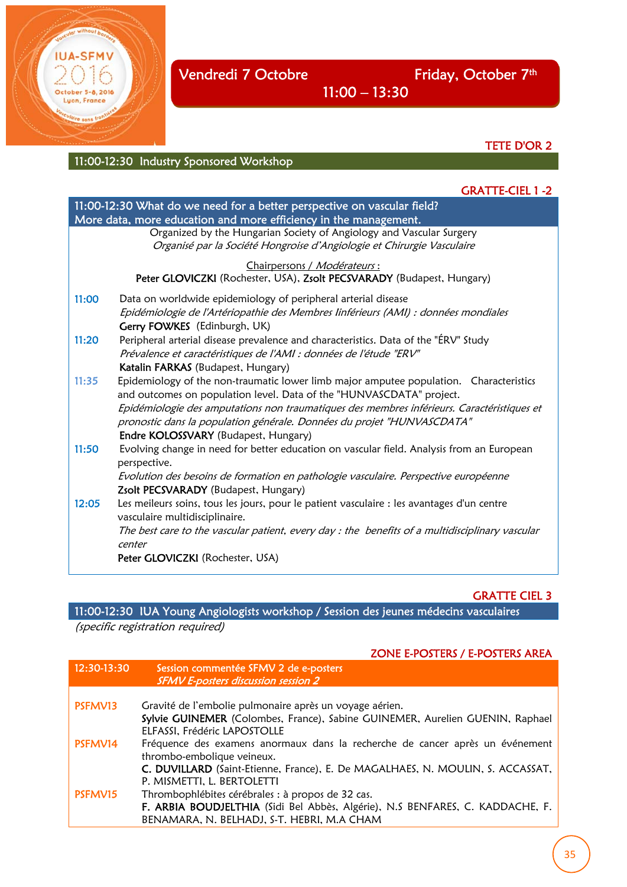## Vendredi 7 Octobre — Friday, October 7th — 11:00 – 13:30

TETE D'OR 2

### 11:00-12:30 Industry Sponsored Workshop

GRATTE-CIEL 1 -2

### 11:00-12:30 What do we need for a better perspective on vascular field? More data, more education and more efficiency in the management.

Organized by the Hungarian Society of Angiology and Vascular Surgery
*Organisé par la Société Hongroise d'Angiologie et Chirurgie Vasculaire*

Chairpersons / *Modérateurs* :
**Peter GLOVICZKI** (Rochester, USA), **Zsolt PECSVARADY** (Budapest, Hungary)

**11:00** Data on worldwide epidemiology of peripheral arterial disease
*Epidémiologie de l'Artériopathie des Membres Iinférieurs (AMI) : données mondiales*
**Gerry FOWKES** (Edinburgh, UK)

**11:20** Peripheral arterial disease prevalence and characteristics. Data of the "ÉRV" Study
*Prévalence et caractéristiques de l'AMI : données de l'étude "ERV"*
**Katalin FARKAS** (Budapest, Hungary)

**11:35** Epidemiology of the non-traumatic lower limb major amputee population. Characteristics and outcomes on population level. Data of the "HUNVASCDATA" project.
*Epidémiologie des amputations non traumatiques des membres inférieurs. Caractéristiques et pronostic dans la population générale. Données du projet "HUNVASCDATA"*
**Endre KOLOSSVARY** (Budapest, Hungary)

**11:50** Evolving change in need for better education on vascular field. Analysis from an European perspective.
*Evolution des besoins de formation en pathologie vasculaire. Perspective européenne*
**Zsolt PECSVARADY** (Budapest, Hungary)

**12:05** Les meilleurs soins, tous les jours, pour le patient vasculaire : les avantages d'un centre vasculaire multidisciplinaire.
*The best care to the vascular patient, every day : the benefits of a multidisciplinary vascular center*
**Peter GLOVICZKI** (Rochester, USA)

GRATTE CIEL 3

### 11:00-12:30 IUA Young Angiologists workshop / Session des jeunes médecins vasculaires

*(specific registration required)*

ZONE E-POSTERS / E-POSTERS AREA

### 12:30-13:30 Session commentée SFMV 2 de e-posters
*SFMV E-posters discussion session 2*

**PSFMV13** Gravité de l'embolie pulmonaire après un voyage aérien.
**Sylvie GUINEMER** (Colombes, France), Sabine GUINEMER, Aurelien GUENIN, Raphael ELFASSI, Frédéric LAPOSTOLLE

**PSFMV14** Fréquence des examens anormaux dans la recherche de cancer après un événement thrombo-embolique veineux.
**C. DUVILLARD** (Saint-Etienne, France), E. De MAGALHAES, N. MOULIN, S. ACCASSAT, P. MISMETTI, L. BERTOLETTI

**PSFMV15** Thrombophlébites cérébrales : à propos de 32 cas.
**F. ARBIA BOUDJELTHIA** (Sidi Bel Abbès, Algérie), N.S BENFARES, C. KADDACHE, F. BENAMARA, N. BELHADJ, S-T. HEBRI, M.A CHAM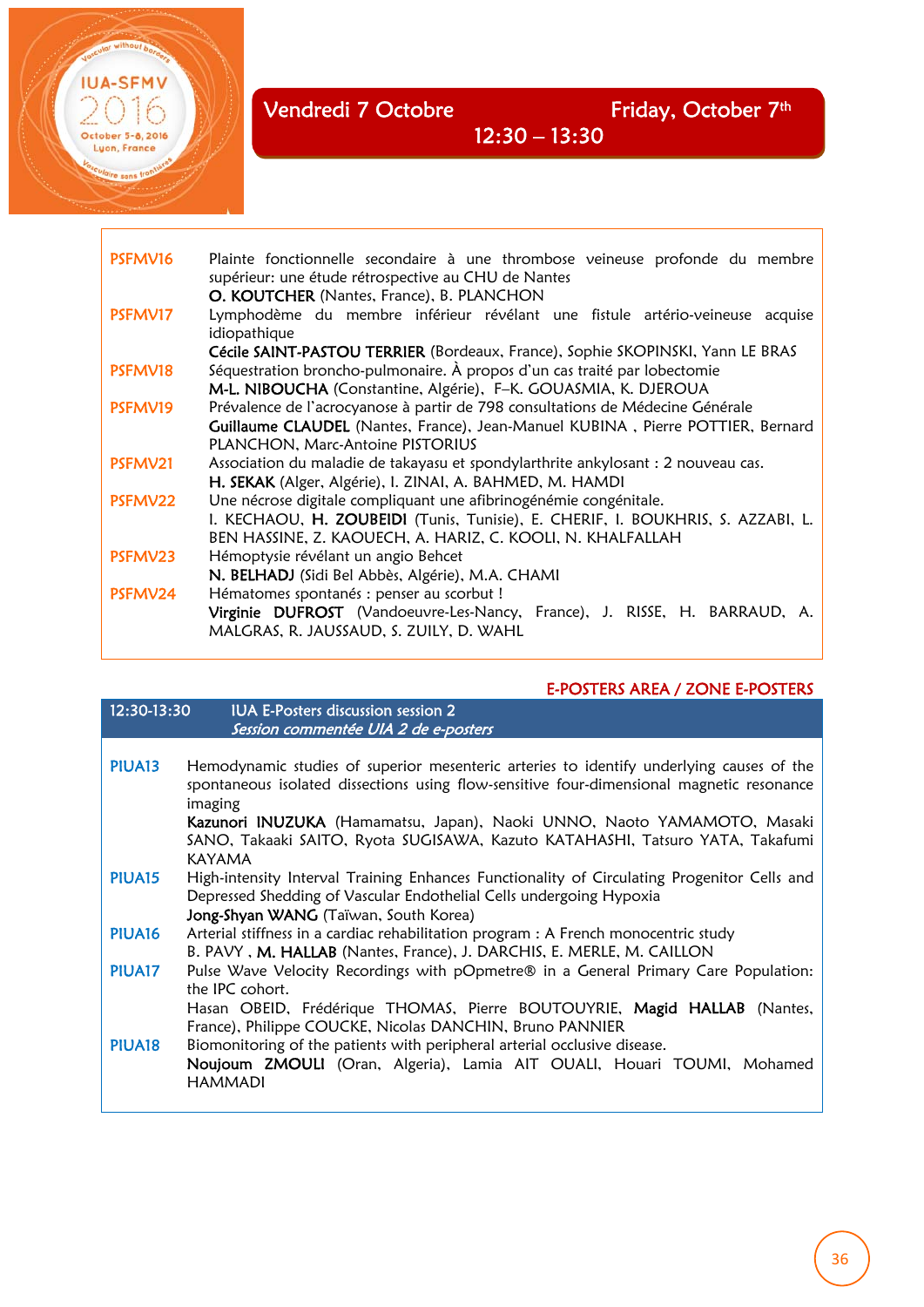## Vendredi 7 Octobre — Friday, October 7th

### 12:30 – 13:30

**PSFMV16** Plainte fonctionnelle secondaire à une thrombose veineuse profonde du membre supérieur: une étude rétrospective au CHU de Nantes
**O. KOUTCHER** (Nantes, France), B. PLANCHON

**PSFMV17** Lymphodème du membre inférieur révélant une fistule artério-veineuse acquise idiopathique
**Cécile SAINT-PASTOU TERRIER** (Bordeaux, France), Sophie SKOPINSKI, Yann LE BRAS

**PSFMV18** Séquestration broncho-pulmonaire. À propos d'un cas traité par lobectomie
**M-L. NIBOUCHA** (Constantine, Algérie), F–K. GOUASMIA, K. DJEROUA

**PSFMV19** Prévalence de l'acrocyanose à partir de 798 consultations de Médecine Générale
**Guillaume CLAUDEL** (Nantes, France), Jean-Manuel KUBINA , Pierre POTTIER, Bernard PLANCHON, Marc-Antoine PISTORIUS

**PSFMV21** Association du maladie de takayasu et spondylarthrite ankylosant : 2 nouveau cas.
**H. SEKAK** (Alger, Algérie), I. ZINAI, A. BAHMED, M. HAMDI

**PSFMV22** Une nécrose digitale compliquant une afibrinogénémie congénitale.
I. KECHAOU, **H. ZOUBEIDI** (Tunis, Tunisie), E. CHERIF, I. BOUKHRIS, S. AZZABI, L. BEN HASSINE, Z. KAOUECH, A. HARIZ, C. KOOLI, N. KHALFALLAH

**PSFMV23** Hémoptysie révélant un angio Behcet
**N. BELHADJ** (Sidi Bel Abbès, Algérie), M.A. CHAMI

**PSFMV24** Hématomes spontanés : penser au scorbut !
**Virginie DUFROST** (Vandoeuvre-Les-Nancy, France), J. RISSE, H. BARRAUD, A. MALGRAS, R. JAUSSAUD, S. ZUILY, D. WAHL

**E-POSTERS AREA / ZONE E-POSTERS**

### 12:30-13:30 IUA E-Posters discussion session 2
*Session commentée UIA 2 de e-posters*

**PIUA13** Hemodynamic studies of superior mesenteric arteries to identify underlying causes of the spontaneous isolated dissections using flow-sensitive four-dimensional magnetic resonance imaging
**Kazunori INUZUKA** (Hamamatsu, Japan), Naoki UNNO, Naoto YAMAMOTO, Masaki SANO, Takaaki SAITO, Ryota SUGISAWA, Kazuto KATAHASHI, Tatsuro YATA, Takafumi KAYAMA

**PIUA15** High-intensity Interval Training Enhances Functionality of Circulating Progenitor Cells and Depressed Shedding of Vascular Endothelial Cells undergoing Hypoxia
**Jong-Shyan WANG** (Taïwan, South Korea)

**PIUA16** Arterial stiffness in a cardiac rehabilitation program : A French monocentric study
B. PAVY , **M. HALLAB** (Nantes, France), J. DARCHIS, E. MERLE, M. CAILLON

**PIUA17** Pulse Wave Velocity Recordings with pOpmetre® in a General Primary Care Population: the IPC cohort.
Hasan OBEID, Frédérique THOMAS, Pierre BOUTOUYRIE, **Magid HALLAB** (Nantes, France), Philippe COUCKE, Nicolas DANCHIN, Bruno PANNIER

**PIUA18** Biomonitoring of the patients with peripheral arterial occlusive disease.
**Noujoum ZMOULI** (Oran, Algeria), Lamia AIT OUALI, Houari TOUMI, Mohamed HAMMADI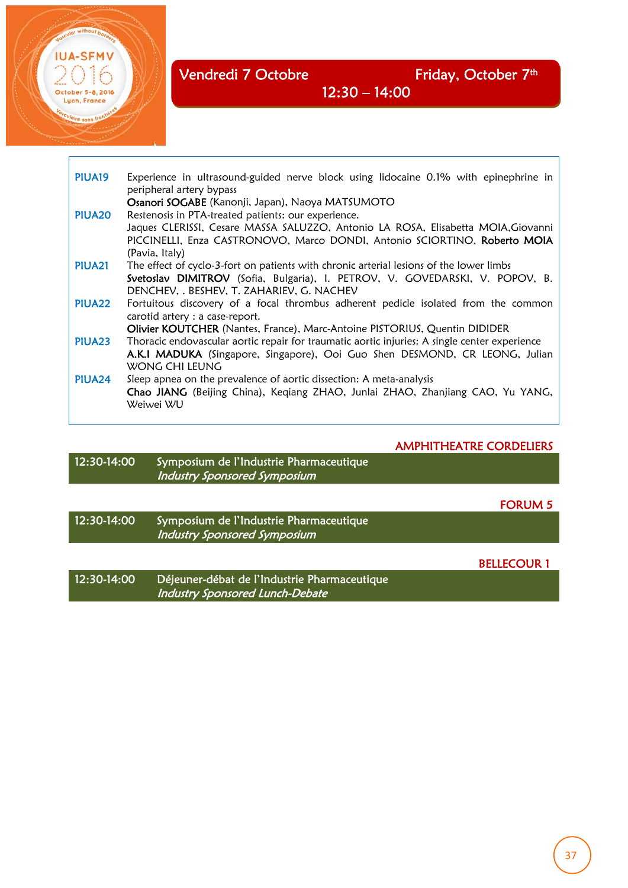## Vendredi 7 Octobre — Friday, October 7th

### 12:30 – 14:00

**PIUA19** Experience in ultrasound-guided nerve block using lidocaine 0.1% with epinephrine in peripheral artery bypass
**Osanori SOGABE** (Kanonji, Japan), Naoya MATSUMOTO

**PIUA20** Restenosis in PTA-treated patients: our experience.
Jaques CLERISSI, Cesare MASSA SALUZZO, Antonio LA ROSA, Elisabetta MOIA,Giovanni PICCINELLI, Enza CASTRONOVO, Marco DONDI, Antonio SCIORTINO, **Roberto MOIA** (Pavia, Italy)

**PIUA21** The effect of cyclo-3-fort on patients with chronic arterial lesions of the lower limbs
**Svetoslav DIMITROV** (Sofia, Bulgaria), I. PETROV, V. GOVEDARSKI, V. POPOV, B. DENCHEV, . BESHEV, T. ZAHARIEV, G. NACHEV

**PIUA22** Fortuitous discovery of a focal thrombus adherent pedicle isolated from the common carotid artery : a case-report.
**Olivier KOUTCHER** (Nantes, France), Marc-Antoine PISTORIUS, Quentin DIDIDER

**PIUA23** Thoracic endovascular aortic repair for traumatic aortic injuries: A single center experience
**A.K.I MADUKA** (Singapore, Singapore), Ooi Guo Shen DESMOND, CR LEONG, Julian WONG CHI LEUNG

**PIUA24** Sleep apnea on the prevalence of aortic dissection: A meta-analysis
**Chao JIANG** (Beijing China), Keqiang ZHAO, Junlai ZHAO, Zhanjiang CAO, Yu YANG, Weiwei WU

AMPHITHEATRE CORDELIERS

**12:30-14:00** Symposium de l'Industrie Pharmaceutique
*Industry Sponsored Symposium*

FORUM 5

**12:30-14:00** Symposium de l'Industrie Pharmaceutique
*Industry Sponsored Symposium*

BELLECOUR 1

**12:30-14:00** Déjeuner-débat de l'Industrie Pharmaceutique
*Industry Sponsored Lunch-Debate*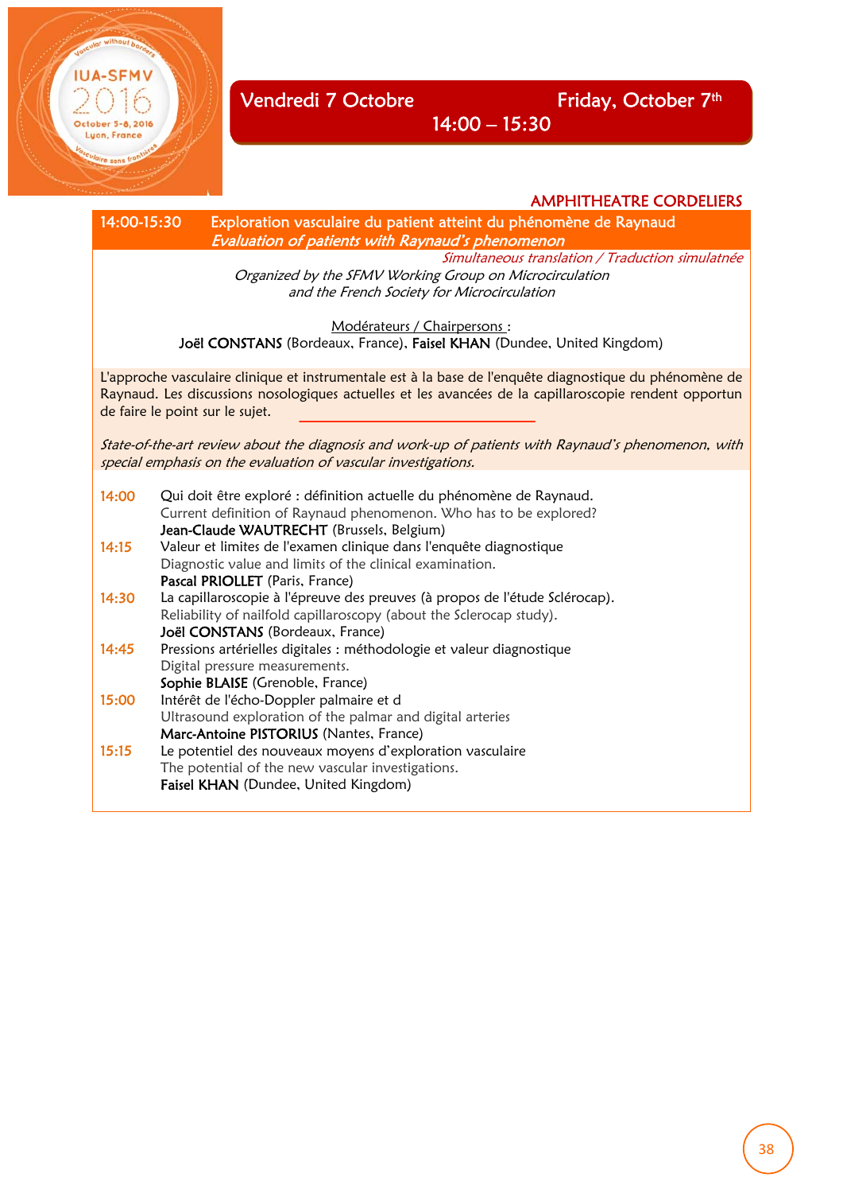## Vendredi 7 Octobre — Friday, October 7th

**14:00 – 15:30**

AMPHITHEATRE CORDELIERS

### 14:00-15:30 Exploration vasculaire du patient atteint du phénomène de Raynaud

*Evaluation of patients with Raynaud's phenomenon*

*Simultaneous translation / Traduction simulatnée*

*Organized by the SFMV Working Group on Microcirculation and the French Society for Microcirculation*

Modérateurs / Chairpersons :

**Joël CONSTANS** (Bordeaux, France), **Faisel KHAN** (Dundee, United Kingdom)

L'approche vasculaire clinique et instrumentale est à la base de l'enquête diagnostique du phénomène de Raynaud. Les discussions nosologiques actuelles et les avancées de la capillaroscopie rendent opportun de faire le point sur le sujet.

*State-of-the-art review about the diagnosis and work-up of patients with Raynaud's phenomenon, with special emphasis on the evaluation of vascular investigations.*

**14:00** Qui doit être exploré : définition actuelle du phénomène de Raynaud.
Current definition of Raynaud phenomenon. Who has to be explored?
**Jean-Claude WAUTRECHT** (Brussels, Belgium)

**14:15** Valeur et limites de l'examen clinique dans l'enquête diagnostique
Diagnostic value and limits of the clinical examination.
**Pascal PRIOLLET** (Paris, France)

**14:30** La capillaroscopie à l'épreuve des preuves (à propos de l'étude Sclérocap).
Reliability of nailfold capillaroscopy (about the Sclerocap study).
**Joël CONSTANS** (Bordeaux, France)

**14:45** Pressions artérielles digitales : méthodologie et valeur diagnostique
Digital pressure measurements.
**Sophie BLAISE** (Grenoble, France)

**15:00** Intérêt de l'écho-Doppler palmaire et d
Ultrasound exploration of the palmar and digital arteries
**Marc-Antoine PISTORIUS** (Nantes, France)

**15:15** Le potentiel des nouveaux moyens d'exploration vasculaire
The potential of the new vascular investigations.
**Faisel KHAN** (Dundee, United Kingdom)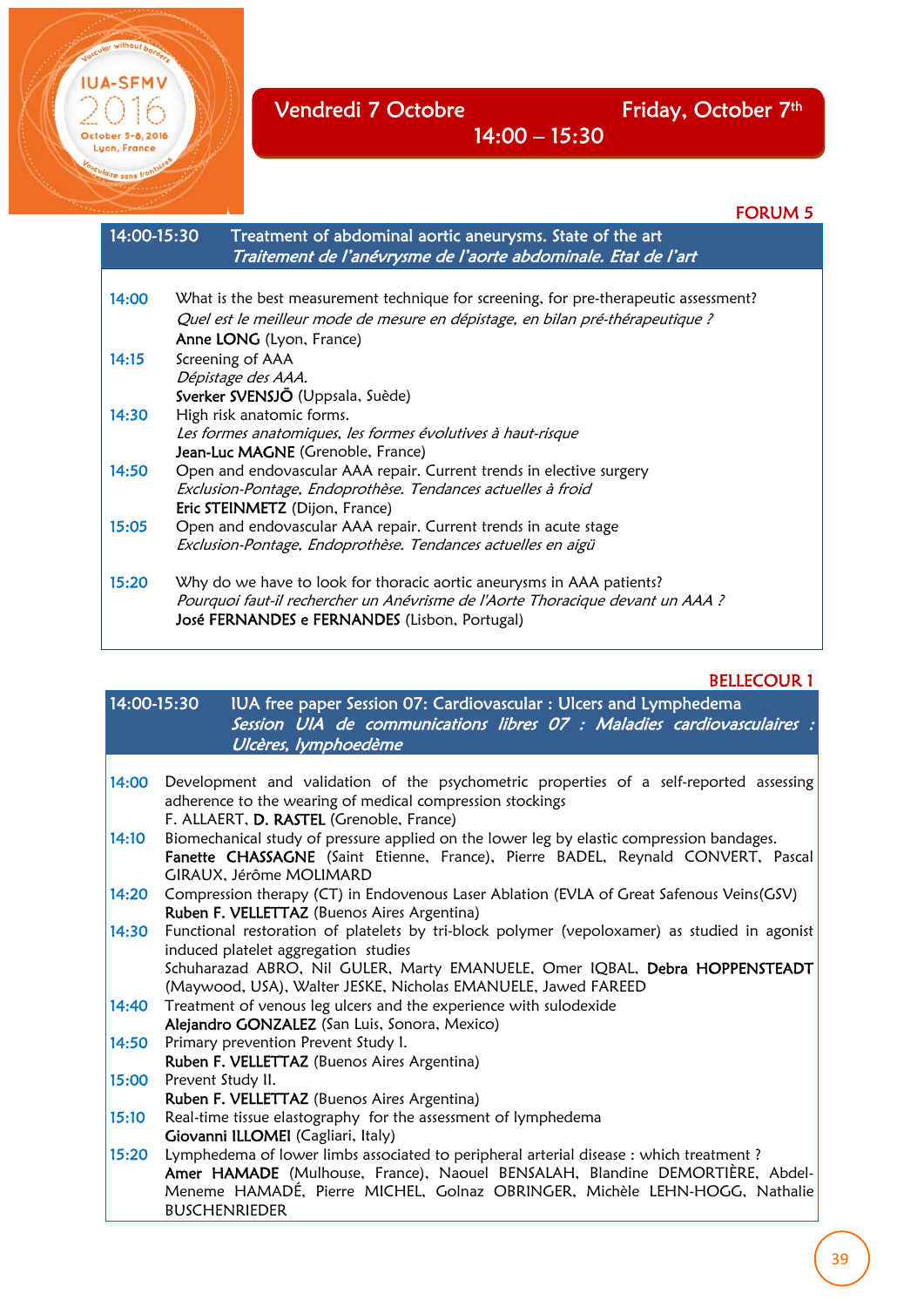## Vendredi 7 Octobre — Friday, October 7th

### 14:00 – 15:30

**FORUM 5**

### 14:00-15:30 Treatment of abdominal aortic aneurysms. State of the art
*Traitement de l'anévrysme de l'aorte abdominale. Etat de l'art*

**14:00** What is the best measurement technique for screening, for pre-therapeutic assessment?
*Quel est le meilleur mode de mesure en dépistage, en bilan pré-thérapeutique ?*
**Anne LONG** (Lyon, France)

**14:15** Screening of AAA
*Dépistage des AAA.*
**Sverker SVENSJÖ** (Uppsala, Suède)

**14:30** High risk anatomic forms.
*Les formes anatomiques, les formes évolutives à haut-risque*
**Jean-Luc MAGNE** (Grenoble, France)

**14:50** Open and endovascular AAA repair. Current trends in elective surgery
*Exclusion-Pontage, Endoprothèse. Tendances actuelles à froid*
**Eric STEINMETZ** (Dijon, France)

**15:05** Open and endovascular AAA repair. Current trends in acute stage
*Exclusion-Pontage, Endoprothèse. Tendances actuelles en aigü*

**15:20** Why do we have to look for thoracic aortic aneurysms in AAA patients?
*Pourquoi faut-il rechercher un Anévrisme de l'Aorte Thoracique devant un AAA ?*
**José FERNANDES e FERNANDES** (Lisbon, Portugal)

**BELLECOUR 1**

### 14:00-15:30 IUA free paper Session 07: Cardiovascular : Ulcers and Lymphedema
*Session UIA de communications libres 07 : Maladies cardiovasculaires : Ulcères, lymphoedème*

**14:00** Development and validation of the psychometric properties of a self-reported assessing adherence to the wearing of medical compression stockings
F. ALLAERT, **D. RASTEL** (Grenoble, France)

**14:10** Biomechanical study of pressure applied on the lower leg by elastic compression bandages.
**Fanette CHASSAGNE** (Saint Etienne, France), Pierre BADEL, Reynald CONVERT, Pascal GIRAUX, Jérôme MOLIMARD

**14:20** Compression therapy (CT) in Endovenous Laser Ablation (EVLA of Great Safenous Veins(GSV)
**Ruben F. VELLETTAZ** (Buenos Aires Argentina)

**14:30** Functional restoration of platelets by tri-block polymer (vepoloxamer) as studied in agonist induced platelet aggregation studies
Schuharazad ABRO, Nil GULER, Marty EMANUELE, Omer IQBAL, **Debra HOPPENSTEADT** (Maywood, USA), Walter JESKE, Nicholas EMANUELE, Jawed FAREED

**14:40** Treatment of venous leg ulcers and the experience with sulodexide
**Alejandro GONZALEZ** (San Luis, Sonora, Mexico)

**14:50** Primary prevention Prevent Study I.
**Ruben F. VELLETTAZ** (Buenos Aires Argentina)

**15:00** Prevent Study II.
**Ruben F. VELLETTAZ** (Buenos Aires Argentina)

**15:10** Real-time tissue elastography for the assessment of lymphedema
**Giovanni ILLOMEI** (Cagliari, Italy)

**15:20** Lymphedema of lower limbs associated to peripheral arterial disease : which treatment ?
**Amer HAMADE** (Mulhouse, France), Naouel BENSALAH, Blandine DEMORTIÈRE, Abdel-Meneme HAMADÉ, Pierre MICHEL, Golnaz OBRINGER, Michèle LEHN-HOGG, Nathalie BUSCHENRIEDER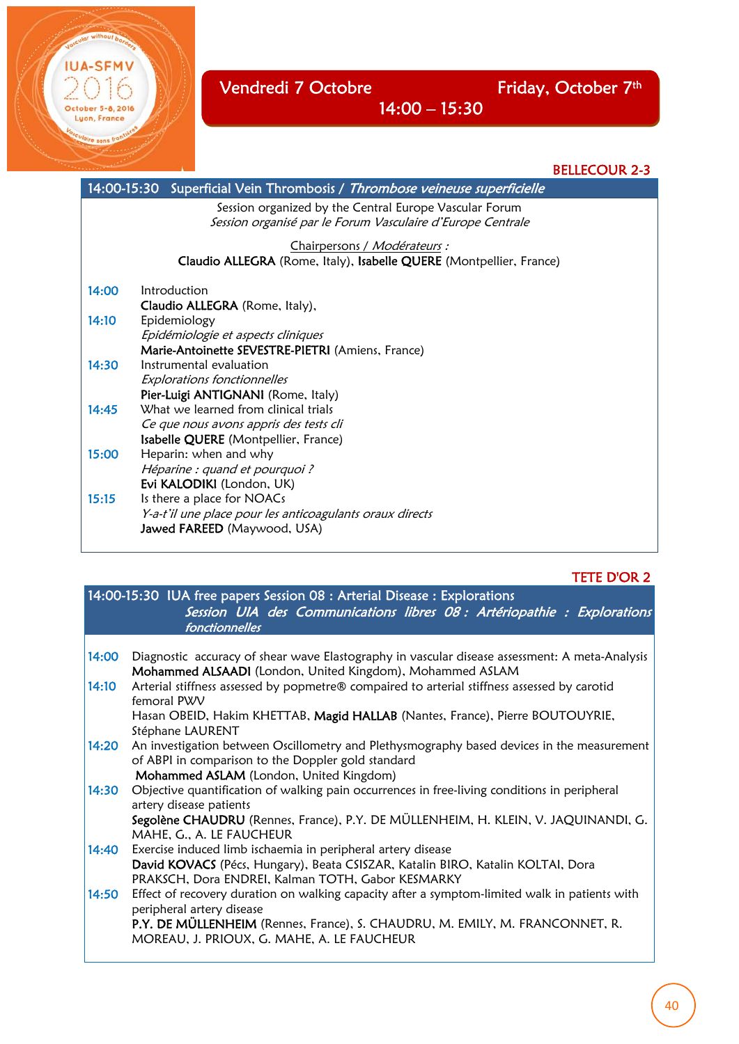# Vendredi 7 Octobre — Friday, October 7th

## 14:00 – 15:30

BELLECOUR 2-3

### 14:00-15:30 Superficial Vein Thrombosis / *Thrombose veineuse superficielle*

Session organized by the Central Europe Vascular Forum
*Session organisé par le Forum Vasculaire d'Europe Centrale*

Chairpersons / *Modérateurs* :
**Claudio ALLEGRA** (Rome, Italy), **Isabelle QUERE** (Montpellier, France)

**14:00** Introduction
**Claudio ALLEGRA** (Rome, Italy),

**14:10** Epidemiology
*Epidémiologie et aspects cliniques*
**Marie-Antoinette SEVESTRE-PIETRI** (Amiens, France)

**14:30** Instrumental evaluation
*Explorations fonctionnelles*
**Pier-Luigi ANTIGNANI** (Rome, Italy)

**14:45** What we learned from clinical trials
*Ce que nous avons appris des tests cli*
**Isabelle QUERE** (Montpellier, France)

**15:00** Heparin: when and why
*Héparine : quand et pourquoi ?*
**Evi KALODIKI** (London, UK)

**15:15** Is there a place for NOACs
*Y-a-t'il une place pour les anticoagulants oraux directs*
**Jawed FAREED** (Maywood, USA)

TETE D'OR 2

### 14:00-15:30 IUA free papers Session 08 : Arterial Disease : Explorations

*Session UIA des Communications libres 08 : Artériopathie : Explorations fonctionnelles*

**14:00** Diagnostic accuracy of shear wave Elastography in vascular disease assessment: A meta-Analysis
**Mohammed ALSAADI** (London, United Kingdom), Mohammed ASLAM

**14:10** Arterial stiffness assessed by popmetre® compaired to arterial stiffness assessed by carotid femoral PWV
Hasan OBEID, Hakim KHETTAB, **Magid HALLAB** (Nantes, France), Pierre BOUTOUYRIE, Stéphane LAURENT

**14:20** An investigation between Oscillometry and Plethysmography based devices in the measurement of ABPI in comparison to the Doppler gold standard
**Mohammed ASLAM** (London, United Kingdom)

**14:30** Objective quantification of walking pain occurrences in free-living conditions in peripheral artery disease patients
**Segolène CHAUDRU** (Rennes, France), P.Y. DE MÜLLENHEIM, H. KLEIN, V. JAQUINANDI, G. MAHE, G., A. LE FAUCHEUR

**14:40** Exercise induced limb ischaemia in peripheral artery disease
**David KOVACS** (Pécs, Hungary), Beata CSISZAR, Katalin BIRO, Katalin KOLTAI, Dora PRAKSCH, Dora ENDREI, Kalman TOTH, Gabor KESMARKY

**14:50** Effect of recovery duration on walking capacity after a symptom-limited walk in patients with peripheral artery disease
**P.Y. DE MÜLLENHEIM** (Rennes, France), S. CHAUDRU, M. EMILY, M. FRANCONNET, R. MOREAU, J. PRIOUX, G. MAHE, A. LE FAUCHEUR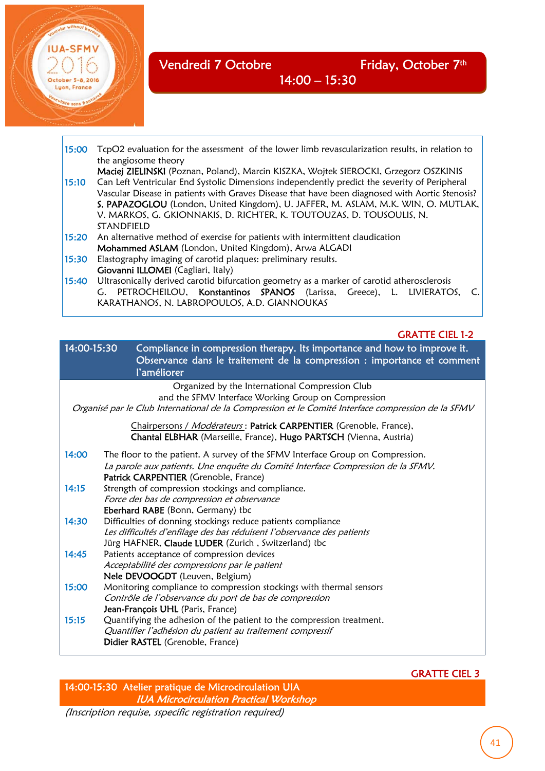## Vendredi 7 Octobre — Friday, October 7th

**14:00 – 15:30**

**15:00** TcpO2 evaluation for the assessment of the lower limb revascularization results, in relation to the angiosome theory
**Maciej ZIELINSKI** (Poznan, Poland), Marcin KISZKA, Wojtek SIEROCKI, Grzegorz OSZKINIS

**15:10** Can Left Ventricular End Systolic Dimensions independently predict the severity of Peripheral Vascular Disease in patients with Graves Disease that have been diagnosed with Aortic Stenosis?
**S. PAPAZOGLOU** (London, United Kingdom), U. JAFFER, M. ASLAM, M.K. WIN, O. MUTLAK, V. MARKOS, G. GKIONNAKIS, D. RICHTER, K. TOUTOUZAS, D. TOUSOULIS, N. STANDFIELD

**15:20** An alternative method of exercise for patients with intermittent claudication
**Mohammed ASLAM** (London, United Kingdom), Arwa ALGADI

**15:30** Elastography imaging of carotid plaques: preliminary results.
**Giovanni ILLOMEI** (Cagliari, Italy)

**15:40** Ultrasonically derived carotid bifurcation geometry as a marker of carotid atherosclerosis
G. PETROCHEILOU, **Konstantinos SPANOS** (Larissa, Greece), L. LIVIERATOS, C. KARATHANOS, N. LABROPOULOS, A.D. GIANNOUKAS

GRATTE CIEL 1-2

### 14:00-15:30 Compliance in compression therapy. Its importance and how to improve it. Observance dans le traitement de la compression : importance et comment l'améliorer

Organized by the International Compression Club
and the SFMV Interface Working Group on Compression
*Organisé par le Club International de la Compression et le Comité Interface compression de la SFMV*

Chairpersons / Modérateurs : **Patrick CARPENTIER** (Grenoble, France), **Chantal ELBHAR** (Marseille, France), **Hugo PARTSCH** (Vienna, Austria)

**14:00** The floor to the patient. A survey of the SFMV Interface Group on Compression.
*La parole aux patients. Une enquête du Comité Interface Compression de la SFMV.*
**Patrick CARPENTIER** (Grenoble, France)

**14:15** Strength of compression stockings and compliance.
*Force des bas de compression et observance*
**Eberhard RABE** (Bonn, Germany) tbc

**14:30** Difficulties of donning stockings reduce patients compliance
*Les difficultés d'enfilage des bas réduisent l'observance des patients*
Jürg HAFNER, **Claude LUDER** (Zurich , Switzerland) tbc

**14:45** Patients acceptance of compression devices
*Acceptabilité des compressions par le patient*
**Nele DEVOOGDT** (Leuven, Belgium)

**15:00** Monitoring compliance to compression stockings with thermal sensors
*Contrôle de l'observance du port de bas de compression*
**Jean-François UHL** (Paris, France)

**15:15** Quantifying the adhesion of the patient to the compression treatment.
*Quantifier l'adhésion du patient au traitement compressif*
**Didier RASTEL** (Grenoble, France)

GRATTE CIEL 3

### 14:00-15:30 Atelier pratique de Microcirculation UIA
*IUA Microcirculation Practical Workshop*

*(Inscription requise, sspecific registration required)*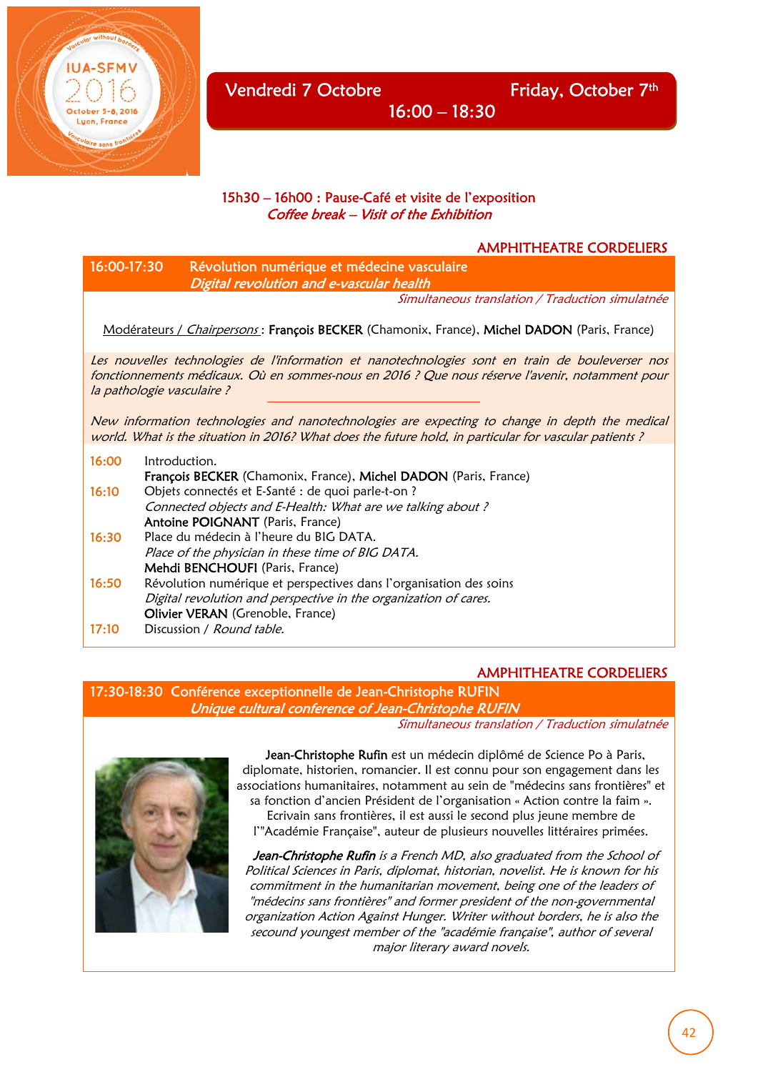# Vendredi 7 Octobre — Friday, October 7th

**16:00 – 18:30**

**15h30 – 16h00 : Pause-Café et visite de l'exposition**
***Coffee break – Visit of the Exhibition***

**AMPHITHEATRE CORDELIERS**

## 16:00-17:30 Révolution numérique et médecine vasculaire
### *Digital revolution and e-vascular health*

*Simultaneous translation / Traduction simulatnée*

Modérateurs / *Chairpersons* : **François BECKER** (Chamonix, France), **Michel DADON** (Paris, France)

*Les nouvelles technologies de l'information et nanotechnologies sont en train de bouleverser nos fonctionnements médicaux. Où en sommes-nous en 2016 ? Que nous réserve l'avenir, notamment pour la pathologie vasculaire ?*

*New information technologies and nanotechnologies are expecting to change in depth the medical world. What is the situation in 2016? What does the future hold, in particular for vascular patients ?*

**16:00** Introduction.
**François BECKER** (Chamonix, France), **Michel DADON** (Paris, France)

**16:10** Objets connectés et E-Santé : de quoi parle-t-on ?
*Connected objects and E-Health: What are we talking about ?*
**Antoine POIGNANT** (Paris, France)

**16:30** Place du médecin à l'heure du BIG DATA.
*Place of the physician in these time of BIG DATA.*
**Mehdi BENCHOUFI** (Paris, France)

**16:50** Révolution numérique et perspectives dans l'organisation des soins
*Digital revolution and perspective in the organization of cares.*
**Olivier VERAN** (Grenoble, France)

**17:10** Discussion / *Round table.*

**AMPHITHEATRE CORDELIERS**

## 17:30-18:30 Conférence exceptionnelle de Jean-Christophe RUFIN
### *Unique cultural conference of Jean-Christophe RUFIN*

*Simultaneous translation / Traduction simulatnée*

**Jean-Christophe Rufin** est un médecin diplômé de Science Po à Paris, diplomate, historien, romancier. Il est connu pour son engagement dans les associations humanitaires, notamment au sein de "médecins sans frontières" et sa fonction d'ancien Président de l'organisation « Action contre la faim ». Ecrivain sans frontières, il est aussi le second plus jeune membre de l'"Académie Française", auteur de plusieurs nouvelles littéraires primées.

***Jean-Christophe Rufin*** *is a French MD, also graduated from the School of Political Sciences in Paris, diplomat, historian, novelist. He is known for his commitment in the humanitarian movement, being one of the leaders of "médecins sans frontières" and former president of the non-governmental organization Action Against Hunger. Writer without borders, he is also the secound youngest member of the "académie française", author of several major literary award novels.*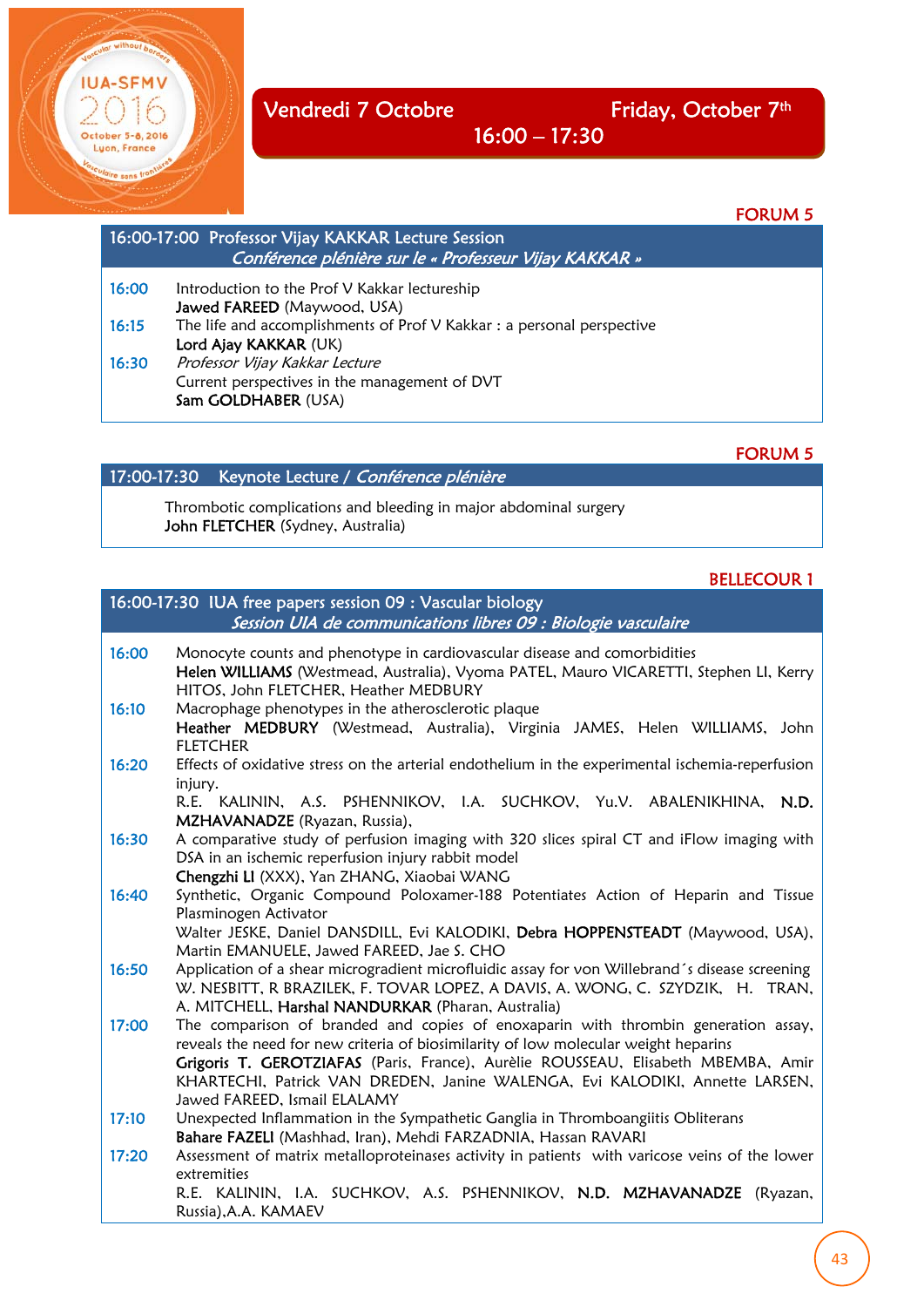# Vendredi 7 Octobre — Friday, October 7th

## 16:00 – 17:30

**FORUM 5**

### 16:00-17:00 Professor Vijay KAKKAR Lecture Session
*Conférence plénière sur le « Professeur Vijay KAKKAR »*

**16:00** Introduction to the Prof V Kakkar lectureship
**Jawed FAREED** (Maywood, USA)

**16:15** The life and accomplishments of Prof V Kakkar : a personal perspective
**Lord Ajay KAKKAR** (UK)

**16:30** *Professor Vijay Kakkar Lecture*
Current perspectives in the management of DVT
**Sam GOLDHABER** (USA)

**FORUM 5**

### 17:00-17:30 Keynote Lecture / *Conférence plénière*

Thrombotic complications and bleeding in major abdominal surgery
**John FLETCHER** (Sydney, Australia)

**BELLECOUR 1**

### 16:00-17:30 IUA free papers session 09 : Vascular biology
*Session UIA de communications libres 09 : Biologie vasculaire*

**16:00** Monocyte counts and phenotype in cardiovascular disease and comorbidities
**Helen WILLIAMS** (Westmead, Australia), Vyoma PATEL, Mauro VICARETTI, Stephen LI, Kerry HITOS, John FLETCHER, Heather MEDBURY

**16:10** Macrophage phenotypes in the atherosclerotic plaque
**Heather MEDBURY** (Westmead, Australia), Virginia JAMES, Helen WILLIAMS, John FLETCHER

**16:20** Effects of oxidative stress on the arterial endothelium in the experimental ischemia-reperfusion injury.
R.E. KALININ, A.S. PSHENNIKOV, I.A. SUCHKOV, Yu.V. ABALENIKHINA, **N.D. MZHAVANADZE** (Ryazan, Russia),

**16:30** A comparative study of perfusion imaging with 320 slices spiral CT and iFlow imaging with DSA in an ischemic reperfusion injury rabbit model
**Chengzhi LI** (XXX), Yan ZHANG, Xiaobai WANG

**16:40** Synthetic, Organic Compound Poloxamer-188 Potentiates Action of Heparin and Tissue Plasminogen Activator
Walter JESKE, Daniel DANSDILL, Evi KALODIKI, **Debra HOPPENSTEADT** (Maywood, USA), Martin EMANUELE, Jawed FAREED, Jae S. CHO

**16:50** Application of a shear microgradient microfluidic assay for von Willebrand´s disease screening
W. NESBITT, R BRAZILEK, F. TOVAR LOPEZ, A DAVIS, A. WONG, C. SZYDZIK, H. TRAN, A. MITCHELL, **Harshal NANDURKAR** (Pharan, Australia)

**17:00** The comparison of branded and copies of enoxaparin with thrombin generation assay, reveals the need for new criteria of biosimilarity of low molecular weight heparins
**Grigoris T. GEROTZIAFAS** (Paris, France), Aurèlie ROUSSEAU, Elisabeth MBEMBA, Amir KHARTECHI, Patrick VAN DREDEN, Janine WALENGA, Evi KALODIKI, Annette LARSEN, Jawed FAREED, Ismail ELALAMY

**17:10** Unexpected Inflammation in the Sympathetic Ganglia in Thromboangiitis Obliterans
**Bahare FAZELI** (Mashhad, Iran), Mehdi FARZADNIA, Hassan RAVARI

**17:20** Assessment of matrix metalloproteinases activity in patients with varicose veins of the lower extremities
R.E. KALININ, I.A. SUCHKOV, A.S. PSHENNIKOV, **N.D. MZHAVANADZE** (Ryazan, Russia),A.A. KAMAEV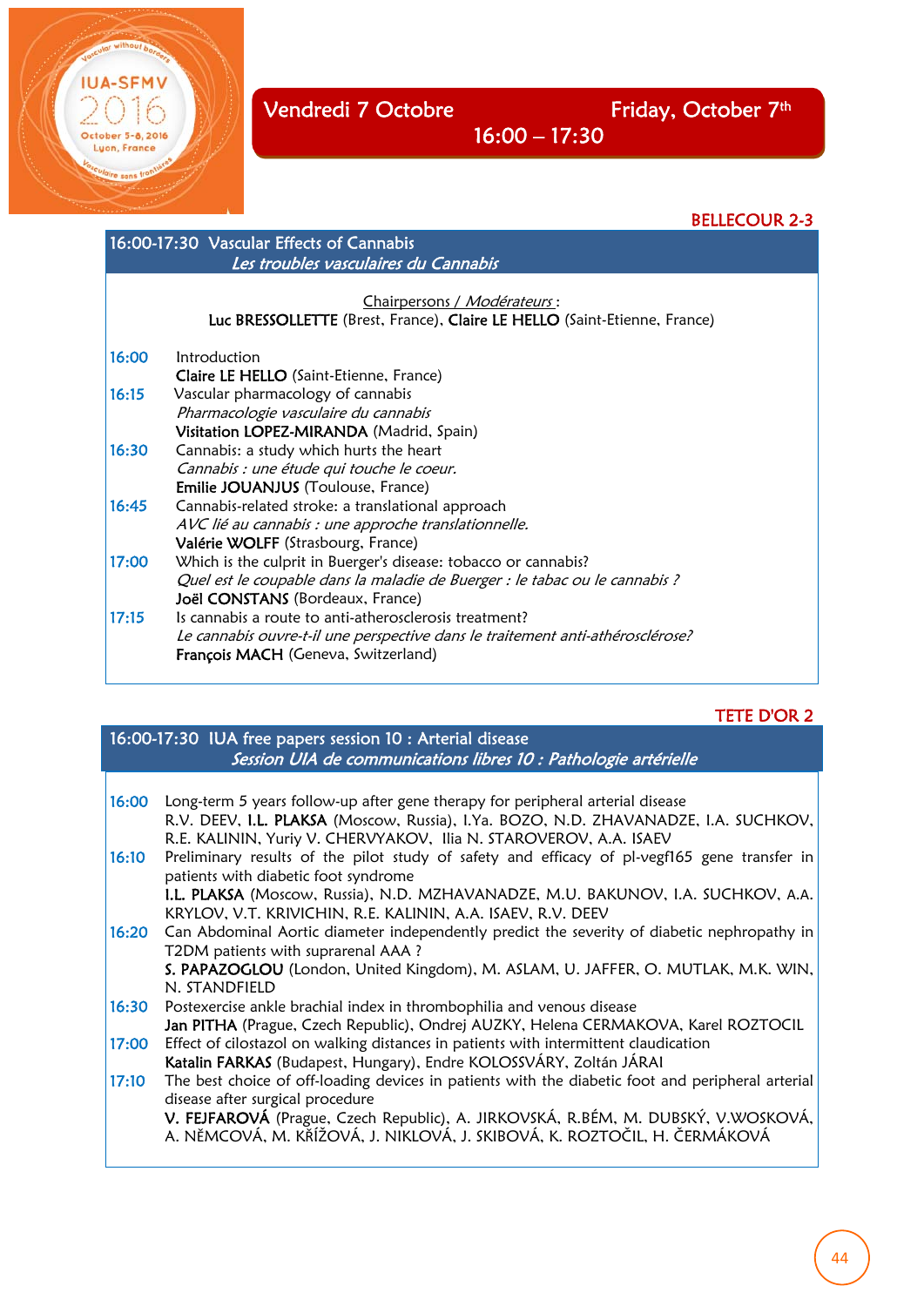# Vendredi 7 Octobre — Friday, October 7th

## 16:00 – 17:30

**BELLECOUR 2-3**

### 16:00-17:30 Vascular Effects of Cannabis
*Les troubles vasculaires du Cannabis*

Chairpersons / *Modérateurs* :
**Luc BRESSOLLETTE** (Brest, France), **Claire LE HELLO** (Saint-Etienne, France)

**16:00** Introduction
**Claire LE HELLO** (Saint-Etienne, France)

**16:15** Vascular pharmacology of cannabis
*Pharmacologie vasculaire du cannabis*
**Visitation LOPEZ-MIRANDA** (Madrid, Spain)

**16:30** Cannabis: a study which hurts the heart
*Cannabis : une étude qui touche le coeur.*
**Emilie JOUANJUS** (Toulouse, France)

**16:45** Cannabis-related stroke: a translational approach
*AVC lié au cannabis : une approche translationnelle.*
**Valérie WOLFF** (Strasbourg, France)

**17:00** Which is the culprit in Buerger's disease: tobacco or cannabis?
*Quel est le coupable dans la maladie de Buerger : le tabac ou le cannabis ?*
**Joël CONSTANS** (Bordeaux, France)

**17:15** Is cannabis a route to anti-atherosclerosis treatment?
*Le cannabis ouvre-t-il une perspective dans le traitement anti-athérosclérose?*
**François MACH** (Geneva, Switzerland)

**TETE D'OR 2**

### 16:00-17:30 IUA free papers session 10 : Arterial disease
*Session UIA de communications libres 10 : Pathologie artérielle*

**16:00** Long-term 5 years follow-up after gene therapy for peripheral arterial disease
R.V. DEEV, **I.L. PLAKSA** (Moscow, Russia), I.Ya. BOZO, N.D. ZHAVANADZE, I.A. SUCHKOV, R.E. KALININ, Yuriy V. CHERVYAKOV, Ilia N. STAROVEROV, A.A. ISAEV

**16:10** Preliminary results of the pilot study of safety and efficacy of pl-vegf165 gene transfer in patients with diabetic foot syndrome
**I.L. PLAKSA** (Moscow, Russia), N.D. MZHAVANADZE, M.U. BAKUNOV, I.A. SUCHKOV, A.A. KRYLOV, V.T. KRIVICHIN, R.E. KALININ, A.A. ISAEV, R.V. DEEV

**16:20** Can Abdominal Aortic diameter independently predict the severity of diabetic nephropathy in T2DM patients with suprarenal AAA ?
**S. PAPAZOGLOU** (London, United Kingdom), M. ASLAM, U. JAFFER, O. MUTLAK, M.K. WIN, N. STANDFIELD

**16:30** Postexercise ankle brachial index in thrombophilia and venous disease
**Jan PITHA** (Prague, Czech Republic), Ondrej AUZKY, Helena CERMAKOVA, Karel ROZTOCIL

**17:00** Effect of cilostazol on walking distances in patients with intermittent claudication
**Katalin FARKAS** (Budapest, Hungary), Endre KOLOSSVÁRY, Zoltán JÁRAI

**17:10** The best choice of off-loading devices in patients with the diabetic foot and peripheral arterial disease after surgical procedure
**V. FEJFAROVÁ** (Prague, Czech Republic), A. JIRKOVSKÁ, R.BÉM, M. DUBSKÝ, V.WOSKOVÁ, A. NĚMCOVÁ, M. KŘÍŽOVÁ, J. NIKLOVÁ, J. SKIBOVÁ, K. ROZTOČIL, H. ČERMÁKOVÁ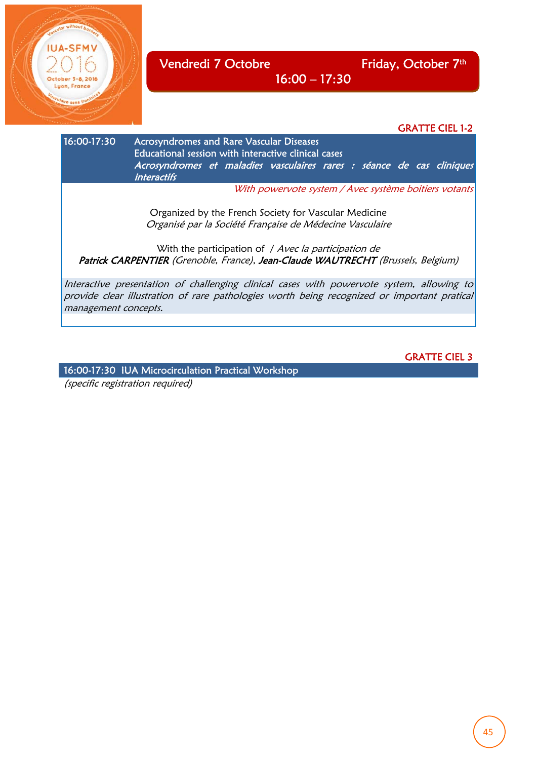# Vendredi 7 Octobre — Friday, October 7th

## 16:00 – 17:30

**GRATTE CIEL 1-2**

### 16:00-17:30 Acrosyndromes and Rare Vascular Diseases

Educational session with interactive clinical cases

*Acrosyndromes et maladies vasculaires rares : séance de cas cliniques interactifs*

*With powervote system / Avec système boitiers votants*

Organized by the French Society for Vascular Medicine
*Organisé par la Société Française de Médecine Vasculaire*

With the participation of / *Avec la participation de*
***Patrick CARPENTIER*** *(Grenoble, France)*, ***Jean-Claude WAUTRECHT*** *(Brussels, Belgium)*

*Interactive presentation of challenging clinical cases with powervote system, allowing to provide clear illustration of rare pathologies worth being recognized or important pratical management concepts.*

**GRATTE CIEL 3**

### 16:00-17:30 IUA Microcirculation Practical Workshop

*(specific registration required)*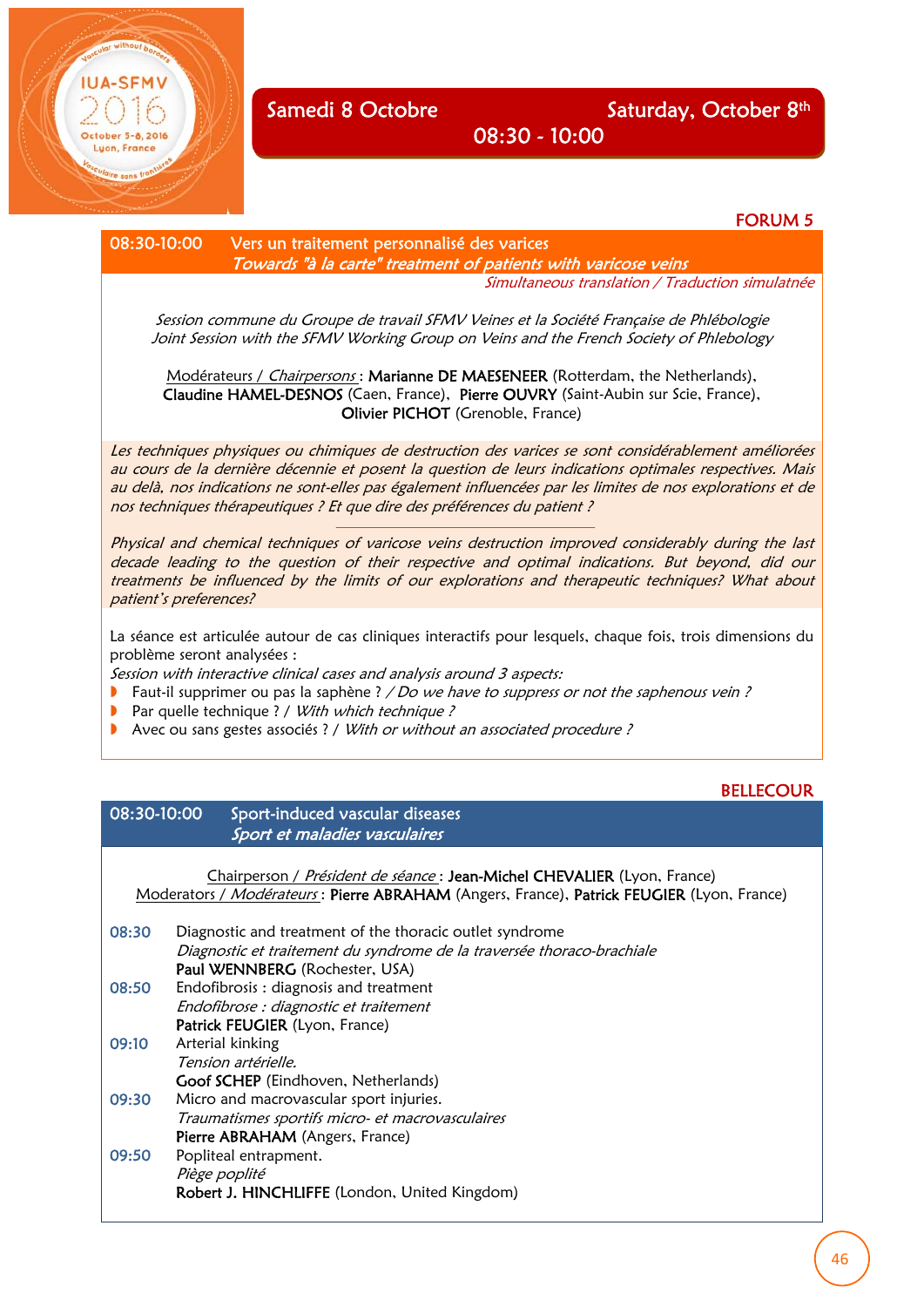## Samedi 8 Octobre — Saturday, October 8th

**08:30 - 10:00**

**FORUM 5**

### 08:30-10:00 Vers un traitement personnalisé des varices
*Towards "à la carte" treatment of patients with varicose veins*

*Simultaneous translation / Traduction simulatnée*

*Session commune du Groupe de travail SFMV Veines et la Société Française de Phlébologie*
*Joint Session with the SFMV Working Group on Veins and the French Society of Phlebology*

Modérateurs / *Chairpersons* : **Marianne DE MAESENEER** (Rotterdam, the Netherlands), **Claudine HAMEL-DESNOS** (Caen, France), **Pierre OUVRY** (Saint-Aubin sur Scie, France), **Olivier PICHOT** (Grenoble, France)

*Les techniques physiques ou chimiques de destruction des varices se sont considérablement améliorées au cours de la dernière décennie et posent la question de leurs indications optimales respectives. Mais au delà, nos indications ne sont-elles pas également influencées par les limites de nos explorations et de nos techniques thérapeutiques ? Et que dire des préférences du patient ?*

---

*Physical and chemical techniques of varicose veins destruction improved considerably during the last decade leading to the question of their respective and optimal indications. But beyond, did our treatments be influenced by the limits of our explorations and therapeutic techniques? What about patient's preferences?*

La séance est articulée autour de cas cliniques interactifs pour lesquels, chaque fois, trois dimensions du problème seront analysées :
*Session with interactive clinical cases and analysis around 3 aspects:*

- Faut-il supprimer ou pas la saphène ? / *Do we have to suppress or not the saphenous vein ?*
- Par quelle technique ? / *With which technique ?*
- Avec ou sans gestes associés ? / *With or without an associated procedure ?*

**BELLECOUR**

### 08:30-10:00 Sport-induced vascular diseases
*Sport et maladies vasculaires*

Chairperson / *Président de séance* : **Jean-Michel CHEVALIER** (Lyon, France)
Moderators / *Modérateurs* : **Pierre ABRAHAM** (Angers, France), **Patrick FEUGIER** (Lyon, France)

**08:30** Diagnostic and treatment of the thoracic outlet syndrome
*Diagnostic et traitement du syndrome de la traversée thoraco-brachiale*
**Paul WENNBERG** (Rochester, USA)

**08:50** Endofibrosis : diagnosis and treatment
*Endofibrose : diagnostic et traitement*
**Patrick FEUGIER** (Lyon, France)

**09:10** Arterial kinking
*Tension artérielle.*
**Goof SCHEP** (Eindhoven, Netherlands)

**09:30** Micro and macrovascular sport injuries.
*Traumatismes sportifs micro- et macrovasculaires*
**Pierre ABRAHAM** (Angers, France)

**09:50** Popliteal entrapment.
*Piège poplité*
**Robert J. HINCHLIFFE** (London, United Kingdom)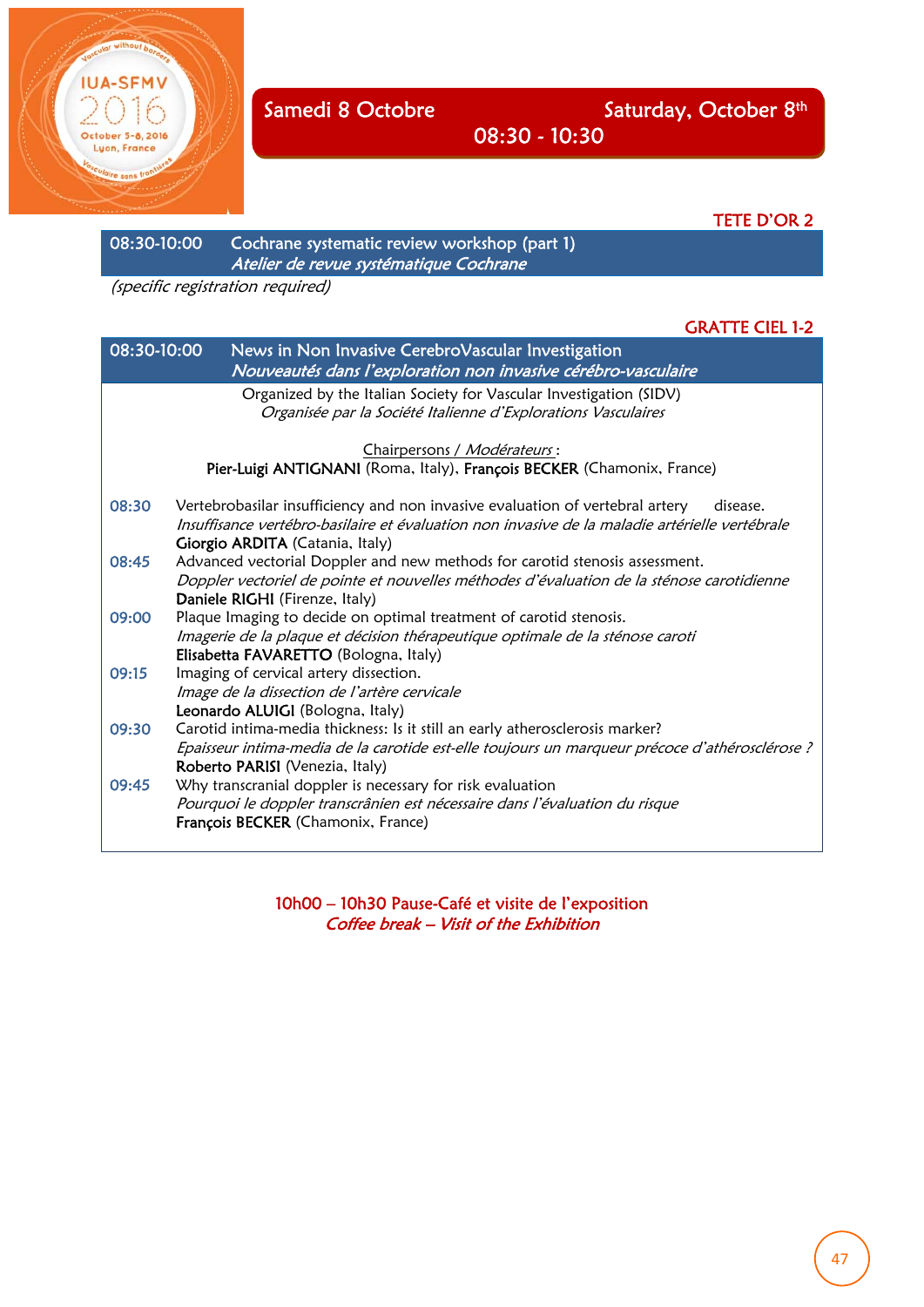## Samedi 8 Octobre — Saturday, October 8th

### 08:30 - 10:30

**TETE D'OR 2**

**08:30-10:00** — **Cochrane systematic review workshop (part 1)**
*Atelier de revue systématique Cochrane*

*(specific registration required)*

**GRATTE CIEL 1-2**

**08:30-10:00** — **News in Non Invasive CerebroVascular Investigation**
*Nouveautés dans l'exploration non invasive cérébro-vasculaire*

Organized by the Italian Society for Vascular Investigation (SIDV)
*Organisée par la Société Italienne d'Explorations Vasculaires*

Chairpersons / *Modérateurs* :
**Pier-Luigi ANTIGNANI** (Roma, Italy), **François BECKER** (Chamonix, France)

**08:30** Vertebrobasilar insufficiency and non invasive evaluation of vertebral artery disease.
*Insuffisance vertébro-basilaire et évaluation non invasive de la maladie artérielle vertébrale*
**Giorgio ARDITA** (Catania, Italy)

**08:45** Advanced vectorial Doppler and new methods for carotid stenosis assessment.
*Doppler vectoriel de pointe et nouvelles méthodes d'évaluation de la sténose carotidienne*
**Daniele RIGHI** (Firenze, Italy)

**09:00** Plaque Imaging to decide on optimal treatment of carotid stenosis.
*Imagerie de la plaque et décision thérapeutique optimale de la sténose caroti*
**Elisabetta FAVARETTO** (Bologna, Italy)

**09:15** Imaging of cervical artery dissection.
*Image de la dissection de l'artère cervicale*
**Leonardo ALUIGI** (Bologna, Italy)

**09:30** Carotid intima-media thickness: Is it still an early atherosclerosis marker?
*Epaisseur intima-media de la carotide est-elle toujours un marqueur précoce d'athérosclérose ?*
**Roberto PARISI** (Venezia, Italy)

**09:45** Why transcranial doppler is necessary for risk evaluation
*Pourquoi le doppler transcrânien est nécessaire dans l'évaluation du risque*
**François BECKER** (Chamonix, France)

10h00 – 10h30 Pause-Café et visite de l'exposition
*Coffee break – Visit of the Exhibition*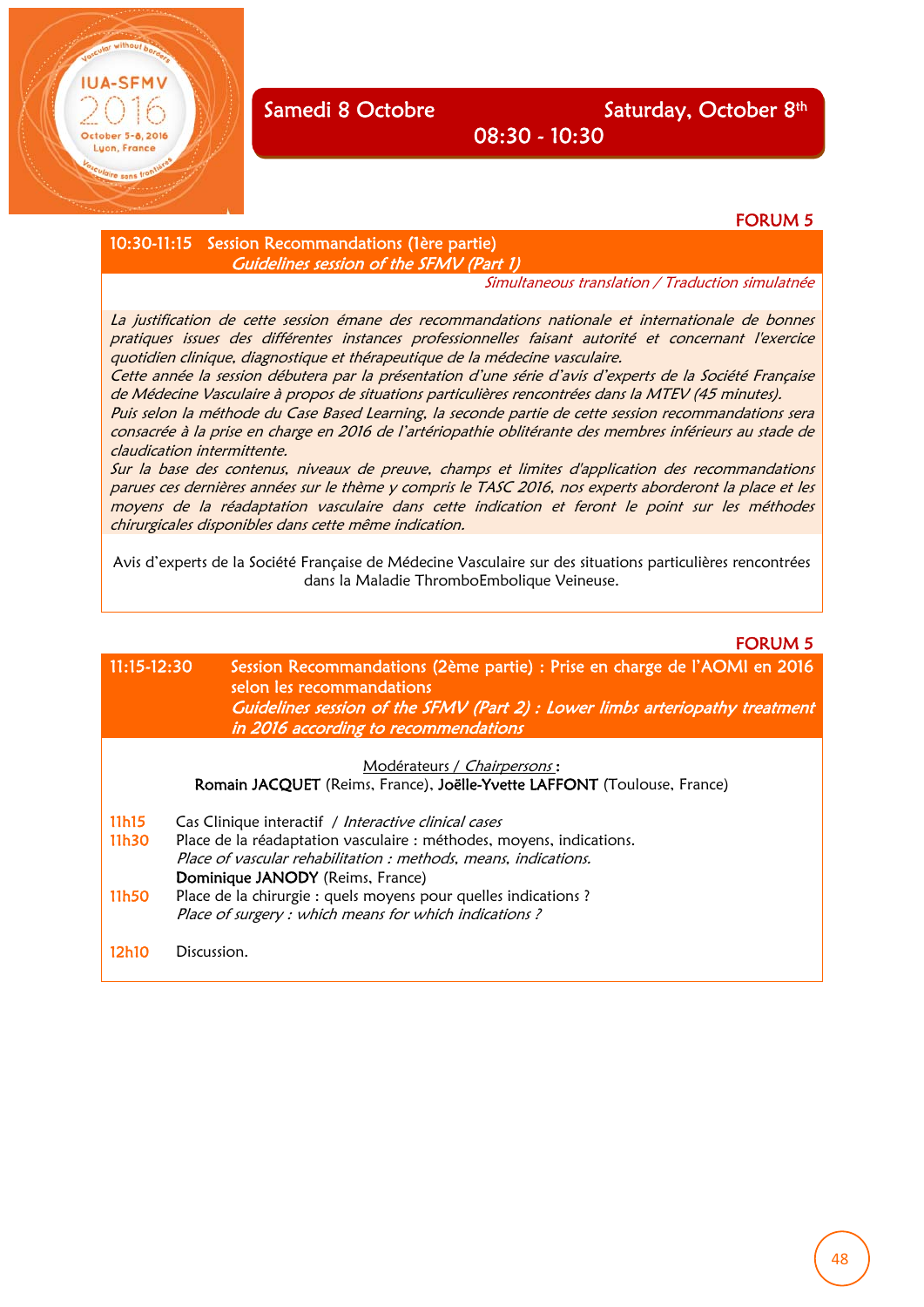## Samedi 8 Octobre — Saturday, October 8th

## 08:30 - 10:30

**FORUM 5**

### 10:30-11:15 Session Recommandations (1ère partie)

*Guidelines session of the SFMV (Part 1)*

*Simultaneous translation / Traduction simulatnée*

*La justification de cette session émane des recommandations nationale et internationale de bonnes pratiques issues des différentes instances professionnelles faisant autorité et concernant l'exercice quotidien clinique, diagnostique et thérapeutique de la médecine vasculaire.*
*Cette année la session débutera par la présentation d'une série d'avis d'experts de la Société Française de Médecine Vasculaire à propos de situations particulières rencontrées dans la MTEV (45 minutes).*
*Puis selon la méthode du Case Based Learning, la seconde partie de cette session recommandations sera consacrée à la prise en charge en 2016 de l'artériopathie oblitérante des membres inférieurs au stade de claudication intermittente.*
*Sur la base des contenus, niveaux de preuve, champs et limites d'application des recommandations parues ces dernières années sur le thème y compris le TASC 2016, nos experts aborderont la place et les moyens de la réadaptation vasculaire dans cette indication et feront le point sur les méthodes chirurgicales disponibles dans cette même indication.*

Avis d'experts de la Société Française de Médecine Vasculaire sur des situations particulières rencontrées dans la Maladie ThromboEmbolique Veineuse.

**FORUM 5**

### 11:15-12:30 Session Recommandations (2ème partie) : Prise en charge de l'AOMI en 2016 selon les recommandations

*Guidelines session of the SFMV (Part 2) : Lower limbs arteriopathy treatment in 2016 according to recommendations*

Modérateurs / *Chairpersons* :
**Romain JACQUET** (Reims, France), **Joëlle-Yvette LAFFONT** (Toulouse, France)

11h15 Cas Clinique interactif / *Interactive clinical cases*

11h30 Place de la réadaptation vasculaire : méthodes, moyens, indications.
*Place of vascular rehabilitation : methods, means, indications.*
**Dominique JANODY** (Reims, France)

11h50 Place de la chirurgie : quels moyens pour quelles indications ?
*Place of surgery : which means for which indications ?*

12h10 Discussion.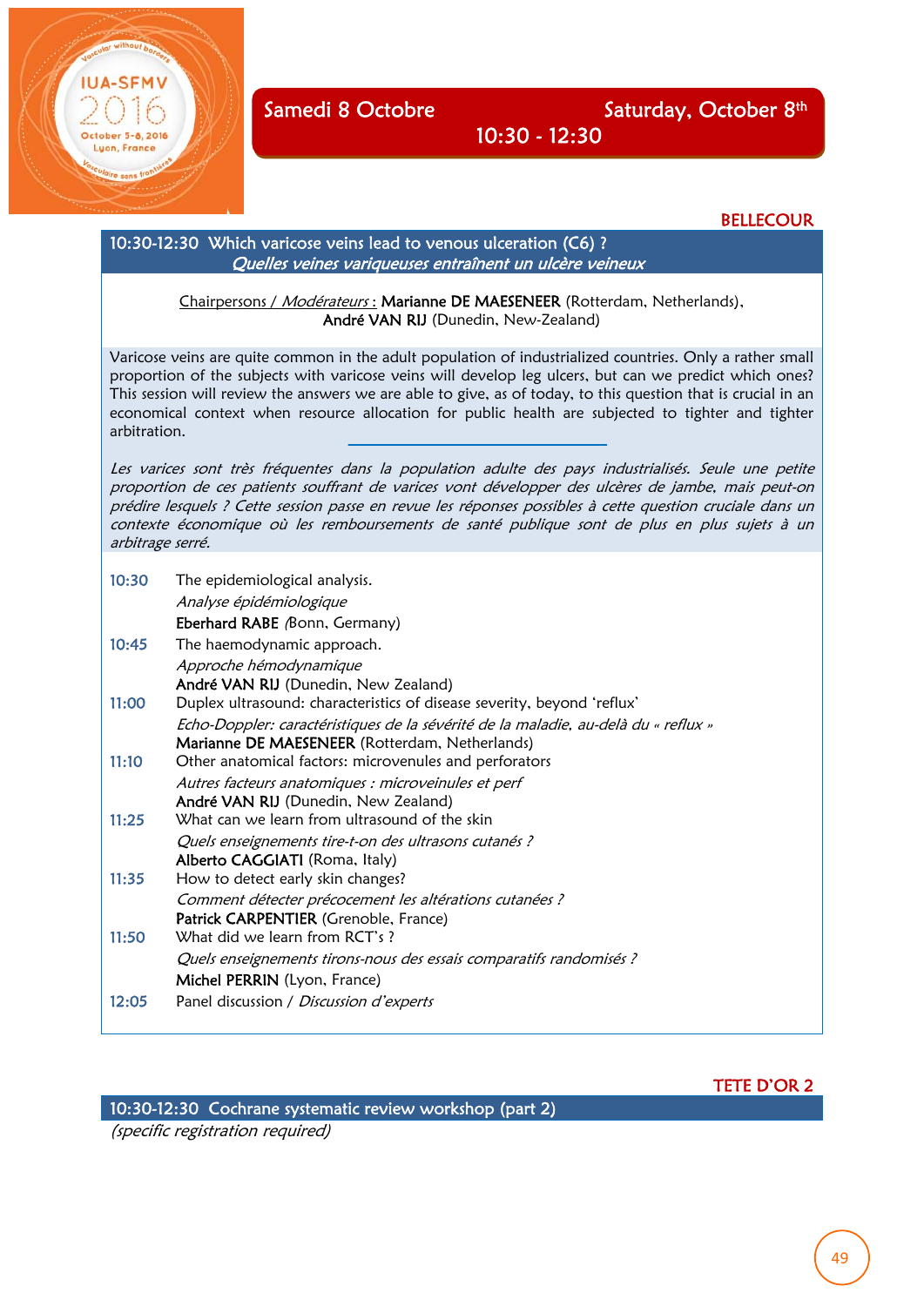## Samedi 8 Octobre — Saturday, October 8th

## 10:30 - 12:30

**BELLECOUR**

### 10:30-12:30 Which varicose veins lead to venous ulceration (C6) ?
*Quelles veines variqueuses entraînent un ulcère veineux*

Chairpersons / *Modérateurs* : **Marianne DE MAESENEER** (Rotterdam, Netherlands), **André VAN RIJ** (Dunedin, New-Zealand)

Varicose veins are quite common in the adult population of industrialized countries. Only a rather small proportion of the subjects with varicose veins will develop leg ulcers, but can we predict which ones? This session will review the answers we are able to give, as of today, to this question that is crucial in an economical context when resource allocation for public health are subjected to tighter and tighter arbitration.

*Les varices sont très fréquentes dans la population adulte des pays industrialisés. Seule une petite proportion de ces patients souffrant de varices vont développer des ulcères de jambe, mais peut-on prédire lesquels ? Cette session passe en revue les réponses possibles à cette question cruciale dans un contexte économique où les remboursements de santé publique sont de plus en plus sujets à un arbitrage serré.*

**10:30** The epidemiological analysis.
*Analyse épidémiologique*
**Eberhard RABE** (Bonn, Germany)

**10:45** The haemodynamic approach.
*Approche hémodynamique*
**André VAN RIJ** (Dunedin, New Zealand)

**11:00** Duplex ultrasound: characteristics of disease severity, beyond 'reflux'
*Echo-Doppler: caractéristiques de la sévérité de la maladie, au-delà du « reflux »*
**Marianne DE MAESENEER** (Rotterdam, Netherlands)

**11:10** Other anatomical factors: microvenules and perforators
*Autres facteurs anatomiques : microveinules et perf*
**André VAN RIJ** (Dunedin, New Zealand)

**11:25** What can we learn from ultrasound of the skin
*Quels enseignements tire-t-on des ultrasons cutanés ?*
**Alberto CAGGIATI** (Roma, Italy)

**11:35** How to detect early skin changes?
*Comment détecter précocement les altérations cutanées ?*
**Patrick CARPENTIER** (Grenoble, France)

**11:50** What did we learn from RCT's ?
*Quels enseignements tirons-nous des essais comparatifs randomisés ?*
**Michel PERRIN** (Lyon, France)

**12:05** Panel discussion / *Discussion d'experts*

**TETE D'OR 2**

### 10:30-12:30 Cochrane systematic review workshop (part 2)
*(specific registration required)*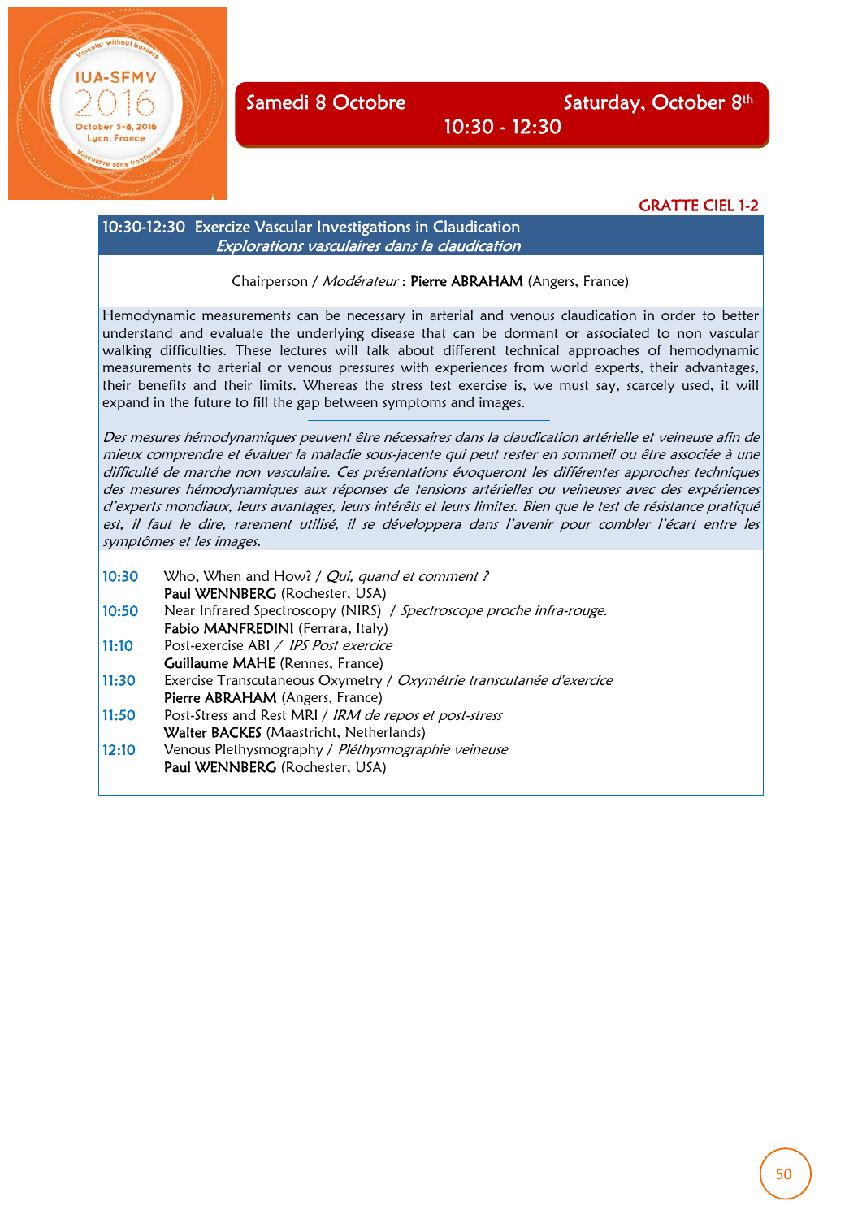# Samedi 8 Octobre — Saturday, October 8th

**10:30 - 12:30**

**GRATTE CIEL 1-2**

## 10:30-12:30 Exercize Vascular Investigations in Claudication
### *Explorations vasculaires dans la claudication*

Chairperson / *Modérateur* : **Pierre ABRAHAM** (Angers, France)

Hemodynamic measurements can be necessary in arterial and venous claudication in order to better understand and evaluate the underlying disease that can be dormant or associated to non vascular walking difficulties. These lectures will talk about different technical approaches of hemodynamic measurements to arterial or venous pressures with experiences from world experts, their advantages, their benefits and their limits. Whereas the stress test exercise is, we must say, scarcely used, it will expand in the future to fill the gap between symptoms and images.

---

*Des mesures hémodynamiques peuvent être nécessaires dans la claudication artérielle et veineuse afin de mieux comprendre et évaluer la maladie sous-jacente qui peut rester en sommeil ou être associée à une difficulté de marche non vasculaire. Ces présentations évoqueront les différentes approches techniques des mesures hémodynamiques aux réponses de tensions artérielles ou veineuses avec des expériences d'experts mondiaux, leurs avantages, leurs intérêts et leurs limites. Bien que le test de résistance pratiqué est, il faut le dire, rarement utilisé, il se développera dans l'avenir pour combler l'écart entre les symptômes et les images.*

**10:30** Who, When and How? / *Qui, quand et comment ?*
**Paul WENNBERG** (Rochester, USA)

**10:50** Near Infrared Spectroscopy (NIRS) / *Spectroscope proche infra-rouge.*
**Fabio MANFREDINI** (Ferrara, Italy)

**11:10** Post-exercise ABI / *IPS Post exercice*
**Guillaume MAHE** (Rennes, France)

**11:30** Exercise Transcutaneous Oxymetry / *Oxymétrie transcutanée d'exercice*
**Pierre ABRAHAM** (Angers, France)

**11:50** Post-Stress and Rest MRI / *IRM de repos et post-stress*
**Walter BACKES** (Maastricht, Netherlands)

**12:10** Venous Plethysmography / *Pléthysmographie veineuse*
**Paul WENNBERG** (Rochester, USA)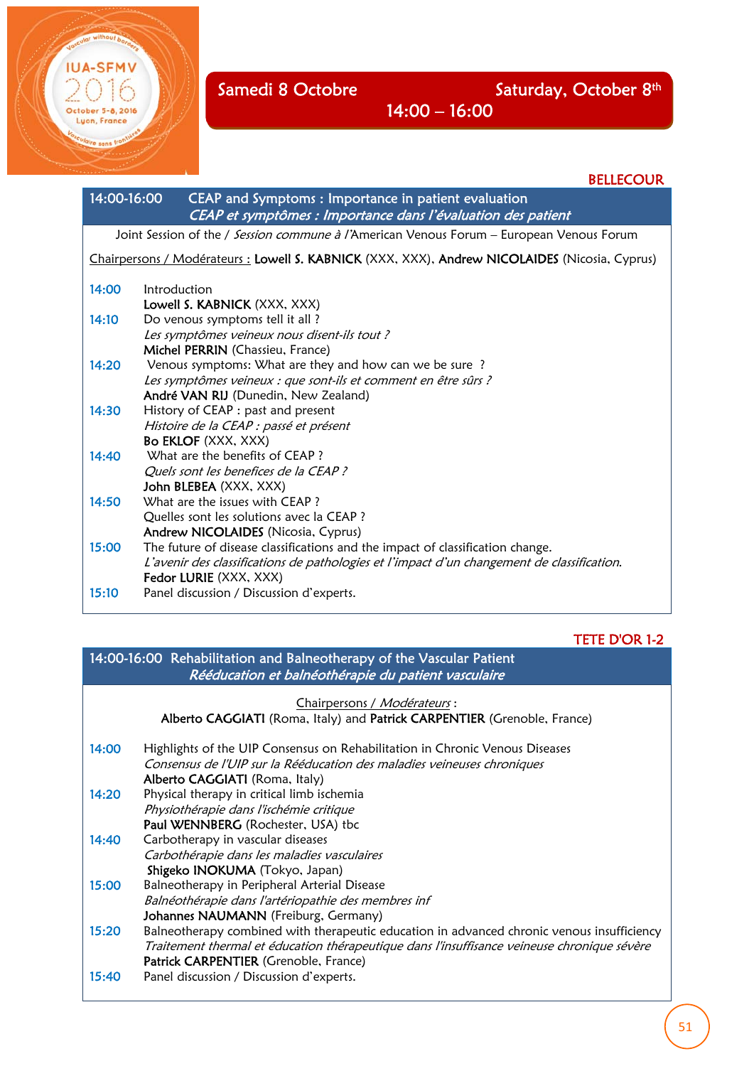# Samedi 8 Octobre — Saturday, October 8th

## 14:00 – 16:00

**BELLECOUR**

### 14:00-16:00 CEAP and Symptoms : Importance in patient evaluation
*CEAP et symptômes : Importance dans l'évaluation des patient*

Joint Session of the / *Session commune à l'*American Venous Forum – European Venous Forum

Chairpersons / Modérateurs : **Lowell S. KABNICK** (XXX, XXX), **Andrew NICOLAIDES** (Nicosia, Cyprus)

**14:00** Introduction
**Lowell S. KABNICK** (XXX, XXX)

**14:10** Do venous symptoms tell it all ?
*Les symptômes veineux nous disent-ils tout ?*
**Michel PERRIN** (Chassieu, France)

**14:20** Venous symptoms: What are they and how can we be sure ?
*Les symptômes veineux : que sont-ils et comment en être sûrs ?*
**André VAN RIJ** (Dunedin, New Zealand)

**14:30** History of CEAP : past and present
*Histoire de la CEAP : passé et présent*
**Bo EKLOF** (XXX, XXX)

**14:40** What are the benefits of CEAP ?
*Quels sont les benefices de la CEAP ?*
**John BLEBEA** (XXX, XXX)

**14:50** What are the issues with CEAP ?
Quelles sont les solutions avec la CEAP ?
**Andrew NICOLAIDES** (Nicosia, Cyprus)

**15:00** The future of disease classifications and the impact of classification change.
*L'avenir des classifications de pathologies et l'impact d'un changement de classification.*
**Fedor LURIE** (XXX, XXX)

**15:10** Panel discussion / Discussion d'experts.

**TETE D'OR 1-2**

### 14:00-16:00 Rehabilitation and Balneotherapy of the Vascular Patient
*Rééducation et balnéothérapie du patient vasculaire*

Chairpersons / *Modérateurs* :
**Alberto CAGGIATI** (Roma, Italy) and **Patrick CARPENTIER** (Grenoble, France)

**14:00** Highlights of the UIP Consensus on Rehabilitation in Chronic Venous Diseases
*Consensus de l'UIP sur la Rééducation des maladies veineuses chroniques*
**Alberto CAGGIATI** (Roma, Italy)

**14:20** Physical therapy in critical limb ischemia
*Physiothérapie dans l'ischémie critique*
**Paul WENNBERG** (Rochester, USA) tbc

**14:40** Carbotherapy in vascular diseases
*Carbothérapie dans les maladies vasculaires*
**Shigeko INOKUMA** (Tokyo, Japan)

**15:00** Balneotherapy in Peripheral Arterial Disease
*Balnéothérapie dans l'artériopathie des membres inf*
**Johannes NAUMANN** (Freiburg, Germany)

**15:20** Balneotherapy combined with therapeutic education in advanced chronic venous insufficiency
*Traitement thermal et éducation thérapeutique dans l'insuffisance veineuse chronique sévère*
**Patrick CARPENTIER** (Grenoble, France)

**15:40** Panel discussion / Discussion d'experts.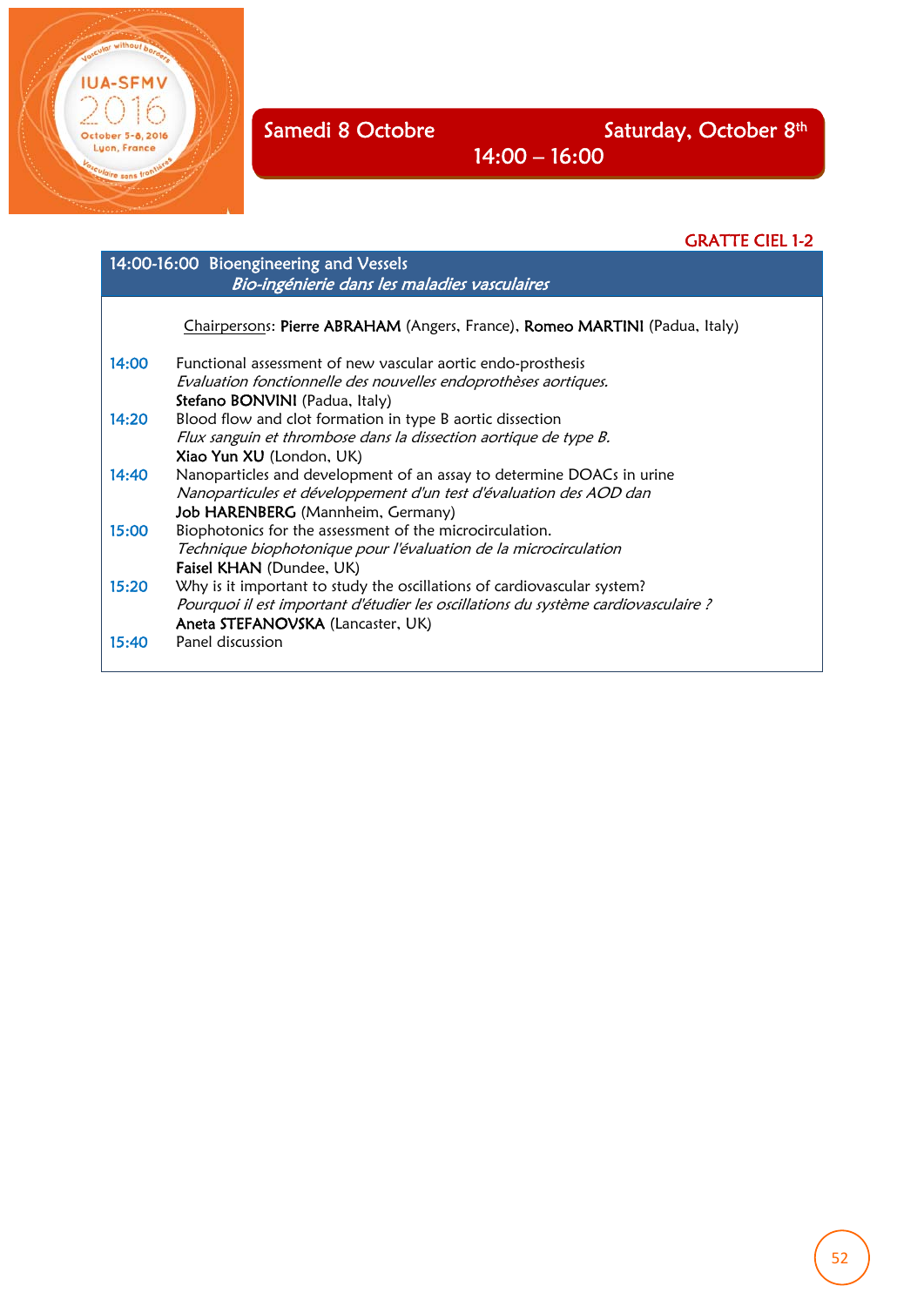## Samedi 8 Octobre — Saturday, October 8th

## 14:00 – 16:00

**GRATTE CIEL 1-2**

### 14:00-16:00 Bioengineering and Vessels
*Bio-ingénierie dans les maladies vasculaires*

Chairpersons: **Pierre ABRAHAM** (Angers, France), **Romeo MARTINI** (Padua, Italy)

| | |
|---|---|
| 14:00 | Functional assessment of new vascular aortic endo-prosthesis<br>*Evaluation fonctionnelle des nouvelles endoprothèses aortiques.*<br>**Stefano BONVINI** (Padua, Italy) |
| 14:20 | Blood flow and clot formation in type B aortic dissection<br>*Flux sanguin et thrombose dans la dissection aortique de type B.*<br>**Xiao Yun XU** (London, UK) |
| 14:40 | Nanoparticles and development of an assay to determine DOACs in urine<br>*Nanoparticules et développement d'un test d'évaluation des AOD dan*<br>**Job HARENBERG** (Mannheim, Germany) |
| 15:00 | Biophotonics for the assessment of the microcirculation.<br>*Technique biophotonique pour l'évaluation de la microcirculation*<br>**Faisel KHAN** (Dundee, UK) |
| 15:20 | Why is it important to study the oscillations of cardiovascular system?<br>*Pourquoi il est important d'étudier les oscillations du système cardiovasculaire ?*<br>**Aneta STEFANOVSKA** (Lancaster, UK) |
| 15:40 | Panel discussion |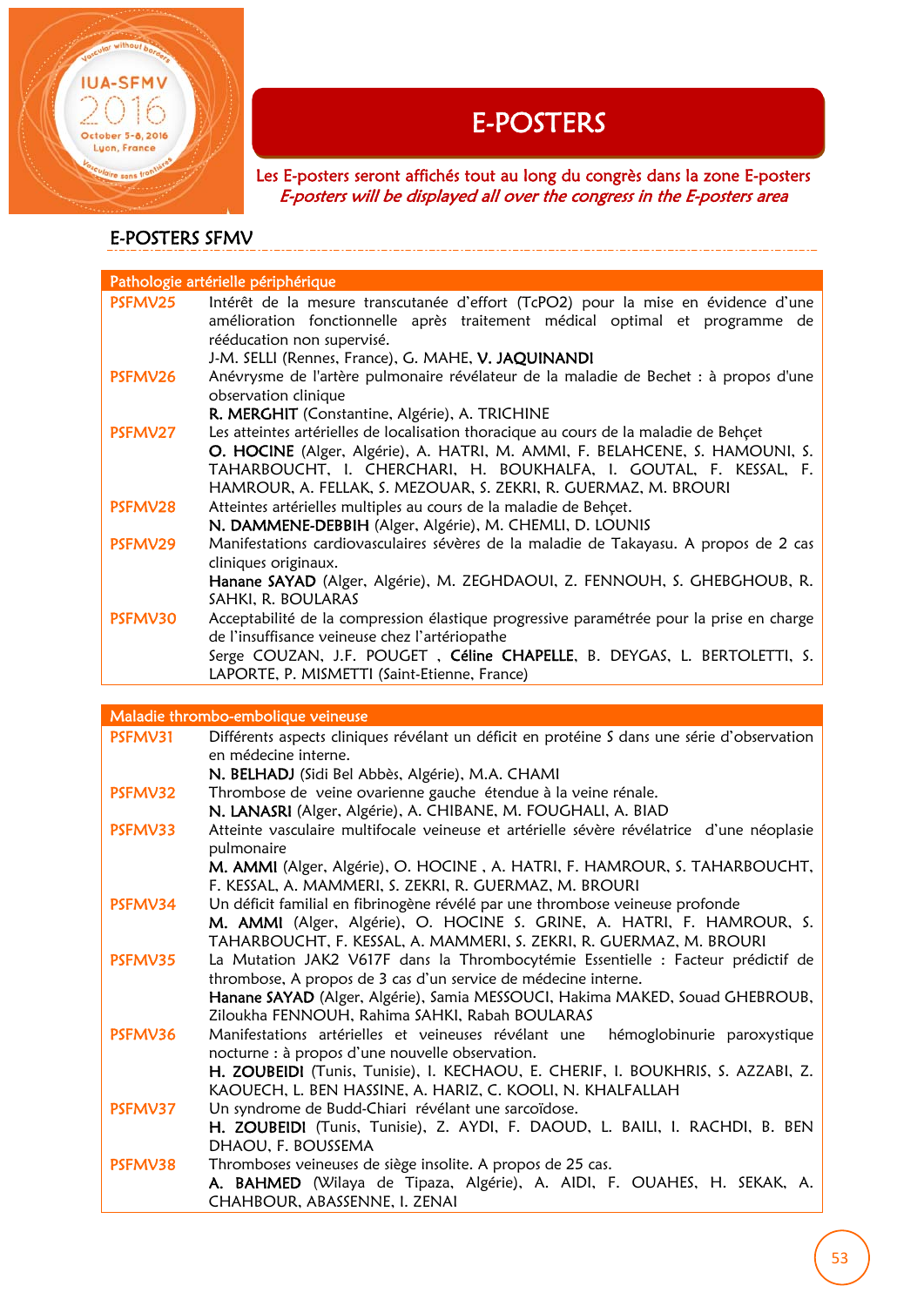# E-POSTERS

Les E-posters seront affichés tout au long du congrès dans la zone E-posters
*E-posters will be displayed all over the congress in the E-posters area*

## E-POSTERS SFMV

### Pathologie artérielle périphérique

| | |
|---|---|
| PSFMV25 | Intérêt de la mesure transcutanée d'effort (TcPO2) pour la mise en évidence d'une amélioration fonctionnelle après traitement médical optimal et programme de rééducation non supervisé.<br>J-M. SELLI (Rennes, France), G. MAHE, **V. JAQUINANDI** |
| PSFMV26 | Anévrysme de l'artère pulmonaire révélateur de la maladie de Bechet : à propos d'une observation clinique<br>**R. MERGHIT** (Constantine, Algérie), A. TRICHINE |
| PSFMV27 | Les atteintes artérielles de localisation thoracique au cours de la maladie de Behçet<br>**O. HOCINE** (Alger, Algérie), A. HATRI, M. AMMI, F. BELAHCENE, S. HAMOUNI, S. TAHARBOUCHT, I. CHERCHARI, H. BOUKHALFA, I. GOUTAL, F. KESSAL, F. HAMROUR, A. FELLAK, S. MEZOUAR, S. ZEKRI, R. GUERMAZ, M. BROURI |
| PSFMV28 | Atteintes artérielles multiples au cours de la maladie de Behçet.<br>**N. DAMMENE-DEBBIH** (Alger, Algérie), M. CHEMLI, D. LOUNIS |
| PSFMV29 | Manifestations cardiovasculaires sévères de la maladie de Takayasu. A propos de 2 cas cliniques originaux.<br>**Hanane SAYAD** (Alger, Algérie), M. ZEGHDAOUI, Z. FENNOUH, S. GHEBGHOUB, R. SAHKI, R. BOULARAS |
| PSFMV30 | Acceptabilité de la compression élastique progressive paramétrée pour la prise en charge de l'insuffisance veineuse chez l'artériopathe<br>Serge COUZAN, J.F. POUGET , **Céline CHAPELLE**, B. DEYGAS, L. BERTOLETTI, S. LAPORTE, P. MISMETTI (Saint-Etienne, France) |

### Maladie thrombo-embolique veineuse

| | |
|---|---|
| PSFMV31 | Différents aspects cliniques révélant un déficit en protéine S dans une série d'observation en médecine interne.<br>**N. BELHADJ** (Sidi Bel Abbès, Algérie), M.A. CHAMI |
| PSFMV32 | Thrombose de veine ovarienne gauche étendue à la veine rénale.<br>**N. LANASRI** (Alger, Algérie), A. CHIBANE, M. FOUGHALI, A. BIAD |
| PSFMV33 | Atteinte vasculaire multifocale veineuse et artérielle sévère révélatrice d'une néoplasie pulmonaire<br>**M. AMMI** (Alger, Algérie), O. HOCINE , A. HATRI, F. HAMROUR, S. TAHARBOUCHT, F. KESSAL, A. MAMMERI, S. ZEKRI, R. GUERMAZ, M. BROURI |
| PSFMV34 | Un déficit familial en fibrinogène révélé par une thrombose veineuse profonde<br>**M. AMMI** (Alger, Algérie), O. HOCINE S. GRINE, A. HATRI, F. HAMROUR, S. TAHARBOUCHT, F. KESSAL, A. MAMMERI, S. ZEKRI, R. GUERMAZ, M. BROURI |
| PSFMV35 | La Mutation JAK2 V617F dans la Thrombocytémie Essentielle : Facteur prédictif de thrombose, A propos de 3 cas d'un service de médecine interne.<br>**Hanane SAYAD** (Alger, Algérie), Samia MESSOUCI, Hakima MAKED, Souad GHEBROUB, Ziloukha FENNOUH, Rahima SAHKI, Rabah BOULARAS |
| PSFMV36 | Manifestations artérielles et veineuses révélant une hémoglobinurie paroxystique nocturne : à propos d'une nouvelle observation.<br>**H. ZOUBEIDI** (Tunis, Tunisie), I. KECHAOU, E. CHERIF, I. BOUKHRIS, S. AZZABI, Z. KAOUECH, L. BEN HASSINE, A. HARIZ, C. KOOLI, N. KHALFALLAH |
| PSFMV37 | Un syndrome de Budd-Chiari révélant une sarcoïdose.<br>**H. ZOUBEIDI** (Tunis, Tunisie), Z. AYDI, F. DAOUD, L. BAILI, I. RACHDI, B. BEN DHAOU, F. BOUSSEMA |
| PSFMV38 | Thromboses veineuses de siège insolite. A propos de 25 cas.<br>**A. BAHMED** (Wilaya de Tipaza, Algérie), A. AIDI, F. OUAHES, H. SEKAK, A. CHAHBOUR, ABASSENNE, I. ZENAI |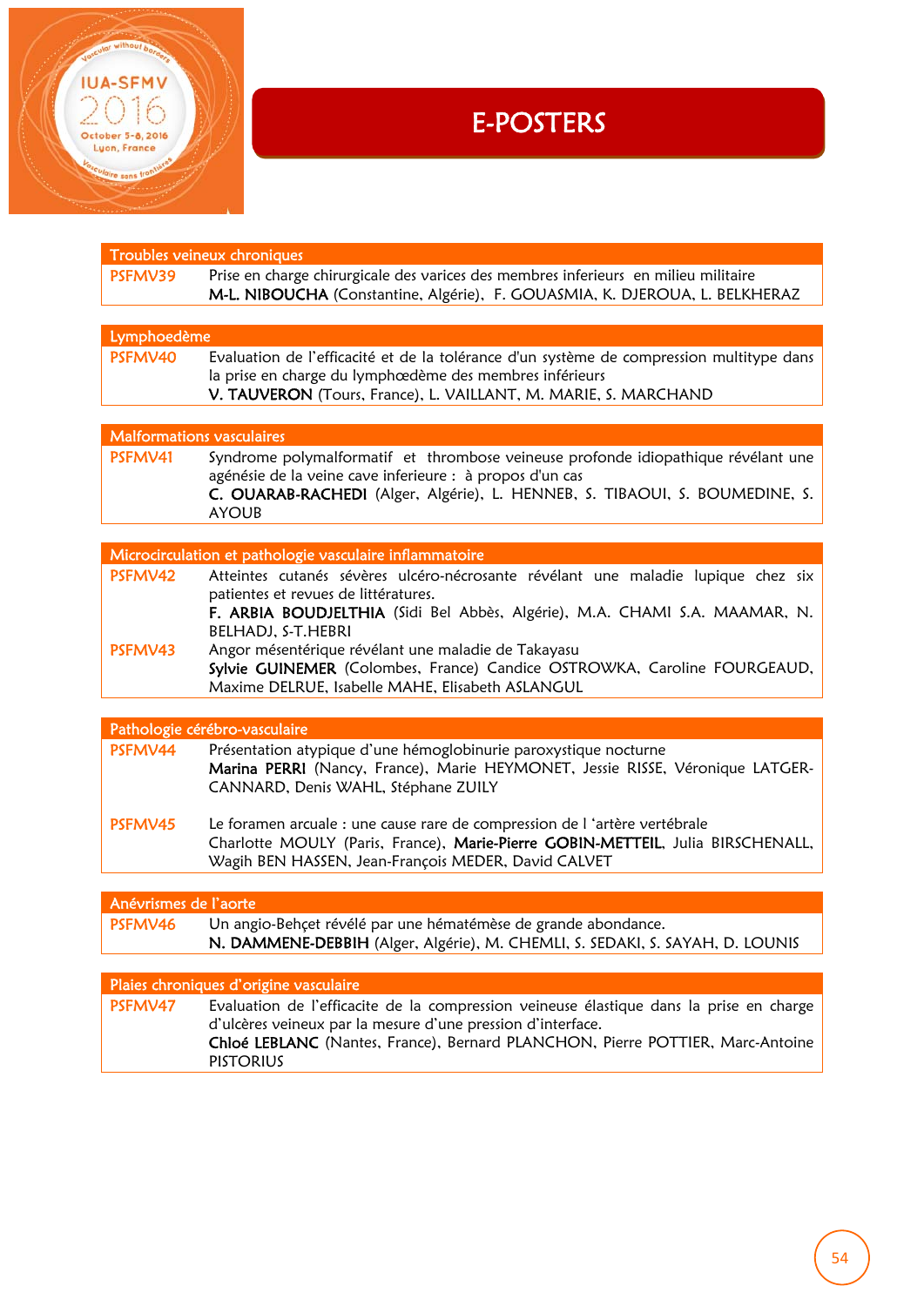# E-POSTERS

## Troubles veineux chroniques

**PSFMV39** Prise en charge chirurgicale des varices des membres inferieurs en milieu militaire
**M-L. NIBOUCHA** (Constantine, Algérie), F. GOUASMIA, K. DJEROUA, L. BELKHERAZ

## Lymphoedème

**PSFMV40** Evaluation de l'efficacité et de la tolérance d'un système de compression multitype dans la prise en charge du lymphœdème des membres inférieurs
**V. TAUVERON** (Tours, France), L. VAILLANT, M. MARIE, S. MARCHAND

## Malformations vasculaires

**PSFMV41** Syndrome polymalformatif et thrombose veineuse profonde idiopathique révélant une agénésie de la veine cave inferieure : à propos d'un cas
**C. OUARAB-RACHEDI** (Alger, Algérie), L. HENNEB, S. TIBAOUI, S. BOUMEDINE, S. AYOUB

## Microcirculation et pathologie vasculaire inflammatoire

**PSFMV42** Atteintes cutanés sévères ulcéro-nécrosante révélant une maladie lupique chez six patientes et revues de littératures.
**F. ARBIA BOUDJELTHIA** (Sidi Bel Abbès, Algérie), M.A. CHAMI S.A. MAAMAR, N. BELHADJ, S-T.HEBRI

**PSFMV43** Angor mésentérique révélant une maladie de Takayasu
**Sylvie GUINEMER** (Colombes, France) Candice OSTROWKA, Caroline FOURGEAUD, Maxime DELRUE, Isabelle MAHE, Elisabeth ASLANGUL

## Pathologie cérébro-vasculaire

**PSFMV44** Présentation atypique d'une hémoglobinurie paroxystique nocturne
**Marina PERRI** (Nancy, France), Marie HEYMONET, Jessie RISSE, Véronique LATGER-CANNARD, Denis WAHL, Stéphane ZUILY

**PSFMV45** Le foramen arcuale : une cause rare de compression de l 'artère vertébrale
Charlotte MOULY (Paris, France), **Marie-Pierre GOBIN-METTEIL**, Julia BIRSCHENALL, Wagih BEN HASSEN, Jean-François MEDER, David CALVET

## Anévrismes de l'aorte

**PSFMV46** Un angio-Behçet révélé par une hématémèse de grande abondance.
**N. DAMMENE-DEBBIH** (Alger, Algérie), M. CHEMLI, S. SEDAKI, S. SAYAH, D. LOUNIS

## Plaies chroniques d'origine vasculaire

**PSFMV47** Evaluation de l'efficacite de la compression veineuse élastique dans la prise en charge d'ulcères veineux par la mesure d'une pression d'interface.
**Chloé LEBLANC** (Nantes, France), Bernard PLANCHON, Pierre POTTIER, Marc-Antoine PISTORIUS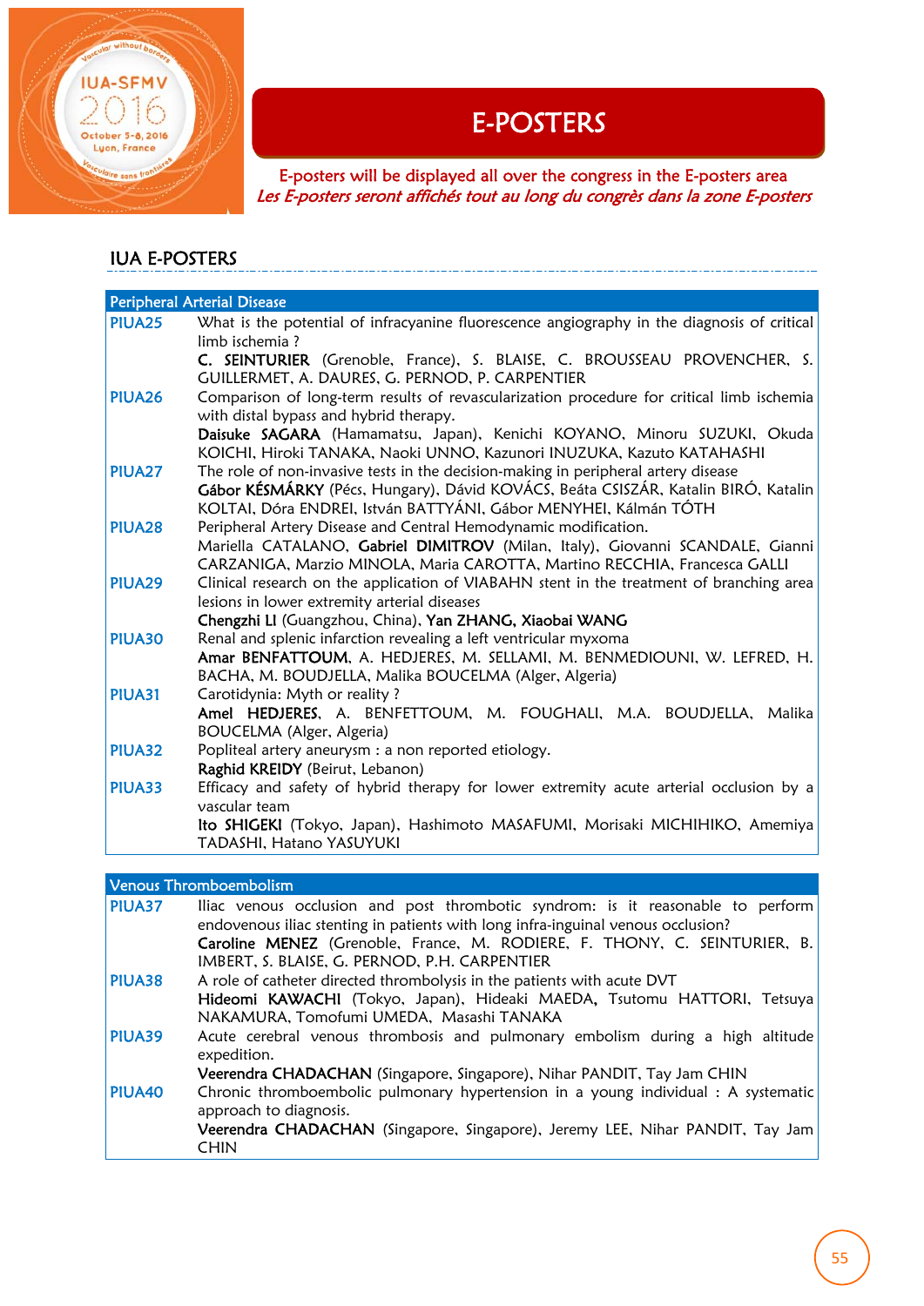# E-POSTERS

E-posters will be displayed all over the congress in the E-posters area

*Les E-posters seront affichés tout au long du congrès dans la zone E-posters*

## IUA E-POSTERS

| Peripheral Arterial Disease | |
|---|---|
| PIUA25 | What is the potential of infracyanine fluorescence angiography in the diagnosis of critical limb ischemia ?<br>**C. SEINTURIER** (Grenoble, France), S. BLAISE, C. BROUSSEAU PROVENCHER, S. GUILLERMET, A. DAURES, G. PERNOD, P. CARPENTIER |
| PIUA26 | Comparison of long-term results of revascularization procedure for critical limb ischemia with distal bypass and hybrid therapy.<br>**Daisuke SAGARA** (Hamamatsu, Japan), Kenichi KOYANO, Minoru SUZUKI, Okuda KOICHI, Hiroki TANAKA, Naoki UNNO, Kazunori INUZUKA, Kazuto KATAHASHI |
| PIUA27 | The role of non-invasive tests in the decision-making in peripheral artery disease<br>**Gábor KÉSMÁRKY** (Pécs, Hungary), Dávid KOVÁCS, Beáta CSISZÁR, Katalin BIRÓ, Katalin KOLTAI, Dóra ENDREI, István BATTYÁNI, Gábor MENYHEI, Kálmán TÓTH |
| PIUA28 | Peripheral Artery Disease and Central Hemodynamic modification.<br>Mariella CATALANO, **Gabriel DIMITROV** (Milan, Italy), Giovanni SCANDALE, Gianni CARZANIGA, Marzio MINOLA, Maria CAROTTA, Martino RECCHIA, Francesca GALLI |
| PIUA29 | Clinical research on the application of VIABAHN stent in the treatment of branching area lesions in lower extremity arterial diseases<br>**Chengzhi LI** (Guangzhou, China), **Yan ZHANG, Xiaobai WANG** |
| PIUA30 | Renal and splenic infarction revealing a left ventricular myxoma<br>**Amar BENFATTOUM**, A. HEDJERES, M. SELLAMI, M. BENMEDIOUNI, W. LEFRED, H. BACHA, M. BOUDJELLA, Malika BOUCELMA (Alger, Algeria) |
| PIUA31 | Carotidynia: Myth or reality ?<br>**Amel HEDJERES**, A. BENFETTOUM, M. FOUGHALI, M.A. BOUDJELLA, Malika BOUCELMA (Alger, Algeria) |
| PIUA32 | Popliteal artery aneurysm : a non reported etiology.<br>**Raghid KREIDY** (Beirut, Lebanon) |
| PIUA33 | Efficacy and safety of hybrid therapy for lower extremity acute arterial occlusion by a vascular team<br>**Ito SHIGEKI** (Tokyo, Japan), Hashimoto MASAFUMI, Morisaki MICHIHIKO, Amemiya TADASHI, Hatano YASUYUKI |

| Venous Thromboembolism | |
|---|---|
| PIUA37 | Iliac venous occlusion and post thrombotic syndrom: is it reasonable to perform endovenous iliac stenting in patients with long infra-inguinal venous occlusion?<br>**Caroline MENEZ** (Grenoble, France, M. RODIERE, F. THONY, C. SEINTURIER, B. IMBERT, S. BLAISE, G. PERNOD, P.H. CARPENTIER |
| PIUA38 | A role of catheter directed thrombolysis in the patients with acute DVT<br>**Hideomi KAWACHI** (Tokyo, Japan), Hideaki MAEDA, Tsutomu HATTORI, Tetsuya NAKAMURA, Tomofumi UMEDA, Masashi TANAKA |
| PIUA39 | Acute cerebral venous thrombosis and pulmonary embolism during a high altitude expedition.<br>**Veerendra CHADACHAN** (Singapore, Singapore), Nihar PANDIT, Tay Jam CHIN |
| PIUA40 | Chronic thromboembolic pulmonary hypertension in a young individual : A systematic approach to diagnosis.<br>**Veerendra CHADACHAN** (Singapore, Singapore), Jeremy LEE, Nihar PANDIT, Tay Jam CHIN |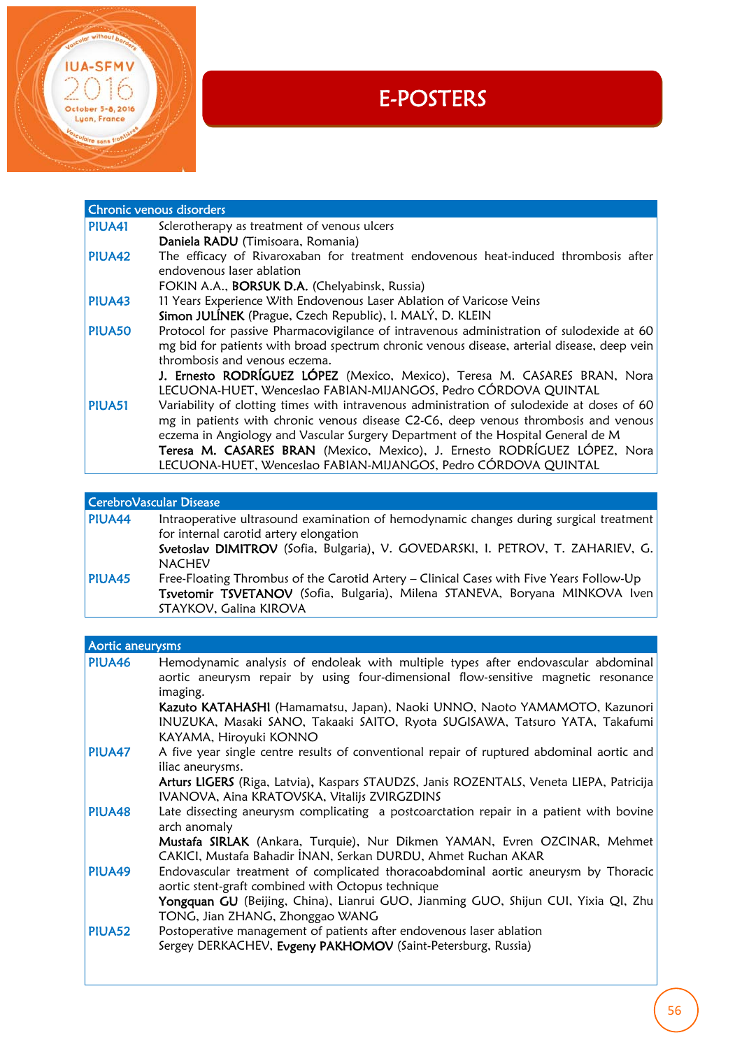# E-POSTERS

| Chronic venous disorders | |
|---|---|
| PIUA41 | Sclerotherapy as treatment of venous ulcers<br>**Daniela RADU** (Timisoara, Romania) |
| PIUA42 | The efficacy of Rivaroxaban for treatment endovenous heat-induced thrombosis after endovenous laser ablation<br>FOKIN A.A., **BORSUK D.A.** (Chelyabinsk, Russia) |
| PIUA43 | 11 Years Experience With Endovenous Laser Ablation of Varicose Veins<br>**Simon JULÍNEK** (Prague, Czech Republic), I. MALÝ, D. KLEIN |
| PIUA50 | Protocol for passive Pharmacovigilance of intravenous administration of sulodexide at 60 mg bid for patients with broad spectrum chronic venous disease, arterial disease, deep vein thrombosis and venous eczema.<br>**J. Ernesto RODRÍGUEZ LÓPEZ** (Mexico, Mexico), Teresa M. CASARES BRAN, Nora LECUONA-HUET, Wenceslao FABIAN-MIJANGOS, Pedro CÓRDOVA QUINTAL |
| PIUA51 | Variability of clotting times with intravenous administration of sulodexide at doses of 60 mg in patients with chronic venous disease C2-C6, deep venous thrombosis and venous eczema in Angiology and Vascular Surgery Department of the Hospital General de M<br>**Teresa M. CASARES BRAN** (Mexico, Mexico), J. Ernesto RODRÍGUEZ LÓPEZ, Nora LECUONA-HUET, Wenceslao FABIAN-MIJANGOS, Pedro CÓRDOVA QUINTAL |

| CerebroVascular Disease | |
|---|---|
| PIUA44 | Intraoperative ultrasound examination of hemodynamic changes during surgical treatment for internal carotid artery elongation<br>**Svetoslav DIMITROV** (Sofia, Bulgaria), V. GOVEDARSKI, I. PETROV, T. ZAHARIEV, G. NACHEV |
| PIUA45 | Free-Floating Thrombus of the Carotid Artery – Clinical Cases with Five Years Follow-Up<br>**Tsvetomir TSVETANOV** (Sofia, Bulgaria), Milena STANEVA, Boryana MINKOVA Iven STAYKOV, Galina KIROVA |

| Aortic aneurysms | |
|---|---|
| PIUA46 | Hemodynamic analysis of endoleak with multiple types after endovascular abdominal aortic aneurysm repair by using four-dimensional flow-sensitive magnetic resonance imaging.<br>**Kazuto KATAHASHI** (Hamamatsu, Japan), Naoki UNNO, Naoto YAMAMOTO, Kazunori INUZUKA, Masaki SANO, Takaaki SAITO, Ryota SUGISAWA, Tatsuro YATA, Takafumi KAYAMA, Hiroyuki KONNO |
| PIUA47 | A five year single centre results of conventional repair of ruptured abdominal aortic and iliac aneurysms.<br>**Arturs LIGERS** (Riga, Latvia), Kaspars STAUDZS, Janis ROZENTALS, Veneta LIEPA, Patricija IVANOVA, Aina KRATOVSKA, Vitalijs ZVIRGZDINS |
| PIUA48 | Late dissecting aneurysm complicating a postcoarctation repair in a patient with bovine arch anomaly<br>**Mustafa SIRLAK** (Ankara, Turquie), Nur Dikmen YAMAN, Evren OZCINAR, Mehmet CAKICI, Mustafa Bahadir İNAN, Serkan DURDU, Ahmet Ruchan AKAR |
| PIUA49 | Endovascular treatment of complicated thoracoabdominal aortic aneurysm by Thoracic aortic stent-graft combined with Octopus technique<br>**Yongquan GU** (Beijing, China), Lianrui GUO, Jianming GUO, Shijun CUI, Yixia QI, Zhu TONG, Jian ZHANG, Zhonggao WANG |
| PIUA52 | Postoperative management of patients after endovenous laser ablation<br>Sergey DERKACHEV, **Evgeny PAKHOMOV** (Saint-Petersburg, Russia) |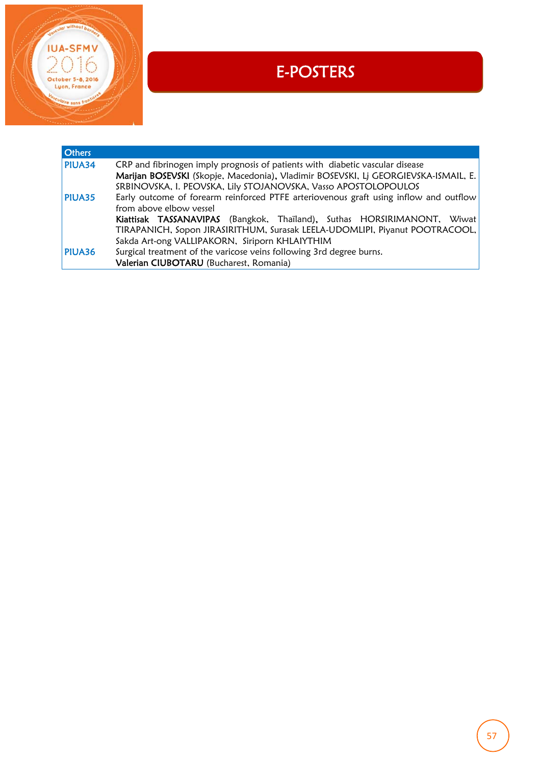# E-POSTERS

| Others | |
|---|---|
| PIUA34 | CRP and fibrinogen imply prognosis of patients with diabetic vascular disease<br>**Marijan BOSEVSKI** (Skopje, Macedonia), Vladimir BOSEVSKI, Lj GEORGIEVSKA-ISMAIL, E. SRBINOVSKA, I. PEOVSKA, Lily STOJANOVSKA, Vasso APOSTOLOPOULOS |
| PIUA35 | Early outcome of forearm reinforced PTFE arteriovenous graft using inflow and outflow from above elbow vessel<br>**Kiattisak TASSANAVIPAS** (Bangkok, Thaïland), Suthas HORSIRIMANONT, Wiwat TIRAPANICH, Sopon JIRASIRITHUM, Surasak LEELA-UDOMLIPI, Piyanut POOTRACOOL, Sakda Art-ong VALLIPAKORN, Siriporn KHLAIYTHIM |
| PIUA36 | Surgical treatment of the varicose veins following 3rd degree burns.<br>**Valerian CIUBOTARU** (Bucharest, Romania) |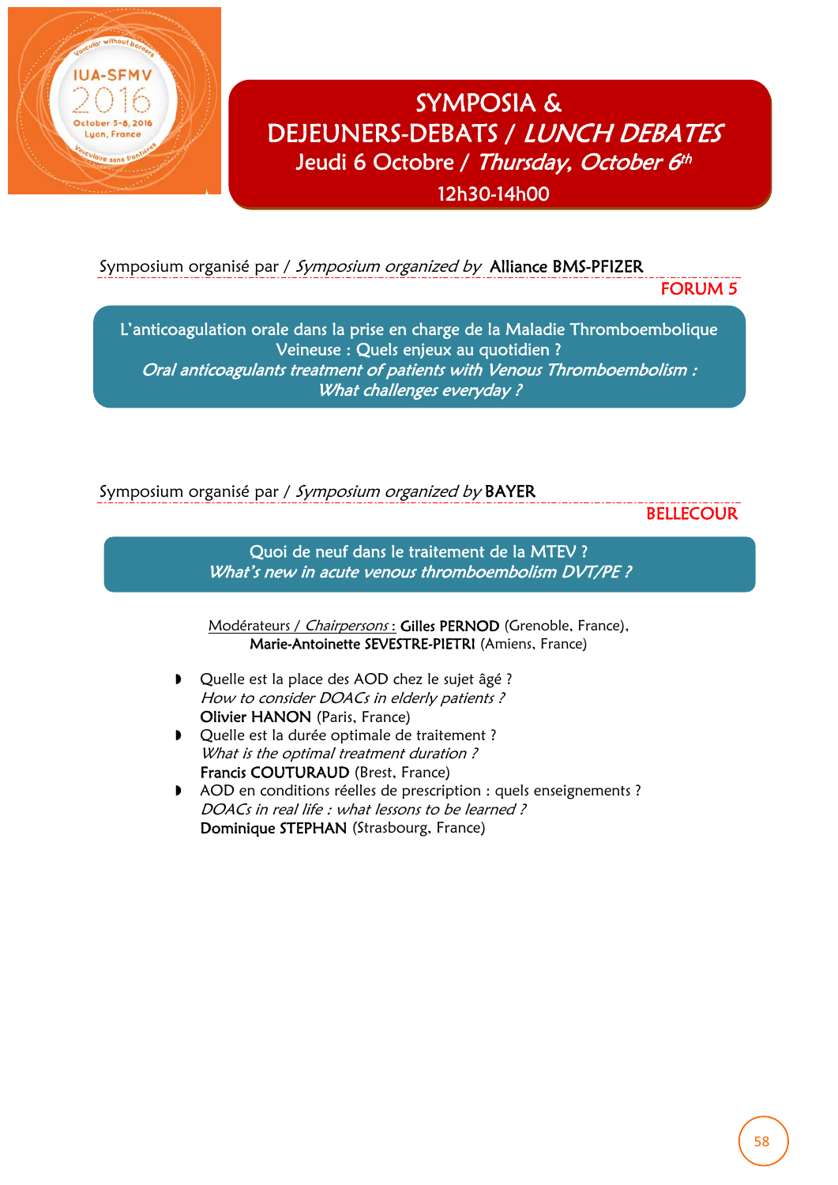# SYMPOSIA & DEJEUNERS-DEBATS / *LUNCH DEBATES*

## Jeudi 6 Octobre / *Thursday, October 6th*

## 12h30-14h00

Symposium organisé par / *Symposium organized by* Alliance BMS-PFIZER

**FORUM 5**

### L'anticoagulation orale dans la prise en charge de la Maladie Thromboembolique Veineuse : Quels enjeux au quotidien ?
### *Oral anticoagulants treatment of patients with Venous Thromboembolism : What challenges everyday ?*

Symposium organisé par / *Symposium organized by* **BAYER**

**BELLECOUR**

### Quoi de neuf dans le traitement de la MTEV ?
### *What's new in acute venous thromboembolism DVT/PE ?*

Modérateurs / *Chairpersons* : **Gilles PERNOD** (Grenoble, France), **Marie-Antoinette SEVESTRE-PIETRI** (Amiens, France)

- Quelle est la place des AOD chez le sujet âgé ?
  *How to consider DOACs in elderly patients ?*
  **Olivier HANON** (Paris, France)
- Quelle est la durée optimale de traitement ?
  *What is the optimal treatment duration ?*
  **Francis COUTURAUD** (Brest, France)
- AOD en conditions réelles de prescription : quels enseignements ?
  *DOACs in real life : what lessons to be learned ?*
  **Dominique STEPHAN** (Strasbourg, France)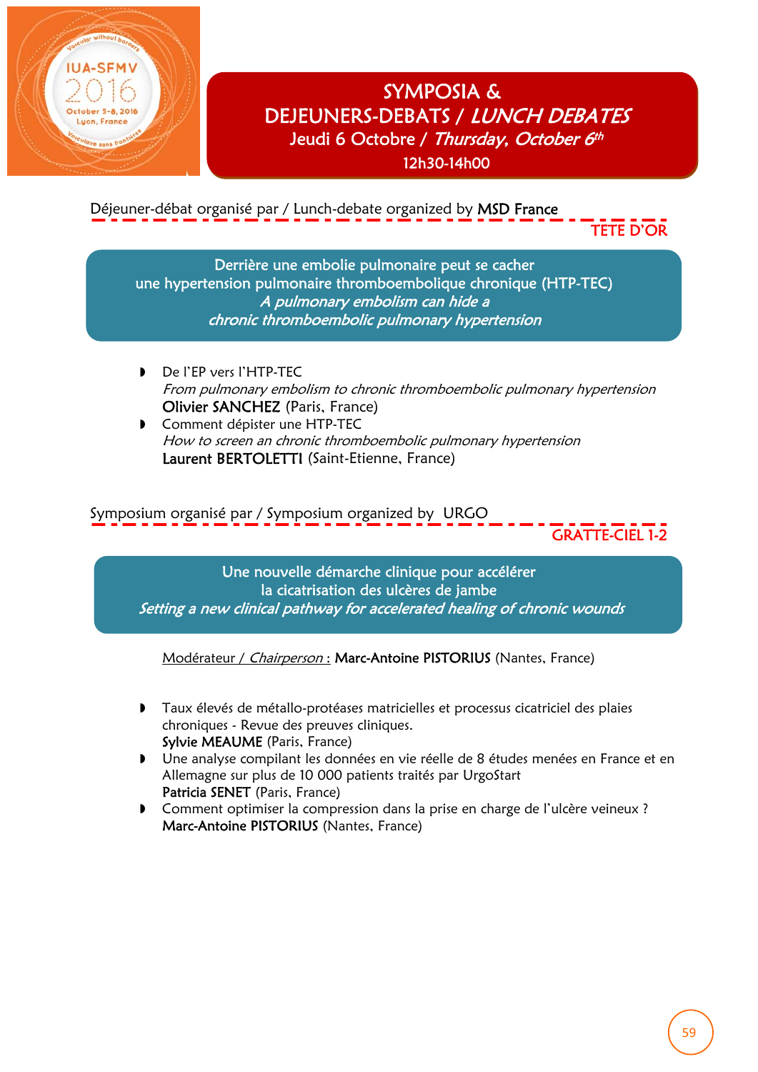# SYMPOSIA & DEJEUNERS-DEBATS / *LUNCH DEBATES*

**Jeudi 6 Octobre / *Thursday, October 6th***

**12h30-14h00**

Déjeuner-débat organisé par / Lunch-debate organized by **MSD France**

TETE D'OR

## Derrière une embolie pulmonaire peut se cacher une hypertension pulmonaire thromboembolique chronique (HTP-TEC)
### *A pulmonary embolism can hide a chronic thromboembolic pulmonary hypertension*

- De l'EP vers l'HTP-TEC
  *From pulmonary embolism to chronic thromboembolic pulmonary hypertension*
  **Olivier SANCHEZ** (Paris, France)
- Comment dépister une HTP-TEC
  *How to screen an chronic thromboembolic pulmonary hypertension*
  **Laurent BERTOLETTI** (Saint-Etienne, France)

Symposium organisé par / Symposium organized by URGO

GRATTE-CIEL 1-2

## Une nouvelle démarche clinique pour accélérer la cicatrisation des ulcères de jambe
### *Setting a new clinical pathway for accelerated healing of chronic wounds*

Modérateur / *Chairperson* : **Marc-Antoine PISTORIUS** (Nantes, France)

- Taux élevés de métallo-protéases matricielles et processus cicatriciel des plaies chroniques - Revue des preuves cliniques.
  **Sylvie MEAUME** (Paris, France)
- Une analyse compilant les données en vie réelle de 8 études menées en France et en Allemagne sur plus de 10 000 patients traités par UrgoStart
  **Patricia SENET** (Paris, France)
- Comment optimiser la compression dans la prise en charge de l'ulcère veineux ?
  **Marc-Antoine PISTORIUS** (Nantes, France)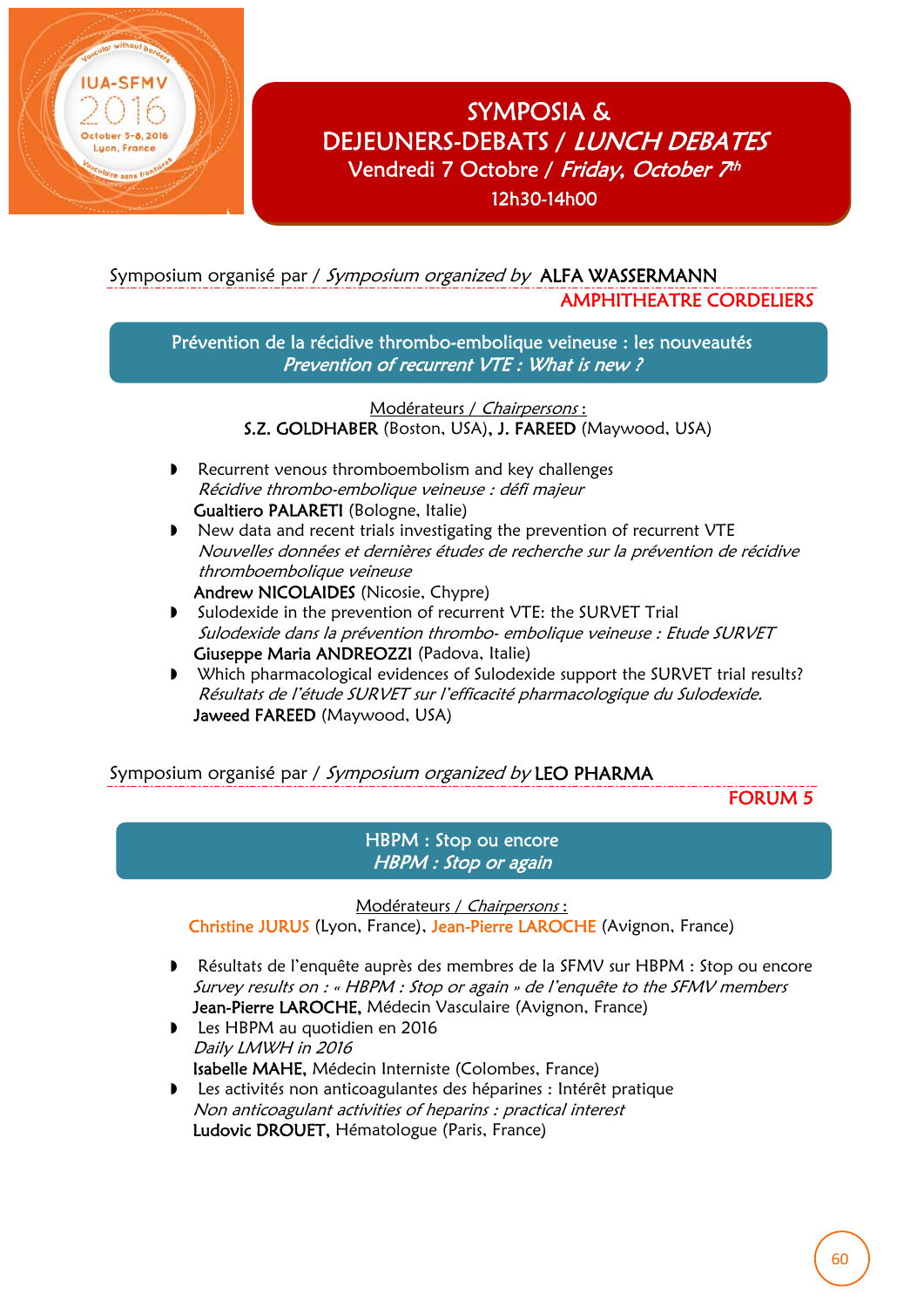# SYMPOSIA & DEJEUNERS-DEBATS / *LUNCH DEBATES*

## Vendredi 7 Octobre / *Friday, October 7th*

**12h30-14h00**

Symposium organisé par / *Symposium organized by* ALFA WASSERMANN

**AMPHITHEATRE CORDELIERS**

### Prévention de la récidive thrombo-embolique veineuse : les nouveautés
### *Prevention of recurrent VTE : What is new ?*

Modérateurs / *Chairpersons* :
**S.Z. GOLDHABER** (Boston, USA), **J. FAREED** (Maywood, USA)

- Recurrent venous thromboembolism and key challenges
  *Récidive thrombo-embolique veineuse : défi majeur*
  **Gualtiero PALARETI** (Bologne, Italie)
- New data and recent trials investigating the prevention of recurrent VTE
  *Nouvelles données et dernières études de recherche sur la prévention de récidive thromboembolique veineuse*
  **Andrew NICOLAIDES** (Nicosie, Chypre)
- Sulodexide in the prevention of recurrent VTE: the SURVET Trial
  *Sulodexide dans la prévention thrombo- embolique veineuse : Etude SURVET*
  **Giuseppe Maria ANDREOZZI** (Padova, Italie)
- Which pharmacological evidences of Sulodexide support the SURVET trial results?
  *Résultats de l'étude SURVET sur l'efficacité pharmacologique du Sulodexide.*
  **Jaweed FAREED** (Maywood, USA)

Symposium organisé par / *Symposium organized by* LEO PHARMA

**FORUM 5**

### HBPM : Stop ou encore
### *HBPM : Stop or again*

Modérateurs / *Chairpersons* :
Christine JURUS (Lyon, France), Jean-Pierre LAROCHE (Avignon, France)

- Résultats de l'enquête auprès des membres de la SFMV sur HBPM : Stop ou encore
  *Survey results on : « HBPM : Stop or again » de l'enquête to the SFMV members*
  **Jean-Pierre LAROCHE,** Médecin Vasculaire (Avignon, France)
- Les HBPM au quotidien en 2016
  *Daily LMWH in 2016*
  **Isabelle MAHE,** Médecin Interniste (Colombes, France)
- Les activités non anticoagulantes des héparines : Intérêt pratique
  *Non anticoagulant activities of heparins : practical interest*
  **Ludovic DROUET,** Hématologue (Paris, France)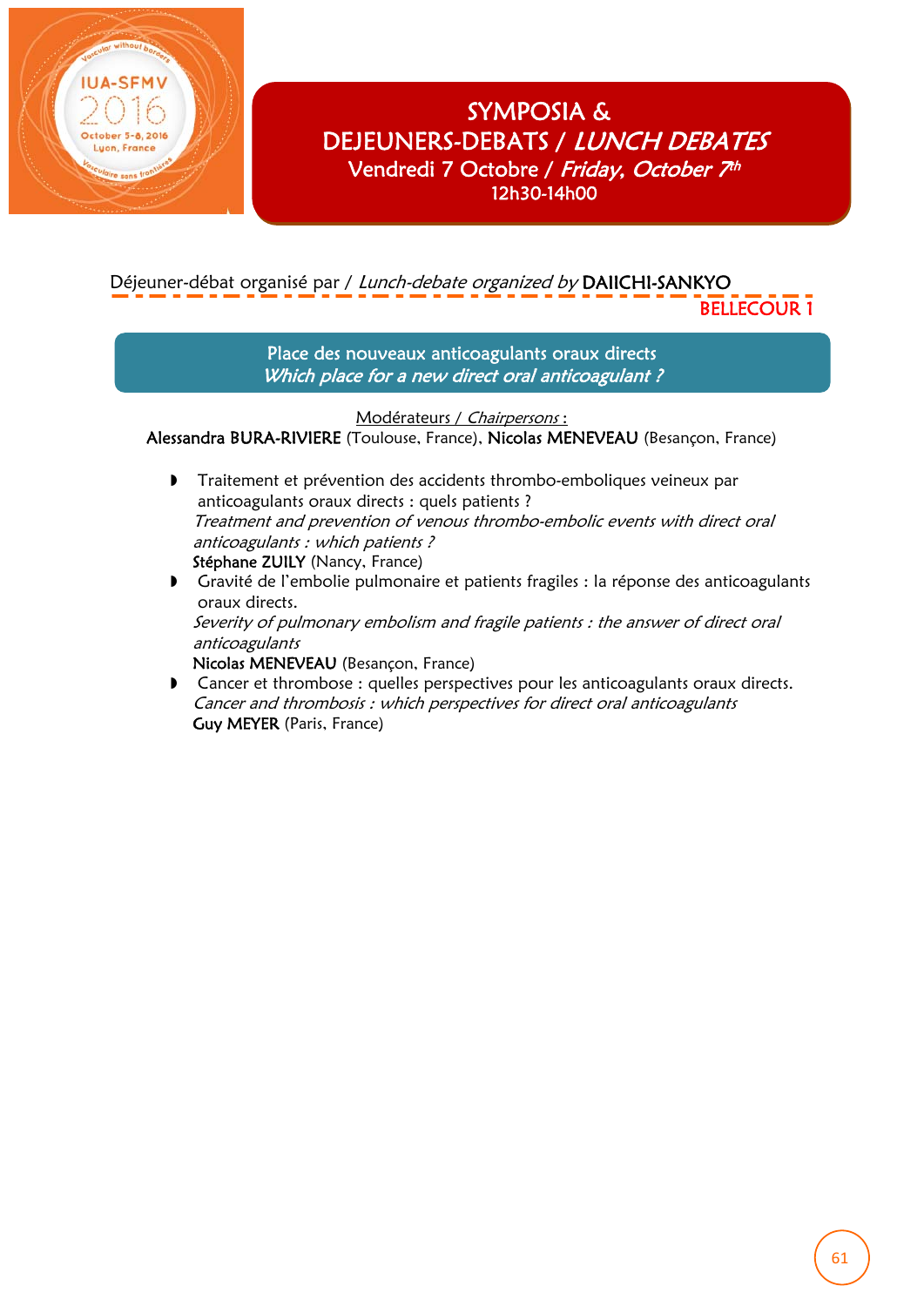# SYMPOSIA & DEJEUNERS-DEBATS / *LUNCH DEBATES*

## Vendredi 7 Octobre / *Friday, October 7th*

12h30-14h00

Déjeuner-débat organisé par / *Lunch-debate organized by* DAIICHI-SANKYO

BELLECOUR 1

### Place des nouveaux anticoagulants oraux directs
### *Which place for a new direct oral anticoagulant ?*

Modérateurs / *Chairpersons* :

**Alessandra BURA-RIVIERE** (Toulouse, France), **Nicolas MENEVEAU** (Besançon, France)

- Traitement et prévention des accidents thrombo-emboliques veineux par anticoagulants oraux directs : quels patients ?
  *Treatment and prevention of venous thrombo-embolic events with direct oral anticoagulants : which patients ?*
  **Stéphane ZUILY** (Nancy, France)
- Gravité de l'embolie pulmonaire et patients fragiles : la réponse des anticoagulants oraux directs.
  *Severity of pulmonary embolism and fragile patients : the answer of direct oral anticoagulants*
  **Nicolas MENEVEAU** (Besançon, France)
- Cancer et thrombose : quelles perspectives pour les anticoagulants oraux directs.
  *Cancer and thrombosis : which perspectives for direct oral anticoagulants*
  **Guy MEYER** (Paris, France)